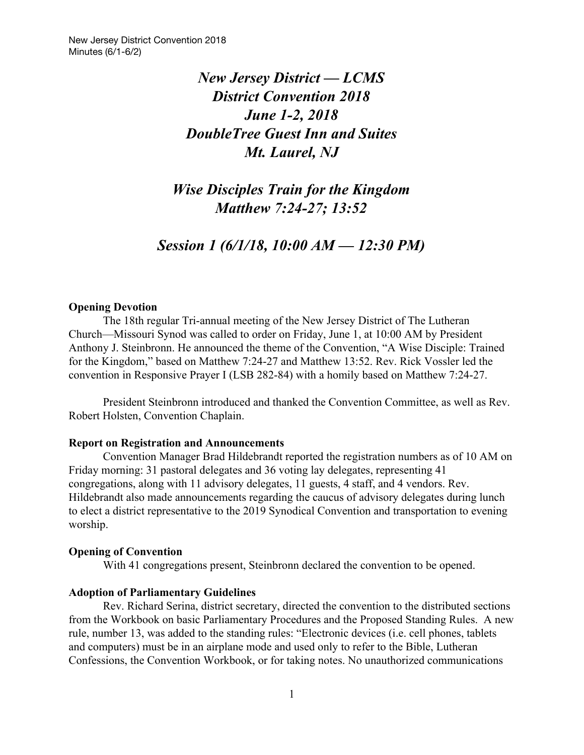# *New Jersey District — LCMS*
# *District Convention 2018*
# *June 1-2, 2018*
# *DoubleTree Guest Inn and Suites*
# *Mt. Laurel, NJ*

## *Wise Disciples Train for the Kingdom*
## *Matthew 7:24-27; 13:52*

## *Session 1 (6/1/18, 10:00 AM — 12:30 PM)*

**Opening Devotion**

The 18th regular Tri-annual meeting of the New Jersey District of The Lutheran Church—Missouri Synod was called to order on Friday, June 1, at 10:00 AM by President Anthony J. Steinbronn. He announced the theme of the Convention, "A Wise Disciple: Trained for the Kingdom," based on Matthew 7:24-27 and Matthew 13:52. Rev. Rick Vossler led the convention in Responsive Prayer I (LSB 282-84) with a homily based on Matthew 7:24-27.

President Steinbronn introduced and thanked the Convention Committee, as well as Rev. Robert Holsten, Convention Chaplain.

**Report on Registration and Announcements**

Convention Manager Brad Hildebrandt reported the registration numbers as of 10 AM on Friday morning: 31 pastoral delegates and 36 voting lay delegates, representing 41 congregations, along with 11 advisory delegates, 11 guests, 4 staff, and 4 vendors. Rev. Hildebrandt also made announcements regarding the caucus of advisory delegates during lunch to elect a district representative to the 2019 Synodical Convention and transportation to evening worship.

**Opening of Convention**

With 41 congregations present, Steinbronn declared the convention to be opened.

**Adoption of Parliamentary Guidelines**

Rev. Richard Serina, district secretary, directed the convention to the distributed sections from the Workbook on basic Parliamentary Procedures and the Proposed Standing Rules. A new rule, number 13, was added to the standing rules: "Electronic devices (i.e. cell phones, tablets and computers) must be in an airplane mode and used only to refer to the Bible, Lutheran Confessions, the Convention Workbook, or for taking notes. No unauthorized communications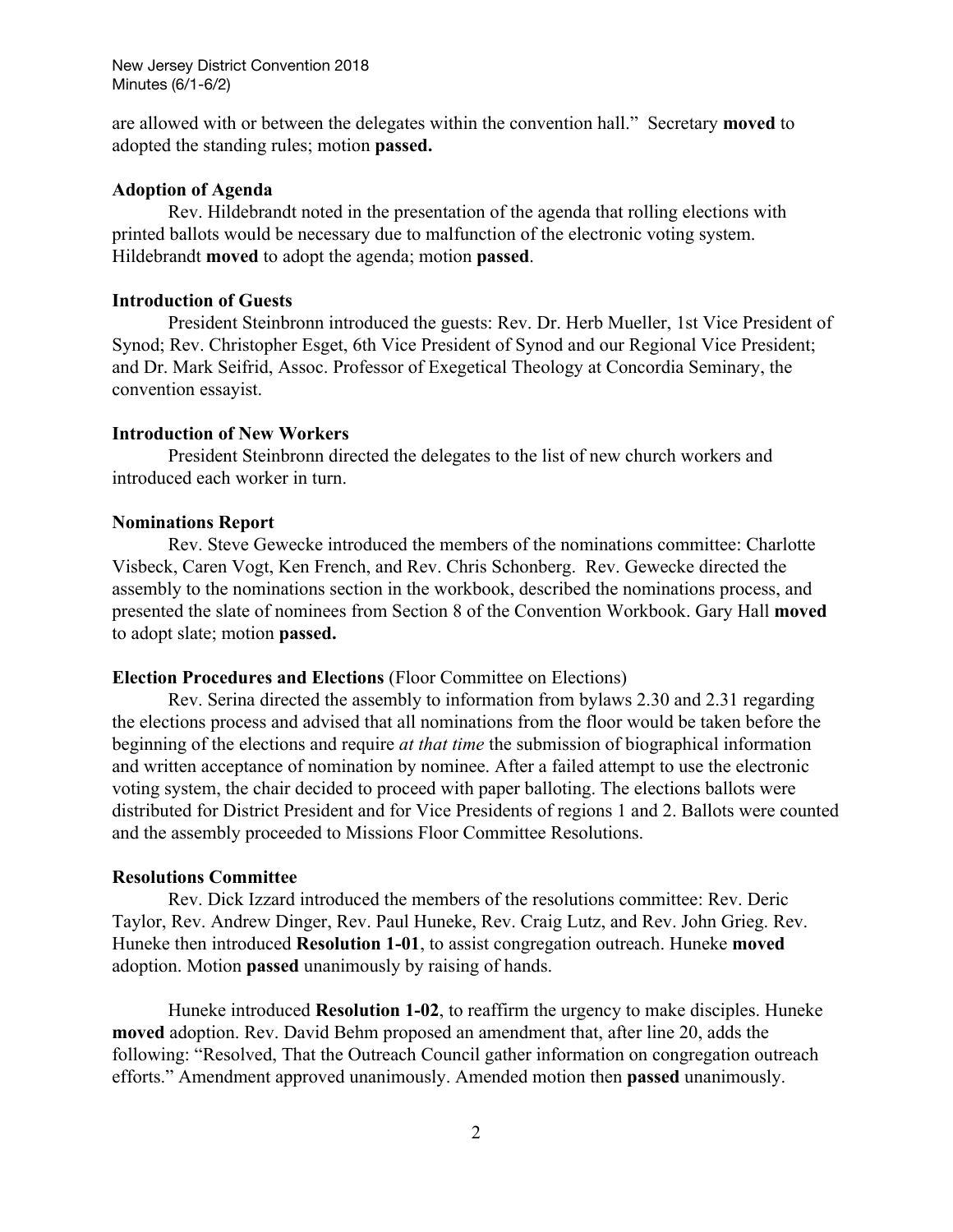are allowed with or between the delegates within the convention hall." Secretary **moved** to adopted the standing rules; motion **passed.**

**Adoption of Agenda**

Rev. Hildebrandt noted in the presentation of the agenda that rolling elections with printed ballots would be necessary due to malfunction of the electronic voting system. Hildebrandt **moved** to adopt the agenda; motion **passed**.

**Introduction of Guests**

President Steinbronn introduced the guests: Rev. Dr. Herb Mueller, 1st Vice President of Synod; Rev. Christopher Esget, 6th Vice President of Synod and our Regional Vice President; and Dr. Mark Seifrid, Assoc. Professor of Exegetical Theology at Concordia Seminary, the convention essayist.

**Introduction of New Workers**

President Steinbronn directed the delegates to the list of new church workers and introduced each worker in turn.

**Nominations Report**

Rev. Steve Gewecke introduced the members of the nominations committee: Charlotte Visbeck, Caren Vogt, Ken French, and Rev. Chris Schonberg. Rev. Gewecke directed the assembly to the nominations section in the workbook, described the nominations process, and presented the slate of nominees from Section 8 of the Convention Workbook. Gary Hall **moved** to adopt slate; motion **passed.**

**Election Procedures and Elections** (Floor Committee on Elections)

Rev. Serina directed the assembly to information from bylaws 2.30 and 2.31 regarding the elections process and advised that all nominations from the floor would be taken before the beginning of the elections and require *at that time* the submission of biographical information and written acceptance of nomination by nominee. After a failed attempt to use the electronic voting system, the chair decided to proceed with paper balloting. The elections ballots were distributed for District President and for Vice Presidents of regions 1 and 2. Ballots were counted and the assembly proceeded to Missions Floor Committee Resolutions.

**Resolutions Committee**

Rev. Dick Izzard introduced the members of the resolutions committee: Rev. Deric Taylor, Rev. Andrew Dinger, Rev. Paul Huneke, Rev. Craig Lutz, and Rev. John Grieg. Rev. Huneke then introduced **Resolution 1-01**, to assist congregation outreach. Huneke **moved** adoption. Motion **passed** unanimously by raising of hands.

Huneke introduced **Resolution 1-02**, to reaffirm the urgency to make disciples. Huneke **moved** adoption. Rev. David Behm proposed an amendment that, after line 20, adds the following: "Resolved, That the Outreach Council gather information on congregation outreach efforts." Amendment approved unanimously. Amended motion then **passed** unanimously.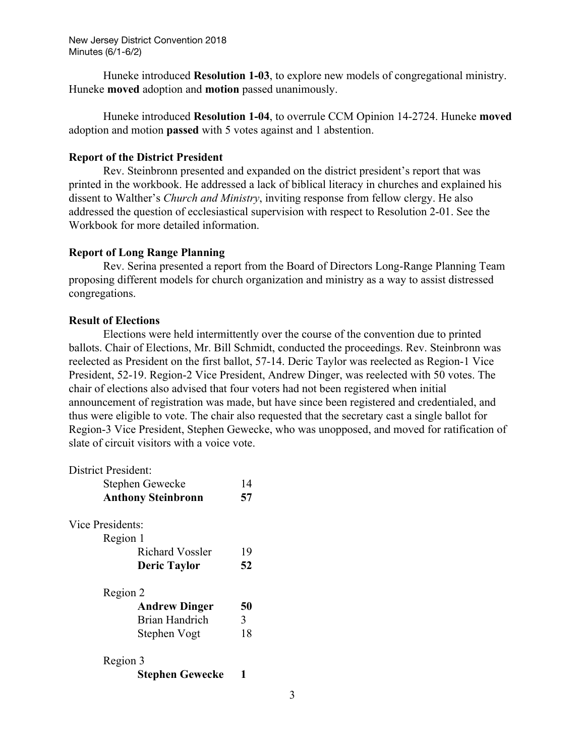Huneke introduced **Resolution 1-03**, to explore new models of congregational ministry. Huneke **moved** adoption and **motion** passed unanimously.

Huneke introduced **Resolution 1-04**, to overrule CCM Opinion 14-2724. Huneke **moved** adoption and motion **passed** with 5 votes against and 1 abstention.

**Report of the District President**

Rev. Steinbronn presented and expanded on the district president's report that was printed in the workbook. He addressed a lack of biblical literacy in churches and explained his dissent to Walther's *Church and Ministry*, inviting response from fellow clergy. He also addressed the question of ecclesiastical supervision with respect to Resolution 2-01. See the Workbook for more detailed information.

**Report of Long Range Planning**

Rev. Serina presented a report from the Board of Directors Long-Range Planning Team proposing different models for church organization and ministry as a way to assist distressed congregations.

**Result of Elections**

Elections were held intermittently over the course of the convention due to printed ballots. Chair of Elections, Mr. Bill Schmidt, conducted the proceedings. Rev. Steinbronn was reelected as President on the first ballot, 57-14. Deric Taylor was reelected as Region-1 Vice President, 52-19. Region-2 Vice President, Andrew Dinger, was reelected with 50 votes. The chair of elections also advised that four voters had not been registered when initial announcement of registration was made, but have since been registered and credentialed, and thus were eligible to vote. The chair also requested that the secretary cast a single ballot for Region-3 Vice President, Stephen Gewecke, who was unopposed, and moved for ratification of slate of circuit visitors with a voice vote.

District President:

| Candidate | Votes |
|---|---|
| Stephen Gewecke | 14 |
| **Anthony Steinbronn** | **57** |

Vice Presidents:

Region 1

| Candidate | Votes |
|---|---|
| Richard Vossler | 19 |
| **Deric Taylor** | **52** |

Region 2

| Candidate | Votes |
|---|---|
| **Andrew Dinger** | **50** |
| Brian Handrich | 3 |
| Stephen Vogt | 18 |

Region 3

| Candidate | Votes |
|---|---|
| **Stephen Gewecke** | **1** |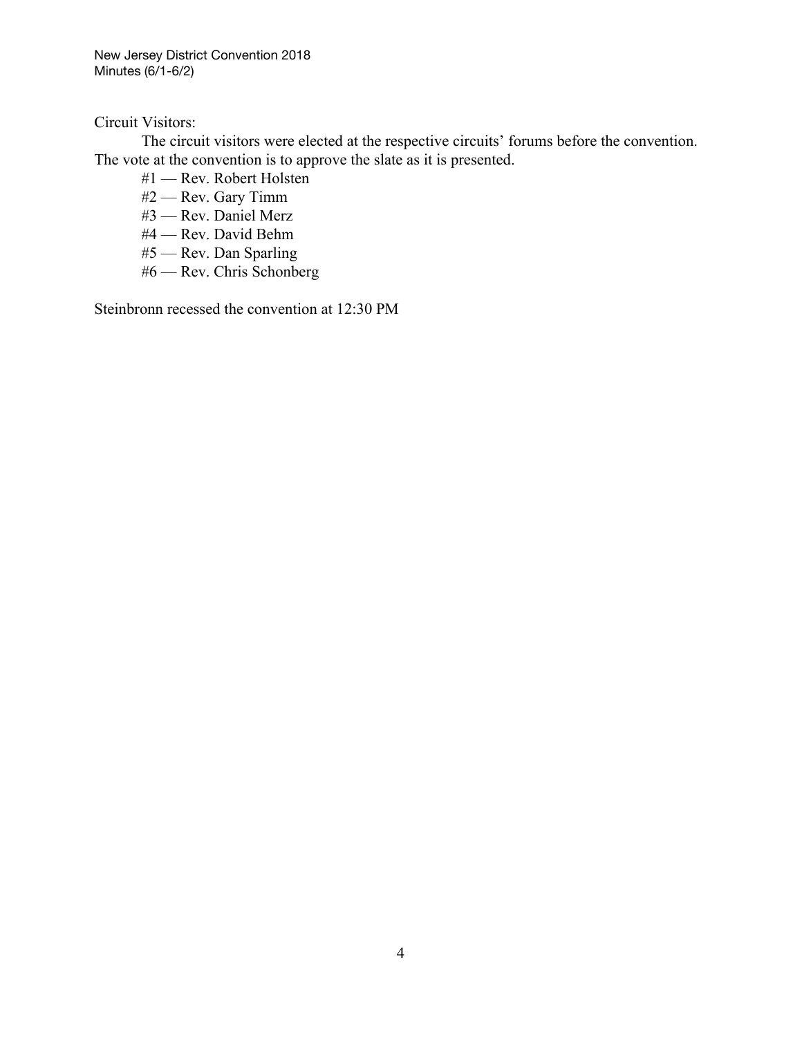Circuit Visitors:

The circuit visitors were elected at the respective circuits' forums before the convention. The vote at the convention is to approve the slate as it is presented.

#1 — Rev. Robert Holsten
#2 — Rev. Gary Timm
#3 — Rev. Daniel Merz
#4 — Rev. David Behm
#5 — Rev. Dan Sparling
#6 — Rev. Chris Schonberg

Steinbronn recessed the convention at 12:30 PM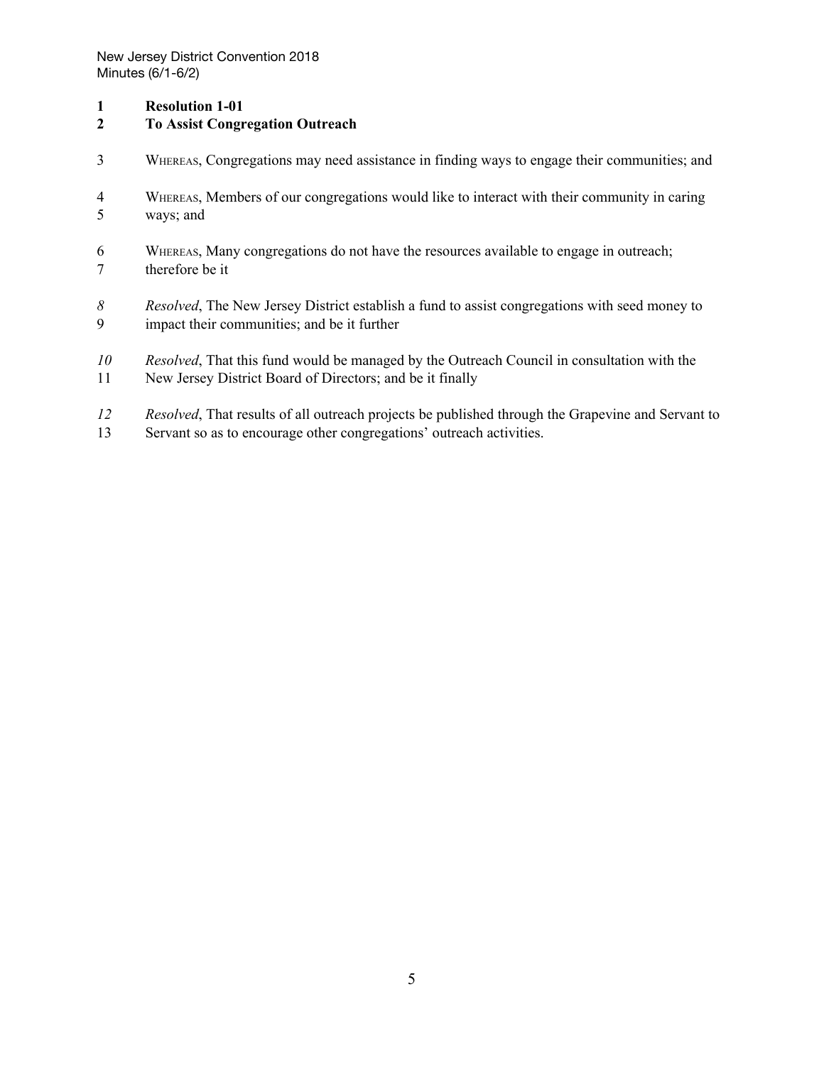**Resolution 1-01**
**To Assist Congregation Outreach**

WHEREAS, Congregations may need assistance in finding ways to engage their communities; and

WHEREAS, Members of our congregations would like to interact with their community in caring ways; and

WHEREAS, Many congregations do not have the resources available to engage in outreach; therefore be it

*Resolved*, The New Jersey District establish a fund to assist congregations with seed money to impact their communities; and be it further

*Resolved*, That this fund would be managed by the Outreach Council in consultation with the New Jersey District Board of Directors; and be it finally

*Resolved*, That results of all outreach projects be published through the Grapevine and Servant to Servant so as to encourage other congregations' outreach activities.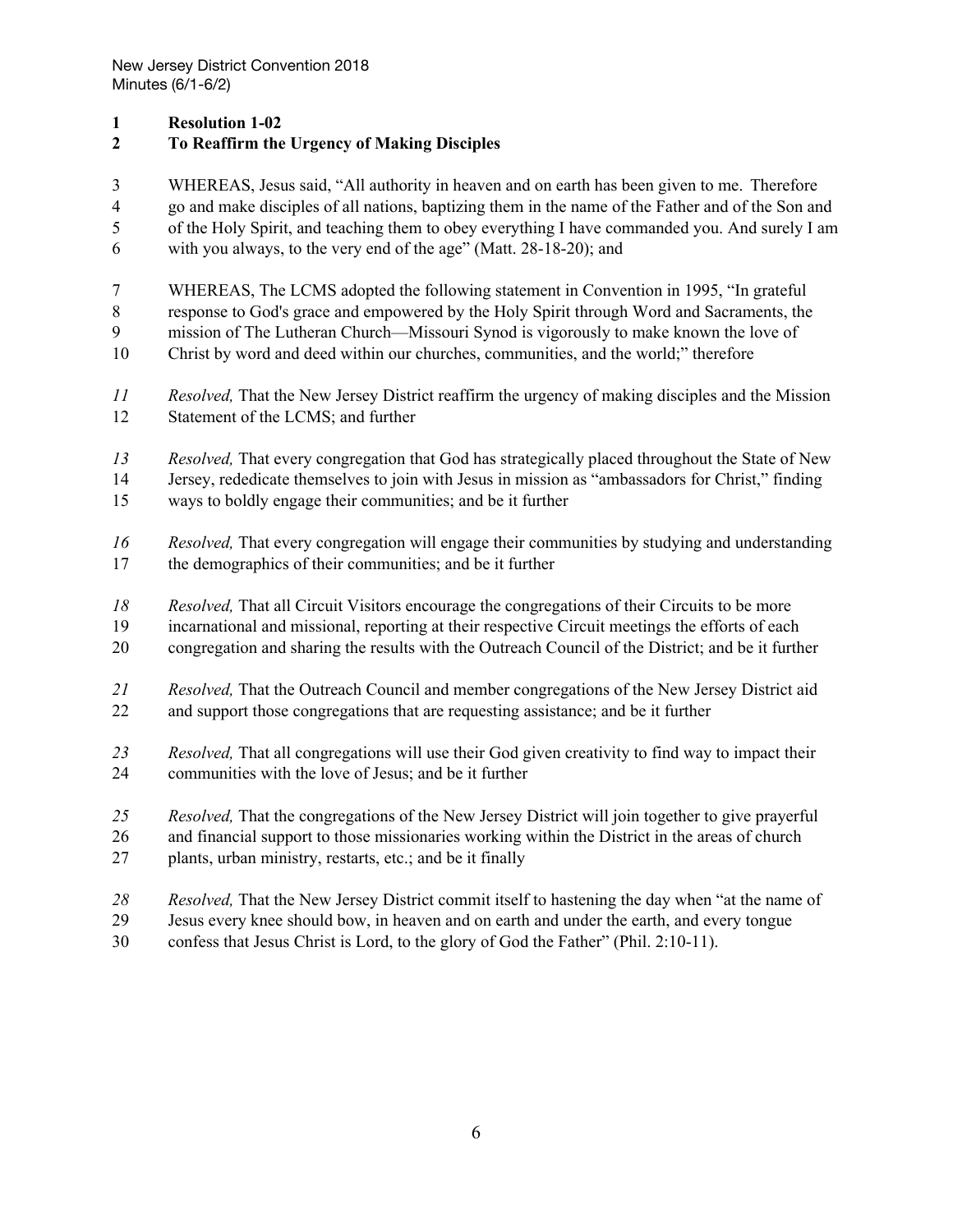**Resolution 1-02**

**To Reaffirm the Urgency of Making Disciples**

WHEREAS, Jesus said, "All authority in heaven and on earth has been given to me. Therefore go and make disciples of all nations, baptizing them in the name of the Father and of the Son and of the Holy Spirit, and teaching them to obey everything I have commanded you. And surely I am with you always, to the very end of the age" (Matt. 28-18-20); and

WHEREAS, The LCMS adopted the following statement in Convention in 1995, "In grateful response to God's grace and empowered by the Holy Spirit through Word and Sacraments, the mission of The Lutheran Church—Missouri Synod is vigorously to make known the love of Christ by word and deed within our churches, communities, and the world;" therefore

*Resolved,* That the New Jersey District reaffirm the urgency of making disciples and the Mission Statement of the LCMS; and further

*Resolved,* That every congregation that God has strategically placed throughout the State of New Jersey, rededicate themselves to join with Jesus in mission as "ambassadors for Christ," finding ways to boldly engage their communities; and be it further

*Resolved,* That every congregation will engage their communities by studying and understanding the demographics of their communities; and be it further

*Resolved,* That all Circuit Visitors encourage the congregations of their Circuits to be more incarnational and missional, reporting at their respective Circuit meetings the efforts of each congregation and sharing the results with the Outreach Council of the District; and be it further

*Resolved,* That the Outreach Council and member congregations of the New Jersey District aid and support those congregations that are requesting assistance; and be it further

*Resolved,* That all congregations will use their God given creativity to find way to impact their communities with the love of Jesus; and be it further

*Resolved,* That the congregations of the New Jersey District will join together to give prayerful and financial support to those missionaries working within the District in the areas of church plants, urban ministry, restarts, etc.; and be it finally

*Resolved,* That the New Jersey District commit itself to hastening the day when "at the name of Jesus every knee should bow, in heaven and on earth and under the earth, and every tongue confess that Jesus Christ is Lord, to the glory of God the Father" (Phil. 2:10-11).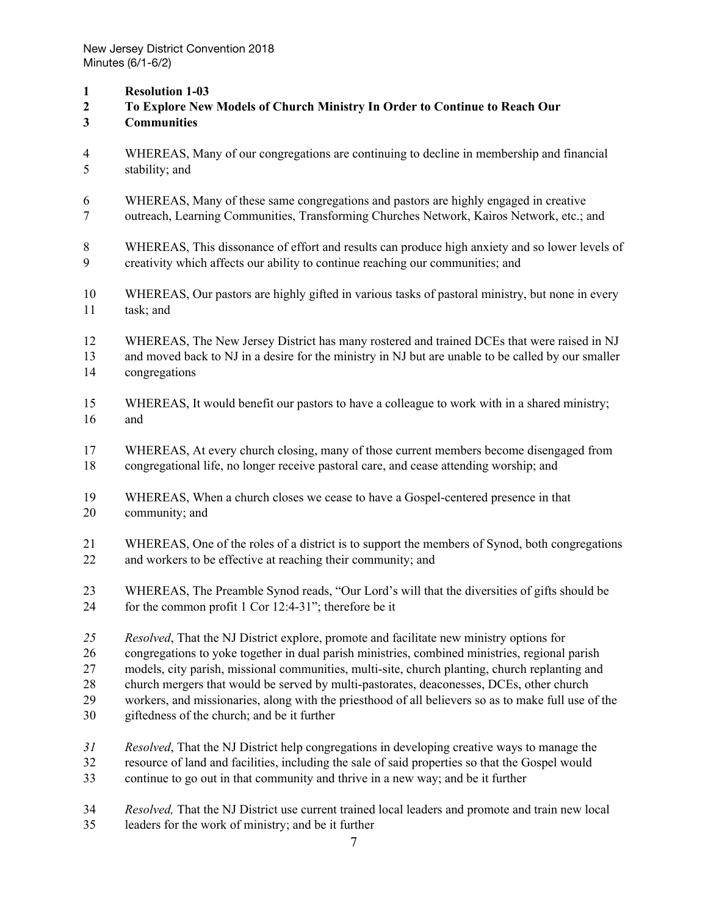**Resolution 1-03**
**To Explore New Models of Church Ministry In Order to Continue to Reach Our Communities**

WHEREAS, Many of our congregations are continuing to decline in membership and financial stability; and

WHEREAS, Many of these same congregations and pastors are highly engaged in creative outreach, Learning Communities, Transforming Churches Network, Kairos Network, etc.; and

WHEREAS, This dissonance of effort and results can produce high anxiety and so lower levels of creativity which affects our ability to continue reaching our communities; and

WHEREAS, Our pastors are highly gifted in various tasks of pastoral ministry, but none in every task; and

WHEREAS, The New Jersey District has many rostered and trained DCEs that were raised in NJ and moved back to NJ in a desire for the ministry in NJ but are unable to be called by our smaller congregations

WHEREAS, It would benefit our pastors to have a colleague to work with in a shared ministry; and

WHEREAS, At every church closing, many of those current members become disengaged from congregational life, no longer receive pastoral care, and cease attending worship; and

WHEREAS, When a church closes we cease to have a Gospel-centered presence in that community; and

WHEREAS, One of the roles of a district is to support the members of Synod, both congregations and workers to be effective at reaching their community; and

WHEREAS, The Preamble Synod reads, "Our Lord's will that the diversities of gifts should be for the common profit 1 Cor 12:4-31"; therefore be it

*Resolved*, That the NJ District explore, promote and facilitate new ministry options for congregations to yoke together in dual parish ministries, combined ministries, regional parish models, city parish, missional communities, multi-site, church planting, church replanting and church mergers that would be served by multi-pastorates, deaconesses, DCEs, other church workers, and missionaries, along with the priesthood of all believers so as to make full use of the giftedness of the church; and be it further

*Resolved*, That the NJ District help congregations in developing creative ways to manage the resource of land and facilities, including the sale of said properties so that the Gospel would continue to go out in that community and thrive in a new way; and be it further

*Resolved,* That the NJ District use current trained local leaders and promote and train new local leaders for the work of ministry; and be it further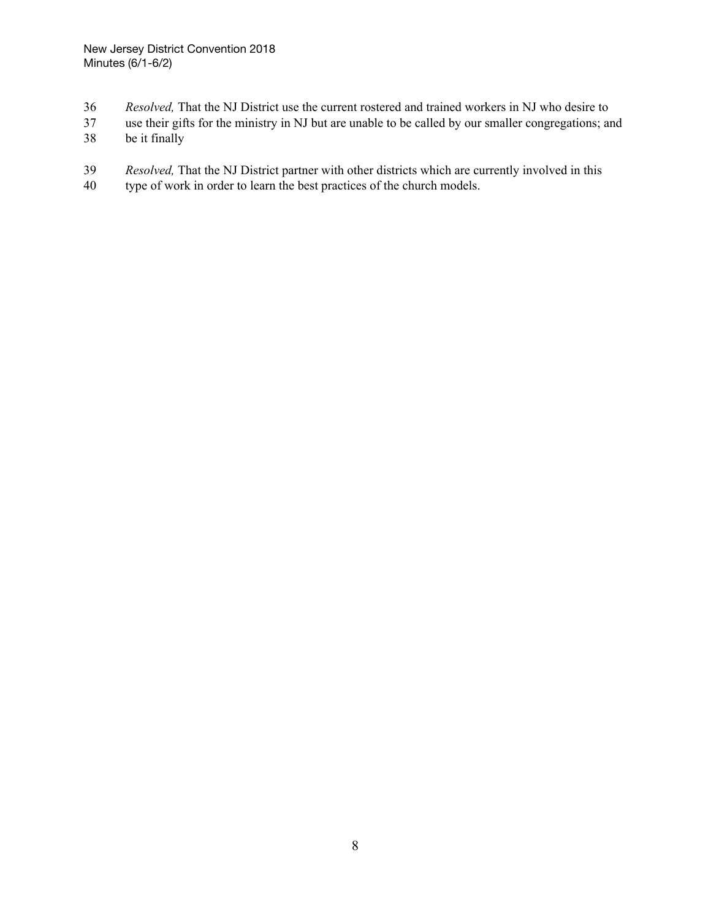*Resolved,* That the NJ District use the current rostered and trained workers in NJ who desire to use their gifts for the ministry in NJ but are unable to be called by our smaller congregations; and be it finally

*Resolved,* That the NJ District partner with other districts which are currently involved in this type of work in order to learn the best practices of the church models.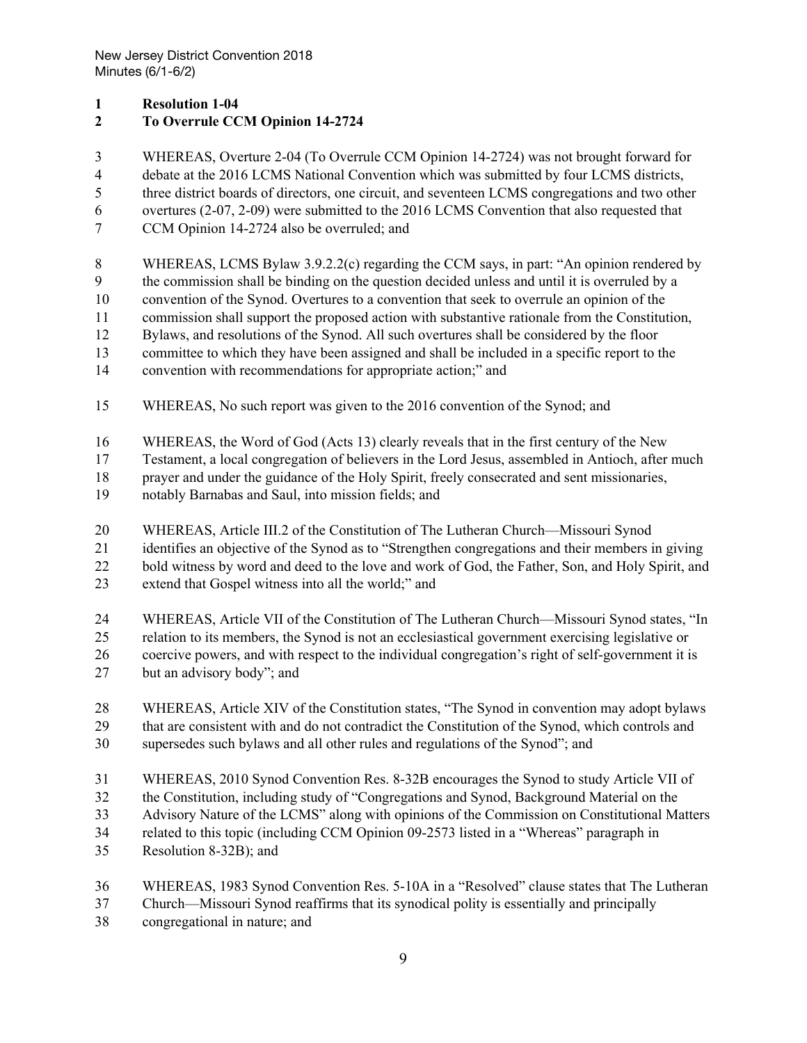**Resolution 1-04**
**To Overrule CCM Opinion 14-2724**

WHEREAS, Overture 2-04 (To Overrule CCM Opinion 14-2724) was not brought forward for debate at the 2016 LCMS National Convention which was submitted by four LCMS districts, three district boards of directors, one circuit, and seventeen LCMS congregations and two other overtures (2-07, 2-09) were submitted to the 2016 LCMS Convention that also requested that CCM Opinion 14-2724 also be overruled; and

WHEREAS, LCMS Bylaw 3.9.2.2(c) regarding the CCM says, in part: "An opinion rendered by the commission shall be binding on the question decided unless and until it is overruled by a convention of the Synod. Overtures to a convention that seek to overrule an opinion of the commission shall support the proposed action with substantive rationale from the Constitution, Bylaws, and resolutions of the Synod. All such overtures shall be considered by the floor committee to which they have been assigned and shall be included in a specific report to the convention with recommendations for appropriate action;" and

WHEREAS, No such report was given to the 2016 convention of the Synod; and

WHEREAS, the Word of God (Acts 13) clearly reveals that in the first century of the New Testament, a local congregation of believers in the Lord Jesus, assembled in Antioch, after much prayer and under the guidance of the Holy Spirit, freely consecrated and sent missionaries, notably Barnabas and Saul, into mission fields; and

WHEREAS, Article III.2 of the Constitution of The Lutheran Church—Missouri Synod identifies an objective of the Synod as to "Strengthen congregations and their members in giving bold witness by word and deed to the love and work of God, the Father, Son, and Holy Spirit, and extend that Gospel witness into all the world;" and

WHEREAS, Article VII of the Constitution of The Lutheran Church—Missouri Synod states, "In relation to its members, the Synod is not an ecclesiastical government exercising legislative or coercive powers, and with respect to the individual congregation's right of self-government it is but an advisory body"; and

WHEREAS, Article XIV of the Constitution states, "The Synod in convention may adopt bylaws that are consistent with and do not contradict the Constitution of the Synod, which controls and supersedes such bylaws and all other rules and regulations of the Synod"; and

WHEREAS, 2010 Synod Convention Res. 8-32B encourages the Synod to study Article VII of the Constitution, including study of "Congregations and Synod, Background Material on the Advisory Nature of the LCMS" along with opinions of the Commission on Constitutional Matters related to this topic (including CCM Opinion 09-2573 listed in a "Whereas" paragraph in Resolution 8-32B); and

WHEREAS, 1983 Synod Convention Res. 5-10A in a "Resolved" clause states that The Lutheran Church—Missouri Synod reaffirms that its synodical polity is essentially and principally congregational in nature; and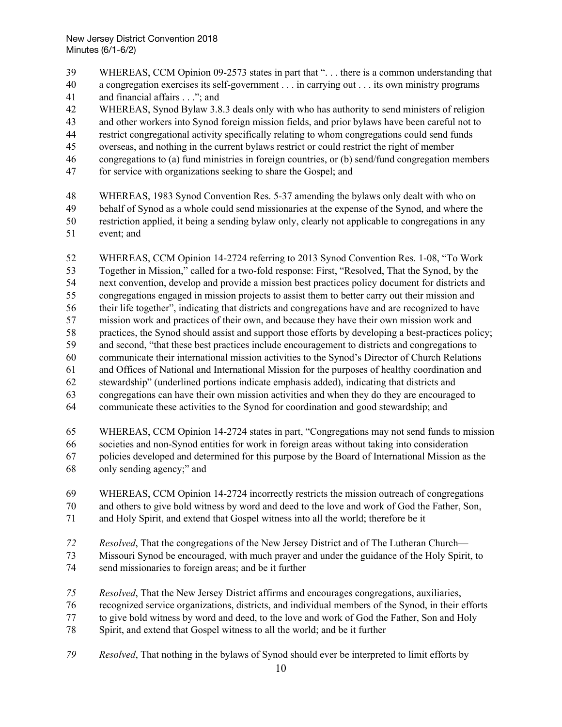WHEREAS, CCM Opinion 09-2573 states in part that ". . . there is a common understanding that a congregation exercises its self-government . . . in carrying out . . . its own ministry programs and financial affairs . . ."; and

WHEREAS, Synod Bylaw 3.8.3 deals only with who has authority to send ministers of religion and other workers into Synod foreign mission fields, and prior bylaws have been careful not to restrict congregational activity specifically relating to whom congregations could send funds overseas, and nothing in the current bylaws restrict or could restrict the right of member congregations to (a) fund ministries in foreign countries, or (b) send/fund congregation members for service with organizations seeking to share the Gospel; and

WHEREAS, 1983 Synod Convention Res. 5-37 amending the bylaws only dealt with who on behalf of Synod as a whole could send missionaries at the expense of the Synod, and where the restriction applied, it being a sending bylaw only, clearly not applicable to congregations in any event; and

WHEREAS, CCM Opinion 14-2724 referring to 2013 Synod Convention Res. 1-08, "To Work Together in Mission," called for a two-fold response: First, "Resolved, That the Synod, by the next convention, develop and provide a mission best practices policy document for districts and congregations engaged in mission projects to assist them to better carry out their mission and their life together", indicating that districts and congregations have and are recognized to have mission work and practices of their own, and because they have their own mission work and practices, the Synod should assist and support those efforts by developing a best-practices policy; and second, "that these best practices include encouragement to districts and congregations to communicate their international mission activities to the Synod's Director of Church Relations and Offices of National and International Mission for the purposes of healthy coordination and stewardship" (underlined portions indicate emphasis added), indicating that districts and congregations can have their own mission activities and when they do they are encouraged to communicate these activities to the Synod for coordination and good stewardship; and

WHEREAS, CCM Opinion 14-2724 states in part, "Congregations may not send funds to mission societies and non-Synod entities for work in foreign areas without taking into consideration policies developed and determined for this purpose by the Board of International Mission as the only sending agency;" and

WHEREAS, CCM Opinion 14-2724 incorrectly restricts the mission outreach of congregations and others to give bold witness by word and deed to the love and work of God the Father, Son, and Holy Spirit, and extend that Gospel witness into all the world; therefore be it

*Resolved*, That the congregations of the New Jersey District and of The Lutheran Church—Missouri Synod be encouraged, with much prayer and under the guidance of the Holy Spirit, to send missionaries to foreign areas; and be it further

*Resolved*, That the New Jersey District affirms and encourages congregations, auxiliaries, recognized service organizations, districts, and individual members of the Synod, in their efforts to give bold witness by word and deed, to the love and work of God the Father, Son and Holy Spirit, and extend that Gospel witness to all the world; and be it further

*Resolved*, That nothing in the bylaws of Synod should ever be interpreted to limit efforts by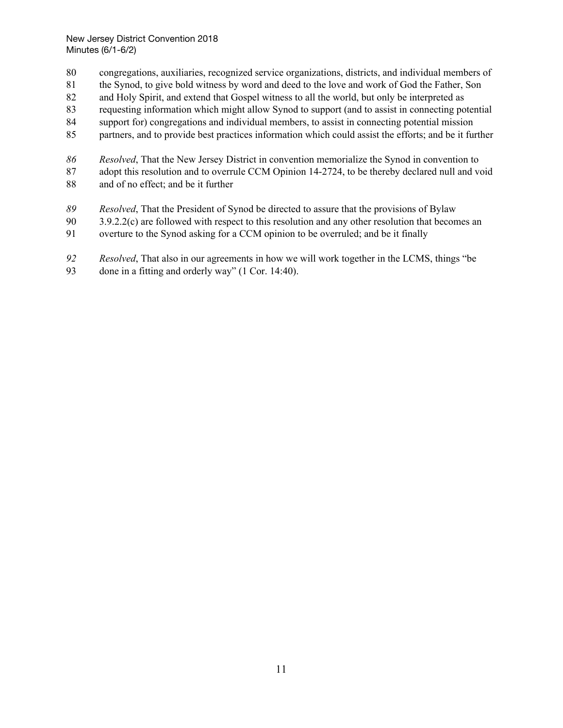congregations, auxiliaries, recognized service organizations, districts, and individual members of the Synod, to give bold witness by word and deed to the love and work of God the Father, Son and Holy Spirit, and extend that Gospel witness to all the world, but only be interpreted as requesting information which might allow Synod to support (and to assist in connecting potential support for) congregations and individual members, to assist in connecting potential mission partners, and to provide best practices information which could assist the efforts; and be it further

*Resolved*, That the New Jersey District in convention memorialize the Synod in convention to adopt this resolution and to overrule CCM Opinion 14-2724, to be thereby declared null and void and of no effect; and be it further

*Resolved*, That the President of Synod be directed to assure that the provisions of Bylaw 3.9.2.2(c) are followed with respect to this resolution and any other resolution that becomes an overture to the Synod asking for a CCM opinion to be overruled; and be it finally

*Resolved*, That also in our agreements in how we will work together in the LCMS, things "be done in a fitting and orderly way" (1 Cor. 14:40).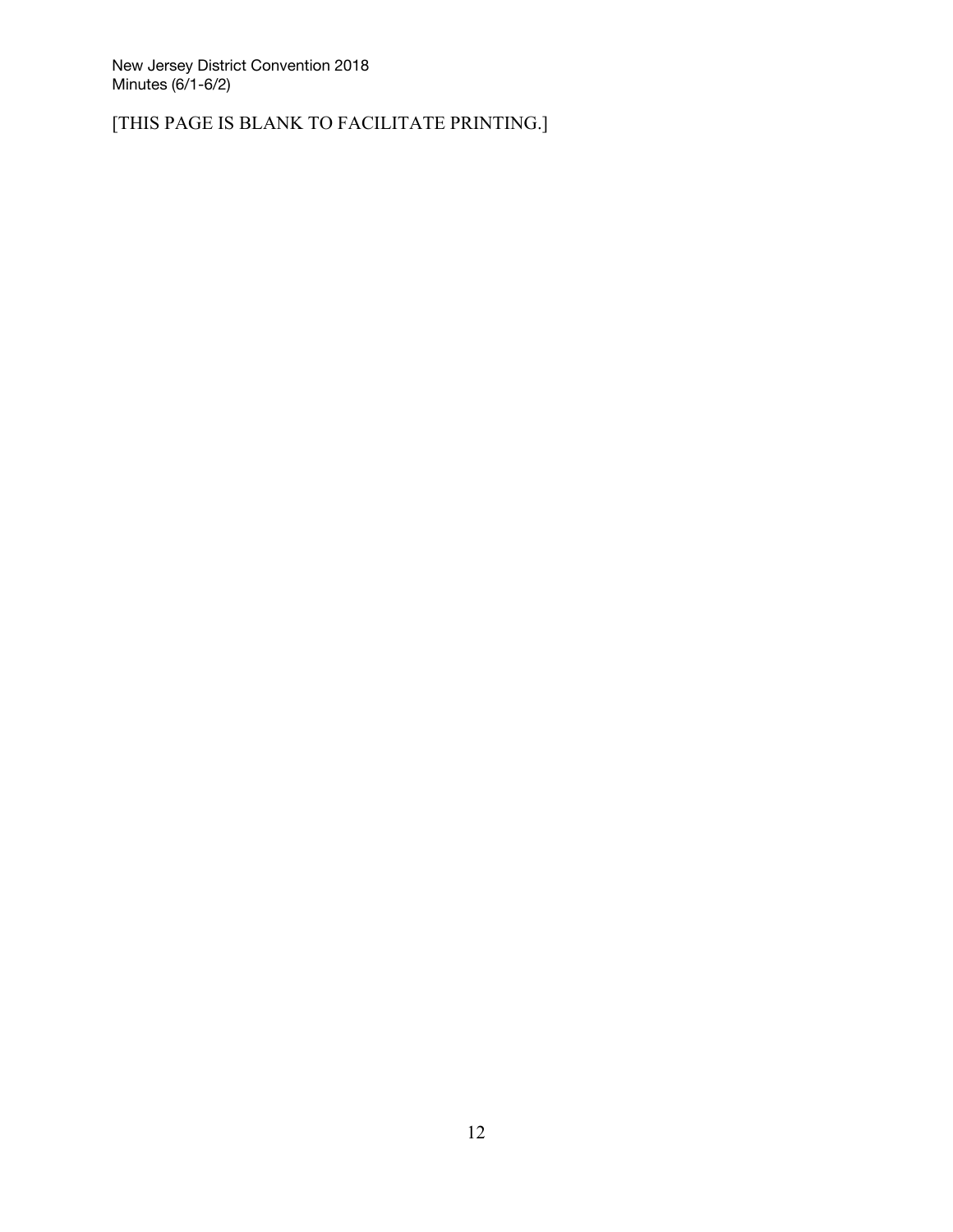[THIS PAGE IS BLANK TO FACILITATE PRINTING.]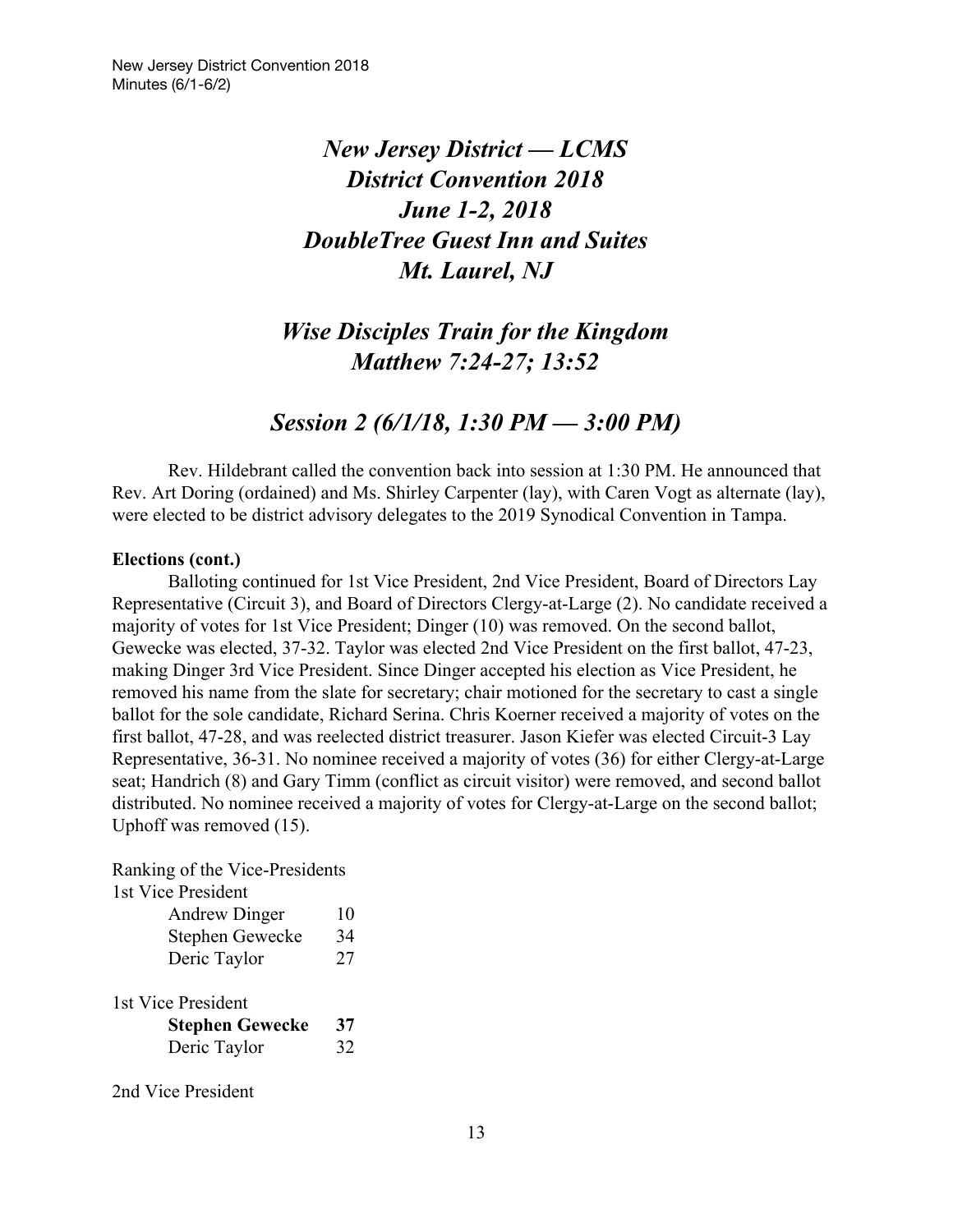# *New Jersey District — LCMS*
# *District Convention 2018*
# *June 1-2, 2018*
# *DoubleTree Guest Inn and Suites*
# *Mt. Laurel, NJ*

## *Wise Disciples Train for the Kingdom*
## *Matthew 7:24-27; 13:52*

## *Session 2 (6/1/18, 1:30 PM — 3:00 PM)*

Rev. Hildebrant called the convention back into session at 1:30 PM. He announced that Rev. Art Doring (ordained) and Ms. Shirley Carpenter (lay), with Caren Vogt as alternate (lay), were elected to be district advisory delegates to the 2019 Synodical Convention in Tampa.

**Elections (cont.)**

Balloting continued for 1st Vice President, 2nd Vice President, Board of Directors Lay Representative (Circuit 3), and Board of Directors Clergy-at-Large (2). No candidate received a majority of votes for 1st Vice President; Dinger (10) was removed. On the second ballot, Gewecke was elected, 37-32. Taylor was elected 2nd Vice President on the first ballot, 47-23, making Dinger 3rd Vice President. Since Dinger accepted his election as Vice President, he removed his name from the slate for secretary; chair motioned for the secretary to cast a single ballot for the sole candidate, Richard Serina. Chris Koerner received a majority of votes on the first ballot, 47-28, and was reelected district treasurer. Jason Kiefer was elected Circuit-3 Lay Representative, 36-31. No nominee received a majority of votes (36) for either Clergy-at-Large seat; Handrich (8) and Gary Timm (conflict as circuit visitor) were removed, and second ballot distributed. No nominee received a majority of votes for Clergy-at-Large on the second ballot; Uphoff was removed (15).

Ranking of the Vice-Presidents

1st Vice President

| | |
|---|---|
| Andrew Dinger | 10 |
| Stephen Gewecke | 34 |
| Deric Taylor | 27 |

1st Vice President

| | |
|---|---|
| **Stephen Gewecke** | **37** |
| Deric Taylor | 32 |

2nd Vice President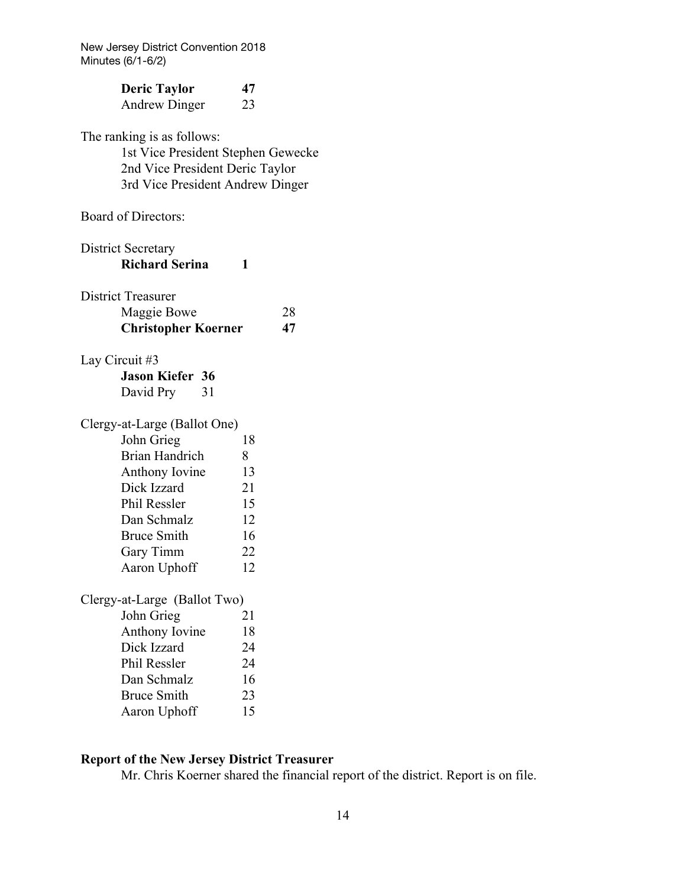**Deric Taylor** **47**
Andrew Dinger 23

The ranking is as follows:

1st Vice President Stephen Gewecke
2nd Vice President Deric Taylor
3rd Vice President Andrew Dinger

Board of Directors:

District Secretary

**Richard Serina** **1**

District Treasurer

Maggie Bowe 28
**Christopher Koerner** **47**

Lay Circuit #3

**Jason Kiefer** **36**
David Pry 31

Clergy-at-Large (Ballot One)

| | |
|---|---|
| John Grieg | 18 |
| Brian Handrich | 8 |
| Anthony Iovine | 13 |
| Dick Izzard | 21 |
| Phil Ressler | 15 |
| Dan Schmalz | 12 |
| Bruce Smith | 16 |
| Gary Timm | 22 |
| Aaron Uphoff | 12 |

Clergy-at-Large (Ballot Two)

| | |
|---|---|
| John Grieg | 21 |
| Anthony Iovine | 18 |
| Dick Izzard | 24 |
| Phil Ressler | 24 |
| Dan Schmalz | 16 |
| Bruce Smith | 23 |
| Aaron Uphoff | 15 |

**Report of the New Jersey District Treasurer**

Mr. Chris Koerner shared the financial report of the district. Report is on file.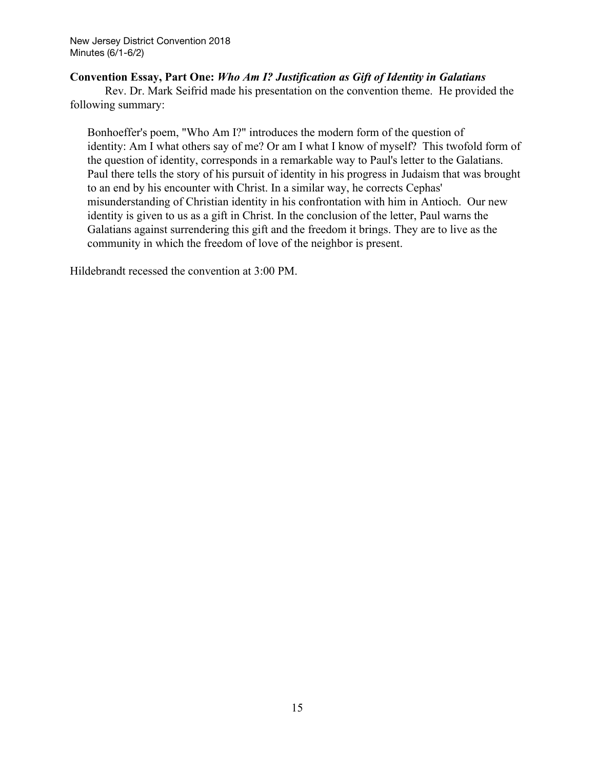**Convention Essay, Part One:** ***Who Am I? Justification as Gift of Identity in Galatians***

Rev. Dr. Mark Seifrid made his presentation on the convention theme. He provided the following summary:

> Bonhoeffer's poem, "Who Am I?" introduces the modern form of the question of identity: Am I what others say of me? Or am I what I know of myself? This twofold form of the question of identity, corresponds in a remarkable way to Paul's letter to the Galatians. Paul there tells the story of his pursuit of identity in his progress in Judaism that was brought to an end by his encounter with Christ. In a similar way, he corrects Cephas' misunderstanding of Christian identity in his confrontation with him in Antioch. Our new identity is given to us as a gift in Christ. In the conclusion of the letter, Paul warns the Galatians against surrendering this gift and the freedom it brings. They are to live as the community in which the freedom of love of the neighbor is present.

Hildebrandt recessed the convention at 3:00 PM.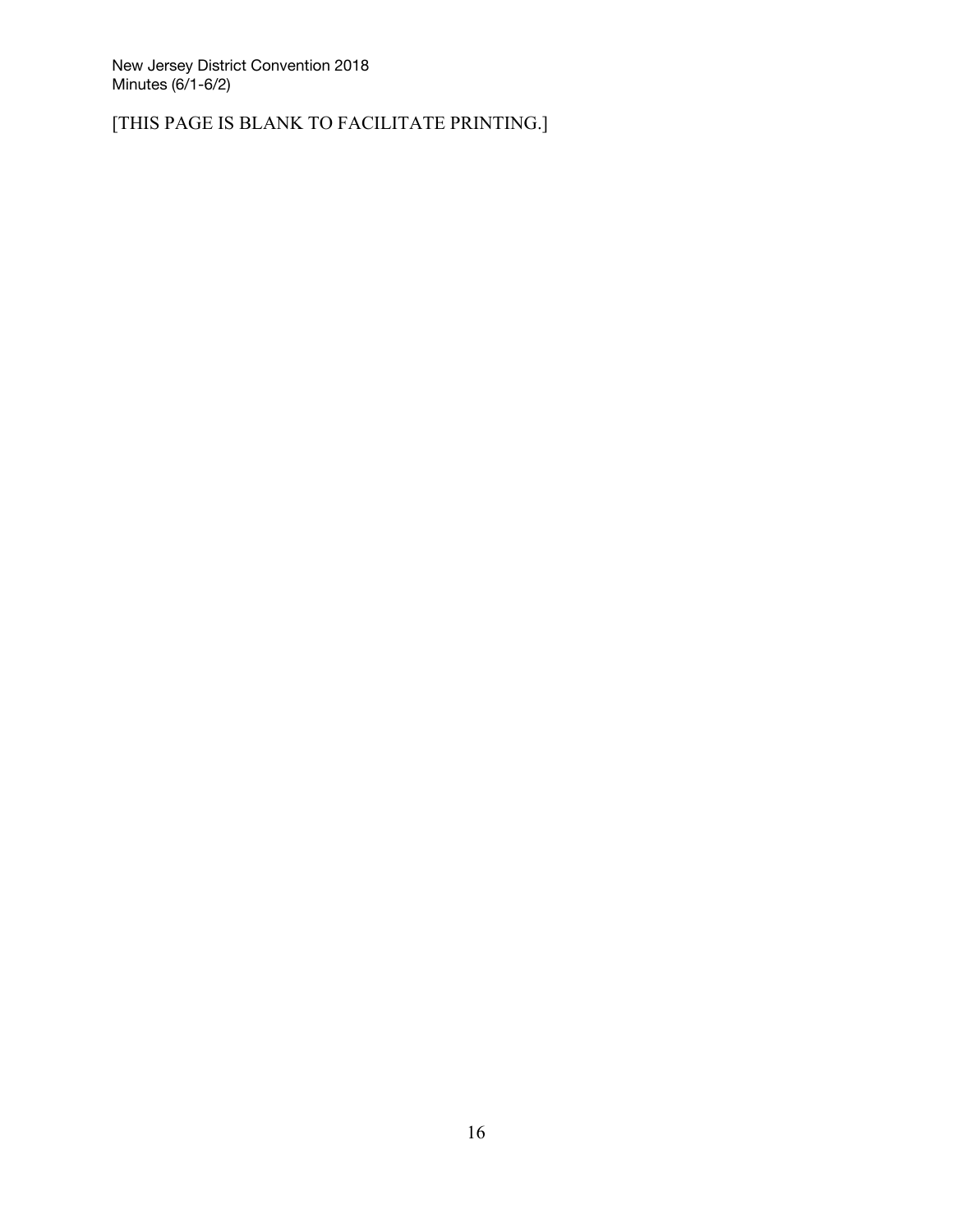[THIS PAGE IS BLANK TO FACILITATE PRINTING.]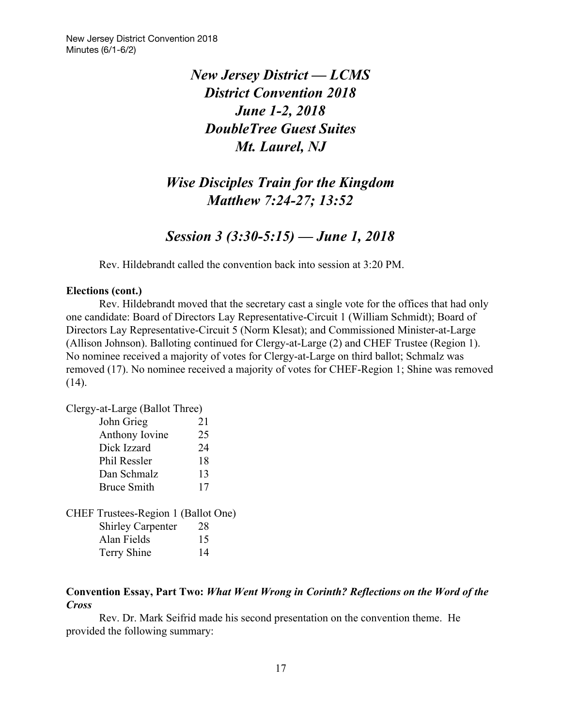# *New Jersey District — LCMS District Convention 2018 June 1-2, 2018 DoubleTree Guest Suites Mt. Laurel, NJ*

## *Wise Disciples Train for the Kingdom Matthew 7:24-27; 13:52*

## *Session 3 (3:30-5:15) — June 1, 2018*

Rev. Hildebrandt called the convention back into session at 3:20 PM.

**Elections (cont.)**

Rev. Hildebrandt moved that the secretary cast a single vote for the offices that had only one candidate: Board of Directors Lay Representative-Circuit 1 (William Schmidt); Board of Directors Lay Representative-Circuit 5 (Norm Klesat); and Commissioned Minister-at-Large (Allison Johnson). Balloting continued for Clergy-at-Large (2) and CHEF Trustee (Region 1). No nominee received a majority of votes for Clergy-at-Large on third ballot; Schmalz was removed (17). No nominee received a majority of votes for CHEF-Region 1; Shine was removed (14).

Clergy-at-Large (Ballot Three)

| | |
|---|---|
| John Grieg | 21 |
| Anthony Iovine | 25 |
| Dick Izzard | 24 |
| Phil Ressler | 18 |
| Dan Schmalz | 13 |
| Bruce Smith | 17 |

CHEF Trustees-Region 1 (Ballot One)

| | |
|---|---|
| Shirley Carpenter | 28 |
| Alan Fields | 15 |
| Terry Shine | 14 |

**Convention Essay, Part Two:** ***What Went Wrong in Corinth? Reflections on the Word of the Cross***

Rev. Dr. Mark Seifrid made his second presentation on the convention theme. He provided the following summary: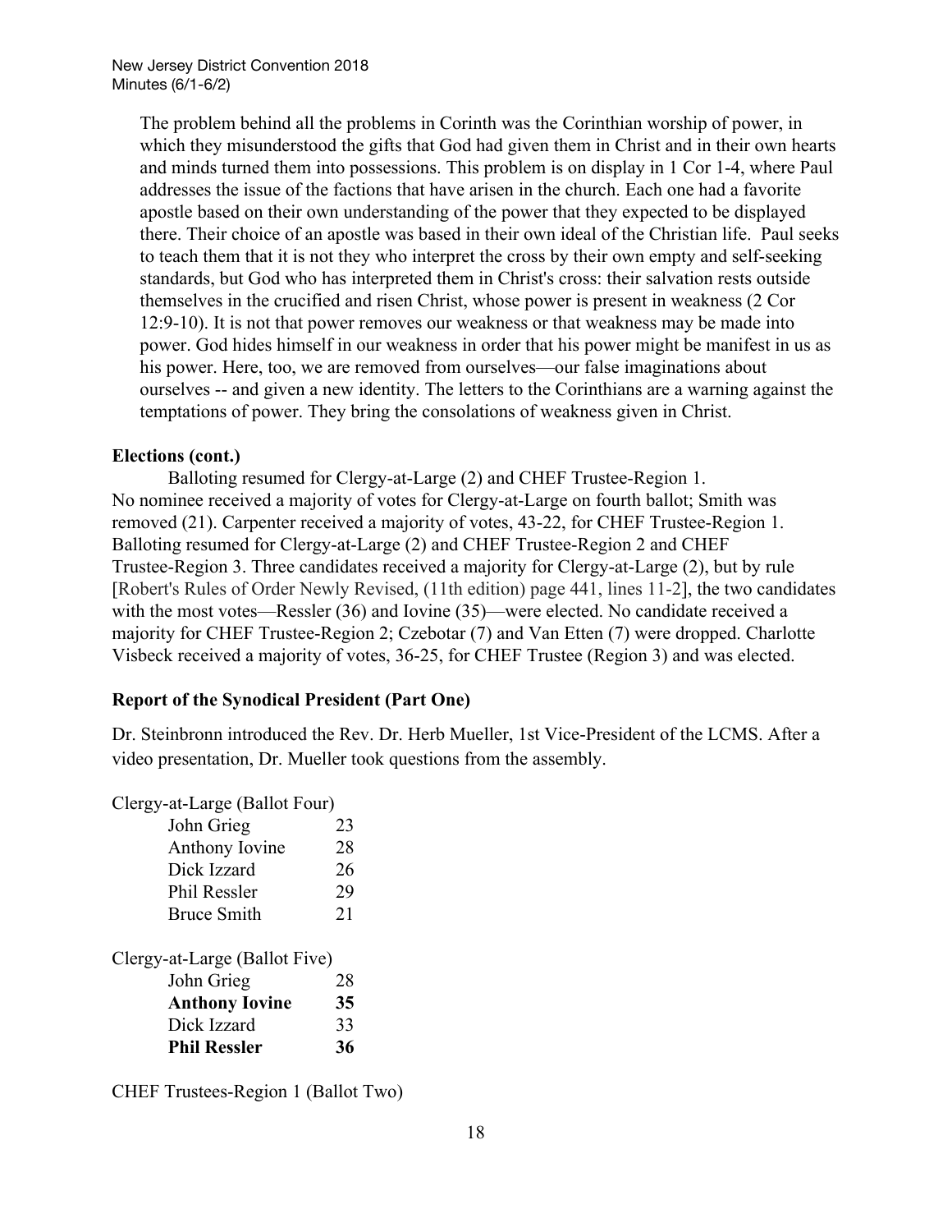The problem behind all the problems in Corinth was the Corinthian worship of power, in which they misunderstood the gifts that God had given them in Christ and in their own hearts and minds turned them into possessions. This problem is on display in 1 Cor 1-4, where Paul addresses the issue of the factions that have arisen in the church. Each one had a favorite apostle based on their own understanding of the power that they expected to be displayed there. Their choice of an apostle was based in their own ideal of the Christian life. Paul seeks to teach them that it is not they who interpret the cross by their own empty and self-seeking standards, but God who has interpreted them in Christ's cross: their salvation rests outside themselves in the crucified and risen Christ, whose power is present in weakness (2 Cor 12:9-10). It is not that power removes our weakness or that weakness may be made into power. God hides himself in our weakness in order that his power might be manifest in us as his power. Here, too, we are removed from ourselves—our false imaginations about ourselves -- and given a new identity. The letters to the Corinthians are a warning against the temptations of power. They bring the consolations of weakness given in Christ.

**Elections (cont.)**

Balloting resumed for Clergy-at-Large (2) and CHEF Trustee-Region 1. No nominee received a majority of votes for Clergy-at-Large on fourth ballot; Smith was removed (21). Carpenter received a majority of votes, 43-22, for CHEF Trustee-Region 1. Balloting resumed for Clergy-at-Large (2) and CHEF Trustee-Region 2 and CHEF Trustee-Region 3. Three candidates received a majority for Clergy-at-Large (2), but by rule [Robert's Rules of Order Newly Revised, (11th edition) page 441, lines 11-2], the two candidates with the most votes—Ressler (36) and Iovine (35)—were elected. No candidate received a majority for CHEF Trustee-Region 2; Czebotar (7) and Van Etten (7) were dropped. Charlotte Visbeck received a majority of votes, 36-25, for CHEF Trustee (Region 3) and was elected.

**Report of the Synodical President (Part One)**

Dr. Steinbronn introduced the Rev. Dr. Herb Mueller, 1st Vice-President of the LCMS. After a video presentation, Dr. Mueller took questions from the assembly.

Clergy-at-Large (Ballot Four)

| | |
|---|---|
| John Grieg | 23 |
| Anthony Iovine | 28 |
| Dick Izzard | 26 |
| Phil Ressler | 29 |
| Bruce Smith | 21 |

Clergy-at-Large (Ballot Five)

| | |
|---|---|
| John Grieg | 28 |
| **Anthony Iovine** | **35** |
| Dick Izzard | 33 |
| **Phil Ressler** | **36** |

CHEF Trustees-Region 1 (Ballot Two)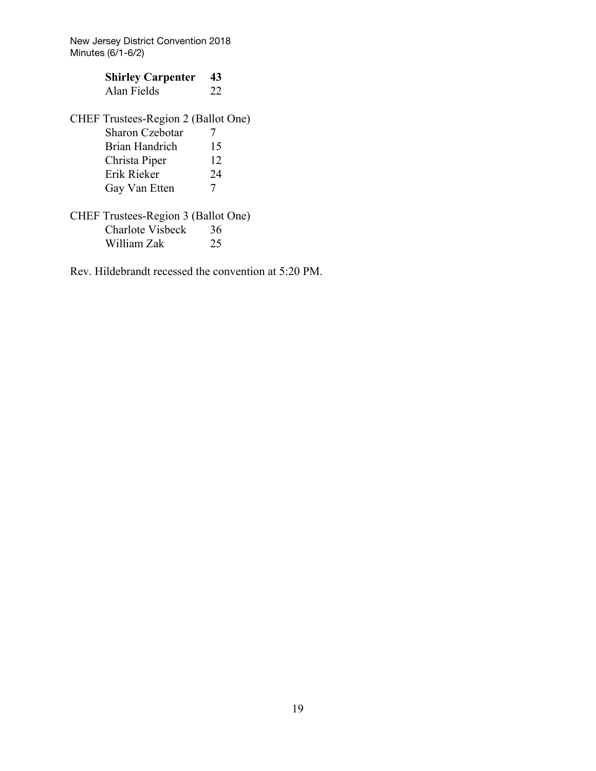| | |
|---|---|
| **Shirley Carpenter** | **43** |
| Alan Fields | 22 |

CHEF Trustees-Region 2 (Ballot One)

| | |
|---|---|
| Sharon Czebotar | 7 |
| Brian Handrich | 15 |
| Christa Piper | 12 |
| Erik Rieker | 24 |
| Gay Van Etten | 7 |

CHEF Trustees-Region 3 (Ballot One)

| | |
|---|---|
| Charlote Visbeck | 36 |
| William Zak | 25 |

Rev. Hildebrandt recessed the convention at 5:20 PM.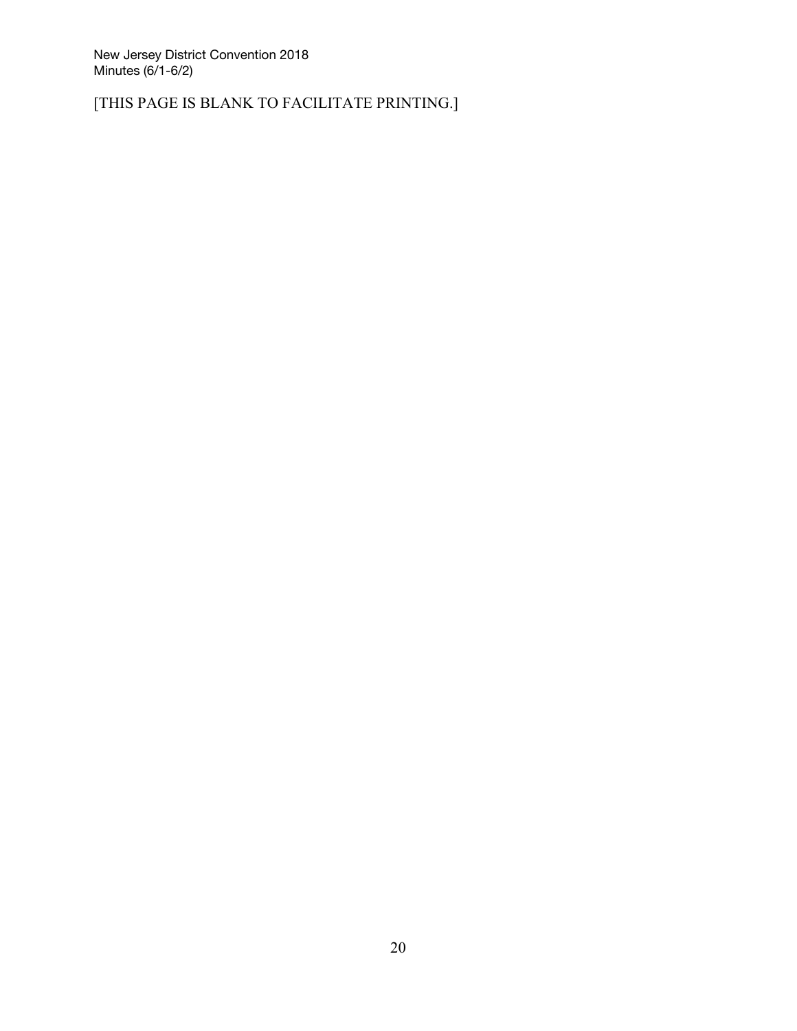[THIS PAGE IS BLANK TO FACILITATE PRINTING.]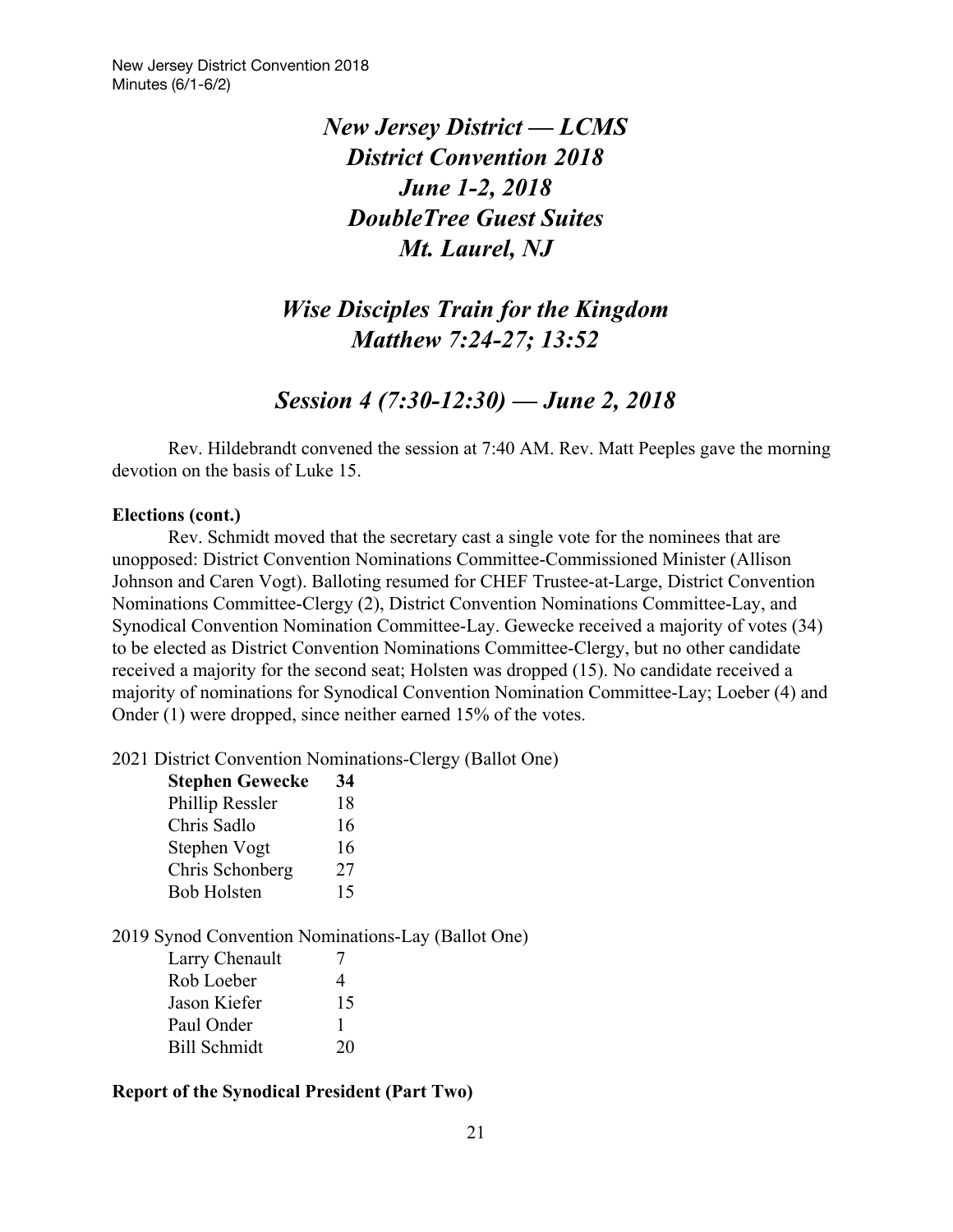# *New Jersey District — LCMS*
# *District Convention 2018*
# *June 1-2, 2018*
# *DoubleTree Guest Suites*
# *Mt. Laurel, NJ*

## *Wise Disciples Train for the Kingdom*
## *Matthew 7:24-27; 13:52*

## *Session 4 (7:30-12:30) — June 2, 2018*

Rev. Hildebrandt convened the session at 7:40 AM. Rev. Matt Peeples gave the morning devotion on the basis of Luke 15.

**Elections (cont.)**

Rev. Schmidt moved that the secretary cast a single vote for the nominees that are unopposed: District Convention Nominations Committee-Commissioned Minister (Allison Johnson and Caren Vogt). Balloting resumed for CHEF Trustee-at-Large, District Convention Nominations Committee-Clergy (2), District Convention Nominations Committee-Lay, and Synodical Convention Nomination Committee-Lay. Gewecke received a majority of votes (34) to be elected as District Convention Nominations Committee-Clergy, but no other candidate received a majority for the second seat; Holsten was dropped (15). No candidate received a majority of nominations for Synodical Convention Nomination Committee-Lay; Loeber (4) and Onder (1) were dropped, since neither earned 15% of the votes.

2021 District Convention Nominations-Clergy (Ballot One)

| | |
|---|---|
| **Stephen Gewecke** | **34** |
| Phillip Ressler | 18 |
| Chris Sadlo | 16 |
| Stephen Vogt | 16 |
| Chris Schonberg | 27 |
| Bob Holsten | 15 |

2019 Synod Convention Nominations-Lay (Ballot One)

| | |
|---|---|
| Larry Chenault | 7 |
| Rob Loeber | 4 |
| Jason Kiefer | 15 |
| Paul Onder | 1 |
| Bill Schmidt | 20 |

**Report of the Synodical President (Part Two)**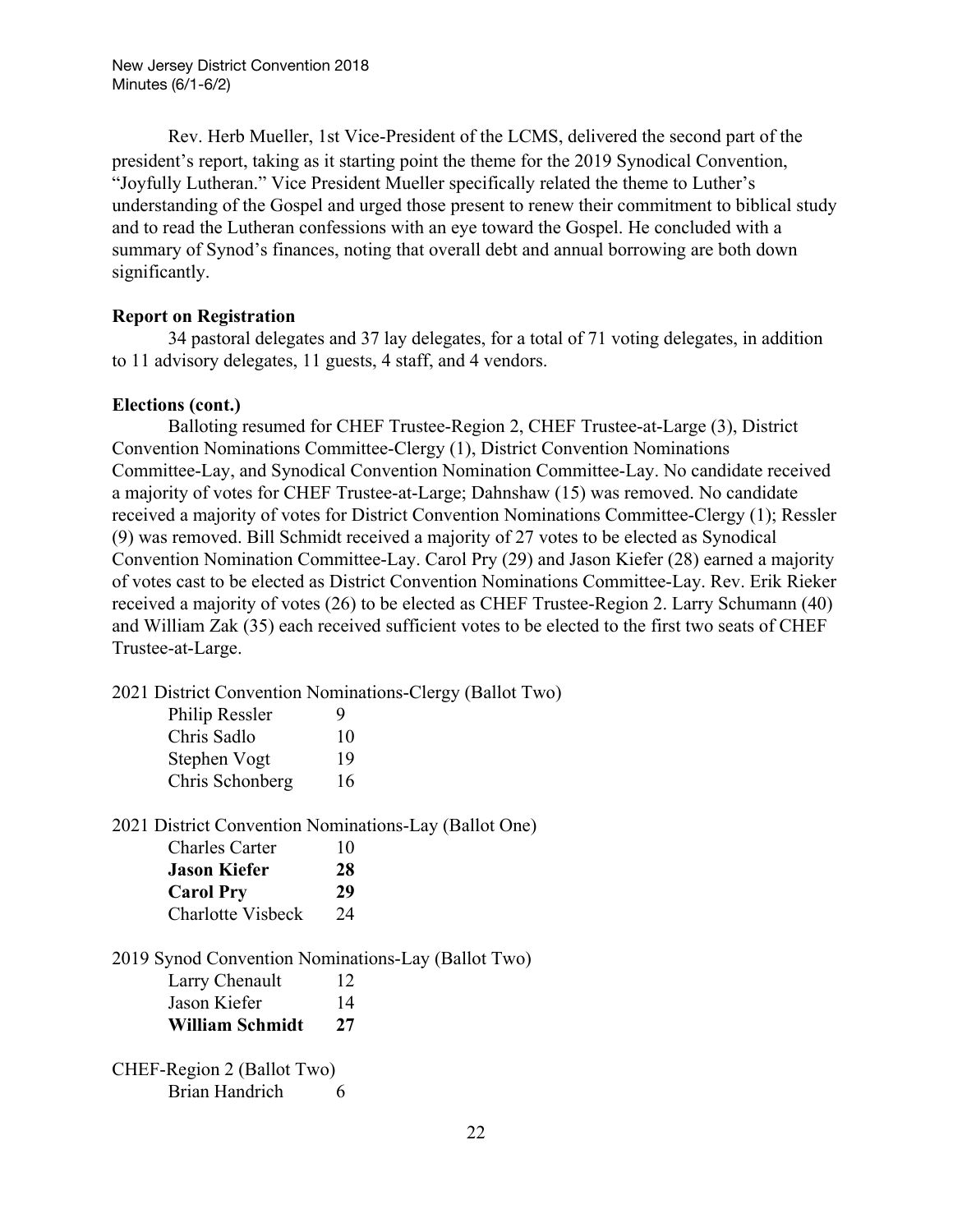Rev. Herb Mueller, 1st Vice-President of the LCMS, delivered the second part of the president's report, taking as it starting point the theme for the 2019 Synodical Convention, "Joyfully Lutheran." Vice President Mueller specifically related the theme to Luther's understanding of the Gospel and urged those present to renew their commitment to biblical study and to read the Lutheran confessions with an eye toward the Gospel. He concluded with a summary of Synod's finances, noting that overall debt and annual borrowing are both down significantly.

**Report on Registration**

34 pastoral delegates and 37 lay delegates, for a total of 71 voting delegates, in addition to 11 advisory delegates, 11 guests, 4 staff, and 4 vendors.

**Elections (cont.)**

Balloting resumed for CHEF Trustee-Region 2, CHEF Trustee-at-Large (3), District Convention Nominations Committee-Clergy (1), District Convention Nominations Committee-Lay, and Synodical Convention Nomination Committee-Lay. No candidate received a majority of votes for CHEF Trustee-at-Large; Dahnshaw (15) was removed. No candidate received a majority of votes for District Convention Nominations Committee-Clergy (1); Ressler (9) was removed. Bill Schmidt received a majority of 27 votes to be elected as Synodical Convention Nomination Committee-Lay. Carol Pry (29) and Jason Kiefer (28) earned a majority of votes cast to be elected as District Convention Nominations Committee-Lay. Rev. Erik Rieker received a majority of votes (26) to be elected as CHEF Trustee-Region 2. Larry Schumann (40) and William Zak (35) each received sufficient votes to be elected to the first two seats of CHEF Trustee-at-Large.

2021 District Convention Nominations-Clergy (Ballot Two)

| | |
|---|---|
| Philip Ressler | 9 |
| Chris Sadlo | 10 |
| Stephen Vogt | 19 |
| Chris Schonberg | 16 |

2021 District Convention Nominations-Lay (Ballot One)

| | |
|---|---|
| Charles Carter | 10 |
| **Jason Kiefer** | **28** |
| **Carol Pry** | **29** |
| Charlotte Visbeck | 24 |

2019 Synod Convention Nominations-Lay (Ballot Two)

| | |
|---|---|
| Larry Chenault | 12 |
| Jason Kiefer | 14 |
| **William Schmidt** | **27** |

CHEF-Region 2 (Ballot Two)

| | |
|---|---|
| Brian Handrich | 6 |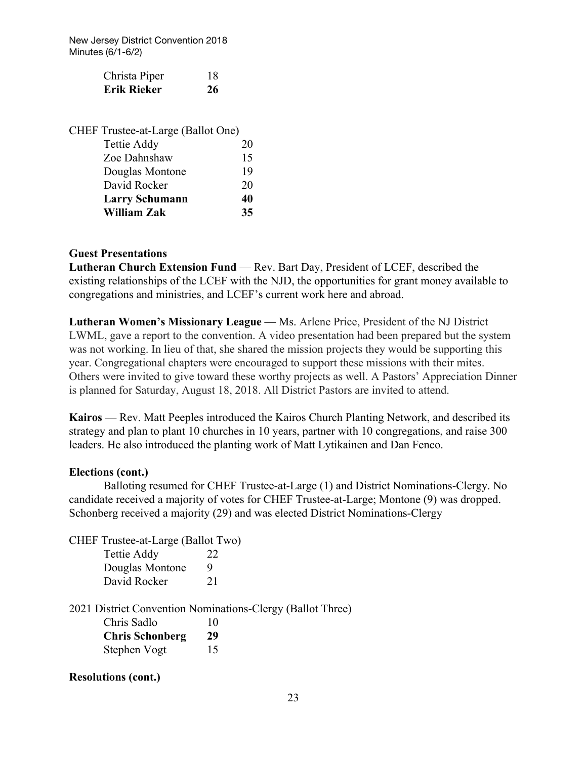| | |
|---|---|
| Christa Piper | 18 |
| **Erik Rieker** | **26** |

CHEF Trustee-at-Large (Ballot One)

| | |
|---|---|
| Tettie Addy | 20 |
| Zoe Dahnshaw | 15 |
| Douglas Montone | 19 |
| David Rocker | 20 |
| **Larry Schumann** | **40** |
| **William Zak** | **35** |

**Guest Presentations**

**Lutheran Church Extension Fund** — Rev. Bart Day, President of LCEF, described the existing relationships of the LCEF with the NJD, the opportunities for grant money available to congregations and ministries, and LCEF's current work here and abroad.

**Lutheran Women's Missionary League** — Ms. Arlene Price, President of the NJ District LWML, gave a report to the convention. A video presentation had been prepared but the system was not working. In lieu of that, she shared the mission projects they would be supporting this year. Congregational chapters were encouraged to support these missions with their mites. Others were invited to give toward these worthy projects as well. A Pastors' Appreciation Dinner is planned for Saturday, August 18, 2018. All District Pastors are invited to attend.

**Kairos** — Rev. Matt Peeples introduced the Kairos Church Planting Network, and described its strategy and plan to plant 10 churches in 10 years, partner with 10 congregations, and raise 300 leaders. He also introduced the planting work of Matt Lytikainen and Dan Fenco.

**Elections (cont.)**

Balloting resumed for CHEF Trustee-at-Large (1) and District Nominations-Clergy. No candidate received a majority of votes for CHEF Trustee-at-Large; Montone (9) was dropped. Schonberg received a majority (29) and was elected District Nominations-Clergy

CHEF Trustee-at-Large (Ballot Two)

| | |
|---|---|
| Tettie Addy | 22 |
| Douglas Montone | 9 |
| David Rocker | 21 |

2021 District Convention Nominations-Clergy (Ballot Three)

| | |
|---|---|
| Chris Sadlo | 10 |
| **Chris Schonberg** | **29** |
| Stephen Vogt | 15 |

**Resolutions (cont.)**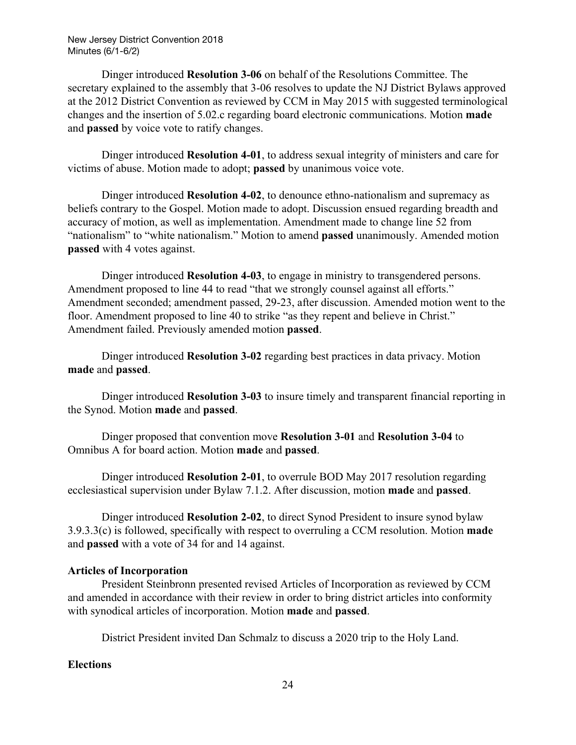Dinger introduced **Resolution 3-06** on behalf of the Resolutions Committee. The secretary explained to the assembly that 3-06 resolves to update the NJ District Bylaws approved at the 2012 District Convention as reviewed by CCM in May 2015 with suggested terminological changes and the insertion of 5.02.c regarding board electronic communications. Motion **made** and **passed** by voice vote to ratify changes.

Dinger introduced **Resolution 4-01**, to address sexual integrity of ministers and care for victims of abuse. Motion made to adopt; **passed** by unanimous voice vote.

Dinger introduced **Resolution 4-02**, to denounce ethno-nationalism and supremacy as beliefs contrary to the Gospel. Motion made to adopt. Discussion ensued regarding breadth and accuracy of motion, as well as implementation. Amendment made to change line 52 from "nationalism" to "white nationalism." Motion to amend **passed** unanimously. Amended motion **passed** with 4 votes against.

Dinger introduced **Resolution 4-03**, to engage in ministry to transgendered persons. Amendment proposed to line 44 to read "that we strongly counsel against all efforts." Amendment seconded; amendment passed, 29-23, after discussion. Amended motion went to the floor. Amendment proposed to line 40 to strike "as they repent and believe in Christ." Amendment failed. Previously amended motion **passed**.

Dinger introduced **Resolution 3-02** regarding best practices in data privacy. Motion **made** and **passed**.

Dinger introduced **Resolution 3-03** to insure timely and transparent financial reporting in the Synod. Motion **made** and **passed**.

Dinger proposed that convention move **Resolution 3-01** and **Resolution 3-04** to Omnibus A for board action. Motion **made** and **passed**.

Dinger introduced **Resolution 2-01**, to overrule BOD May 2017 resolution regarding ecclesiastical supervision under Bylaw 7.1.2. After discussion, motion **made** and **passed**.

Dinger introduced **Resolution 2-02**, to direct Synod President to insure synod bylaw 3.9.3.3(c) is followed, specifically with respect to overruling a CCM resolution. Motion **made** and **passed** with a vote of 34 for and 14 against.

**Articles of Incorporation**

President Steinbronn presented revised Articles of Incorporation as reviewed by CCM and amended in accordance with their review in order to bring district articles into conformity with synodical articles of incorporation. Motion **made** and **passed**.

District President invited Dan Schmalz to discuss a 2020 trip to the Holy Land.

**Elections**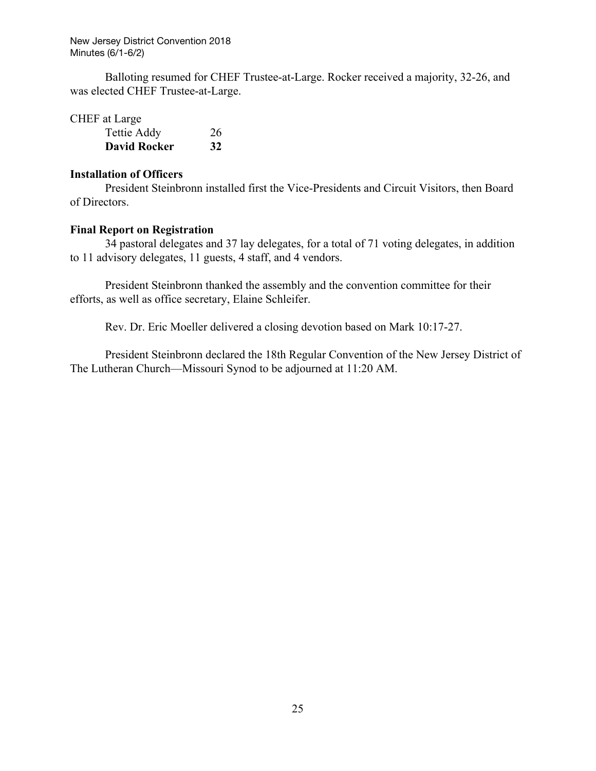Balloting resumed for CHEF Trustee-at-Large. Rocker received a majority, 32-26, and was elected CHEF Trustee-at-Large.

| CHEF at Large | |
|---|---|
| Tettie Addy | 26 |
| **David Rocker** | **32** |

**Installation of Officers**

President Steinbronn installed first the Vice-Presidents and Circuit Visitors, then Board of Directors.

**Final Report on Registration**

34 pastoral delegates and 37 lay delegates, for a total of 71 voting delegates, in addition to 11 advisory delegates, 11 guests, 4 staff, and 4 vendors.

President Steinbronn thanked the assembly and the convention committee for their efforts, as well as office secretary, Elaine Schleifer.

Rev. Dr. Eric Moeller delivered a closing devotion based on Mark 10:17-27.

President Steinbronn declared the 18th Regular Convention of the New Jersey District of The Lutheran Church—Missouri Synod to be adjourned at 11:20 AM.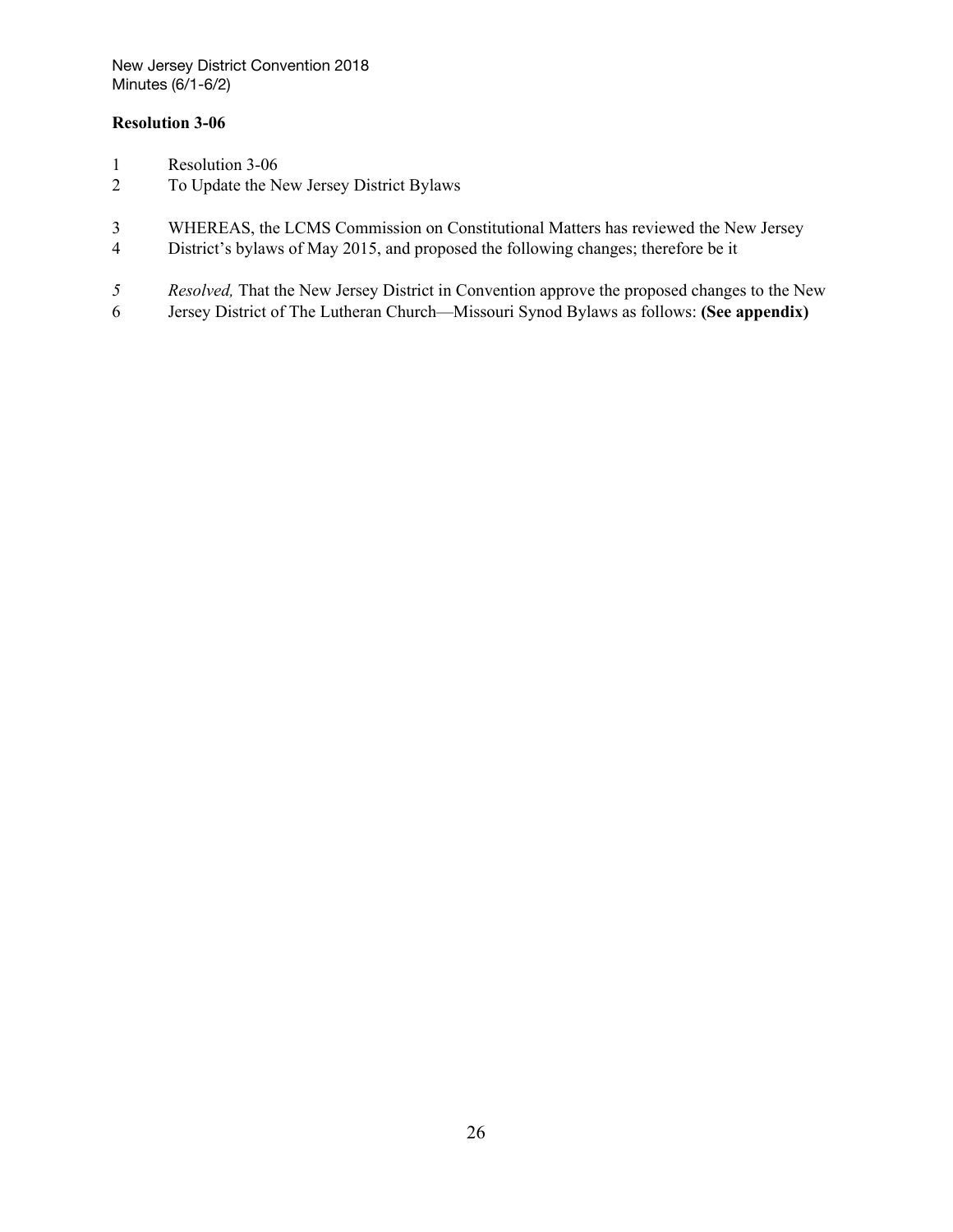## Resolution 3-06

1 Resolution 3-06
2 To Update the New Jersey District Bylaws

3 WHEREAS, the LCMS Commission on Constitutional Matters has reviewed the New Jersey
4 District's bylaws of May 2015, and proposed the following changes; therefore be it

5 *Resolved,* That the New Jersey District in Convention approve the proposed changes to the New
6 Jersey District of The Lutheran Church—Missouri Synod Bylaws as follows: **(See appendix)**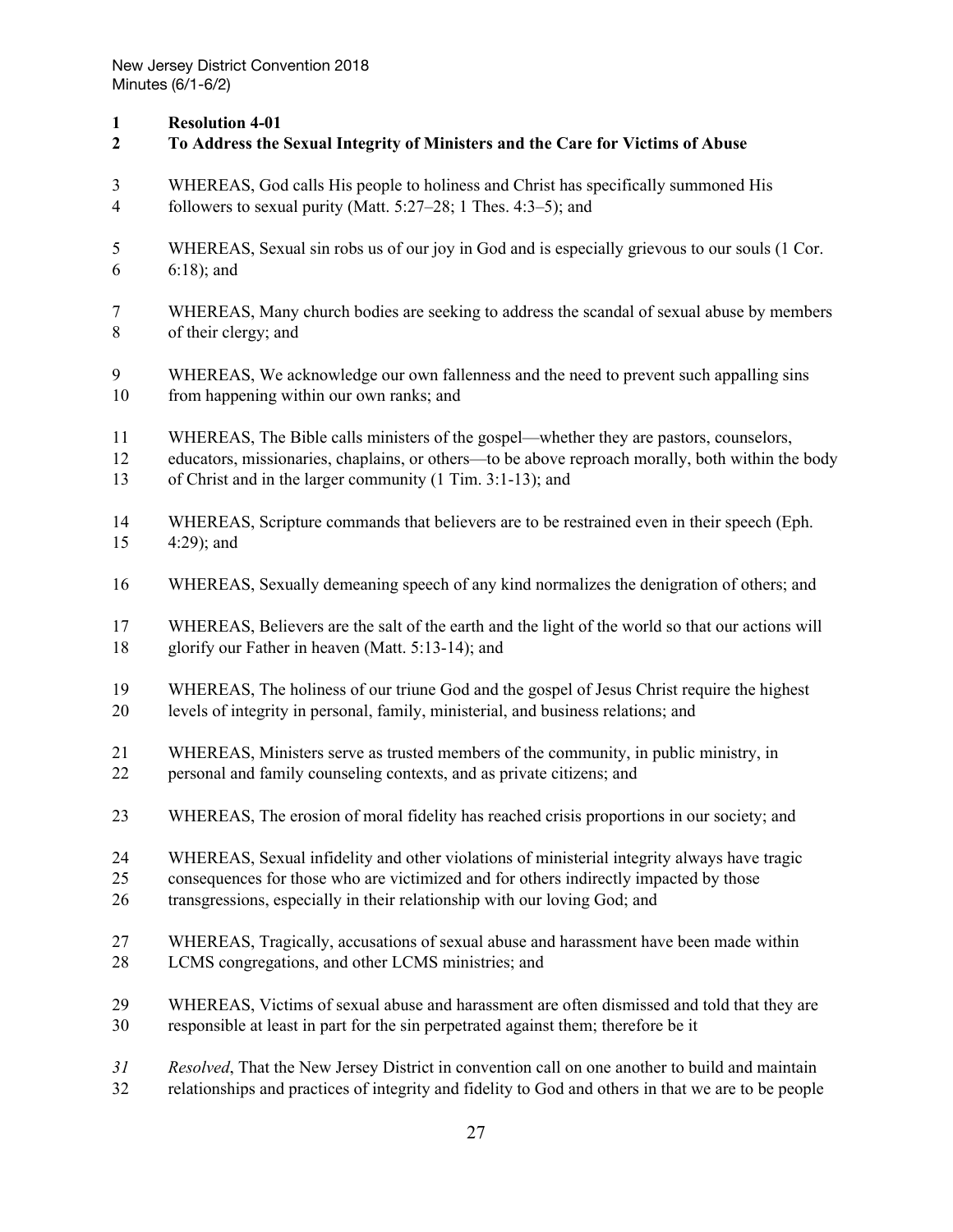**Resolution 4-01**

**To Address the Sexual Integrity of Ministers and the Care for Victims of Abuse**

WHEREAS, God calls His people to holiness and Christ has specifically summoned His followers to sexual purity (Matt. 5:27–28; 1 Thes. 4:3–5); and

WHEREAS, Sexual sin robs us of our joy in God and is especially grievous to our souls (1 Cor. 6:18); and

WHEREAS, Many church bodies are seeking to address the scandal of sexual abuse by members of their clergy; and

WHEREAS, We acknowledge our own fallenness and the need to prevent such appalling sins from happening within our own ranks; and

WHEREAS, The Bible calls ministers of the gospel—whether they are pastors, counselors, educators, missionaries, chaplains, or others—to be above reproach morally, both within the body of Christ and in the larger community (1 Tim. 3:1-13); and

WHEREAS, Scripture commands that believers are to be restrained even in their speech (Eph. 4:29); and

WHEREAS, Sexually demeaning speech of any kind normalizes the denigration of others; and

WHEREAS, Believers are the salt of the earth and the light of the world so that our actions will glorify our Father in heaven (Matt. 5:13-14); and

WHEREAS, The holiness of our triune God and the gospel of Jesus Christ require the highest levels of integrity in personal, family, ministerial, and business relations; and

WHEREAS, Ministers serve as trusted members of the community, in public ministry, in personal and family counseling contexts, and as private citizens; and

WHEREAS, The erosion of moral fidelity has reached crisis proportions in our society; and

WHEREAS, Sexual infidelity and other violations of ministerial integrity always have tragic consequences for those who are victimized and for others indirectly impacted by those transgressions, especially in their relationship with our loving God; and

WHEREAS, Tragically, accusations of sexual abuse and harassment have been made within LCMS congregations, and other LCMS ministries; and

WHEREAS, Victims of sexual abuse and harassment are often dismissed and told that they are responsible at least in part for the sin perpetrated against them; therefore be it

*Resolved*, That the New Jersey District in convention call on one another to build and maintain relationships and practices of integrity and fidelity to God and others in that we are to be people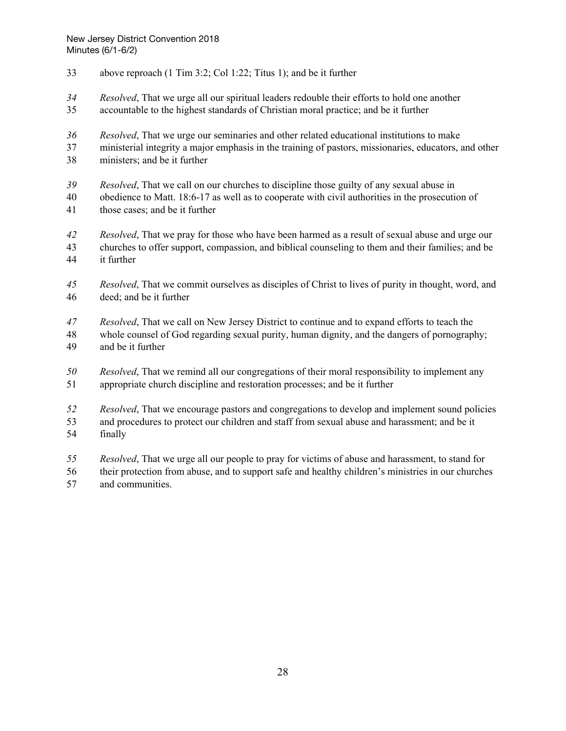above reproach (1 Tim 3:2; Col 1:22; Titus 1); and be it further

*Resolved*, That we urge all our spiritual leaders redouble their efforts to hold one another accountable to the highest standards of Christian moral practice; and be it further

*Resolved*, That we urge our seminaries and other related educational institutions to make ministerial integrity a major emphasis in the training of pastors, missionaries, educators, and other ministers; and be it further

*Resolved*, That we call on our churches to discipline those guilty of any sexual abuse in obedience to Matt. 18:6-17 as well as to cooperate with civil authorities in the prosecution of those cases; and be it further

*Resolved*, That we pray for those who have been harmed as a result of sexual abuse and urge our churches to offer support, compassion, and biblical counseling to them and their families; and be it further

*Resolved*, That we commit ourselves as disciples of Christ to lives of purity in thought, word, and deed; and be it further

*Resolved*, That we call on New Jersey District to continue and to expand efforts to teach the whole counsel of God regarding sexual purity, human dignity, and the dangers of pornography; and be it further

*Resolved*, That we remind all our congregations of their moral responsibility to implement any appropriate church discipline and restoration processes; and be it further

*Resolved*, That we encourage pastors and congregations to develop and implement sound policies and procedures to protect our children and staff from sexual abuse and harassment; and be it finally

*Resolved*, That we urge all our people to pray for victims of abuse and harassment, to stand for their protection from abuse, and to support safe and healthy children's ministries in our churches and communities.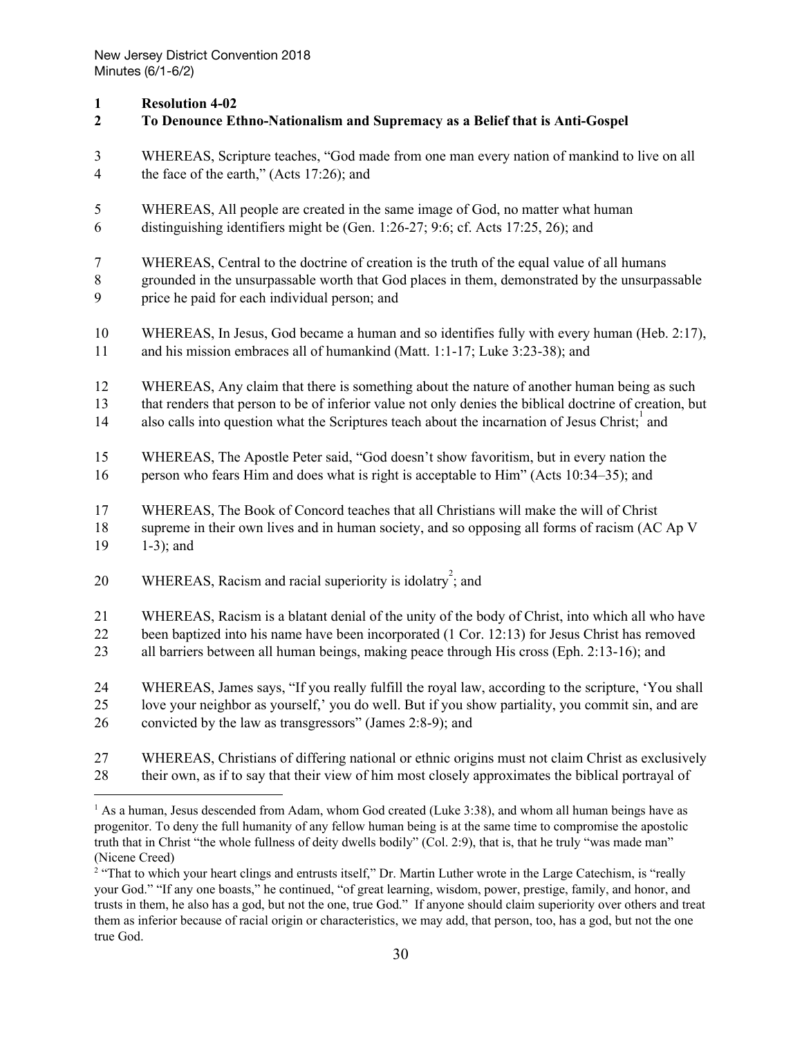**Resolution 4-02**
**To Denounce Ethno-Nationalism and Supremacy as a Belief that is Anti-Gospel**

WHEREAS, Scripture teaches, "God made from one man every nation of mankind to live on all the face of the earth," (Acts 17:26); and

WHEREAS, All people are created in the same image of God, no matter what human distinguishing identifiers might be (Gen. 1:26-27; 9:6; cf. Acts 17:25, 26); and

WHEREAS, Central to the doctrine of creation is the truth of the equal value of all humans grounded in the unsurpassable worth that God places in them, demonstrated by the unsurpassable price he paid for each individual person; and

WHEREAS, In Jesus, God became a human and so identifies fully with every human (Heb. 2:17), and his mission embraces all of humankind (Matt. 1:1-17; Luke 3:23-38); and

WHEREAS, Any claim that there is something about the nature of another human being as such that renders that person to be of inferior value not only denies the biblical doctrine of creation, but also calls into question what the Scriptures teach about the incarnation of Jesus Christ;[1] and

WHEREAS, The Apostle Peter said, "God doesn't show favoritism, but in every nation the person who fears Him and does what is right is acceptable to Him" (Acts 10:34–35); and

WHEREAS, The Book of Concord teaches that all Christians will make the will of Christ supreme in their own lives and in human society, and so opposing all forms of racism (AC Ap V 1-3); and

WHEREAS, Racism and racial superiority is idolatry[2]; and

WHEREAS, Racism is a blatant denial of the unity of the body of Christ, into which all who have been baptized into his name have been incorporated (1 Cor. 12:13) for Jesus Christ has removed all barriers between all human beings, making peace through His cross (Eph. 2:13-16); and

WHEREAS, James says, "If you really fulfill the royal law, according to the scripture, 'You shall love your neighbor as yourself,' you do well. But if you show partiality, you commit sin, and are convicted by the law as transgressors" (James 2:8-9); and

WHEREAS, Christians of differing national or ethnic origins must not claim Christ as exclusively their own, as if to say that their view of him most closely approximates the biblical portrayal of

---

[1] As a human, Jesus descended from Adam, whom God created (Luke 3:38), and whom all human beings have as progenitor. To deny the full humanity of any fellow human being is at the same time to compromise the apostolic truth that in Christ "the whole fullness of deity dwells bodily" (Col. 2:9), that is, that he truly "was made man" (Nicene Creed)

[2] "That to which your heart clings and entrusts itself," Dr. Martin Luther wrote in the Large Catechism, is "really your God." "If any one boasts," he continued, "of great learning, wisdom, power, prestige, family, and honor, and trusts in them, he also has a god, but not the one, true God." If anyone should claim superiority over others and treat them as inferior because of racial origin or characteristics, we may add, that person, too, has a god, but not the one true God.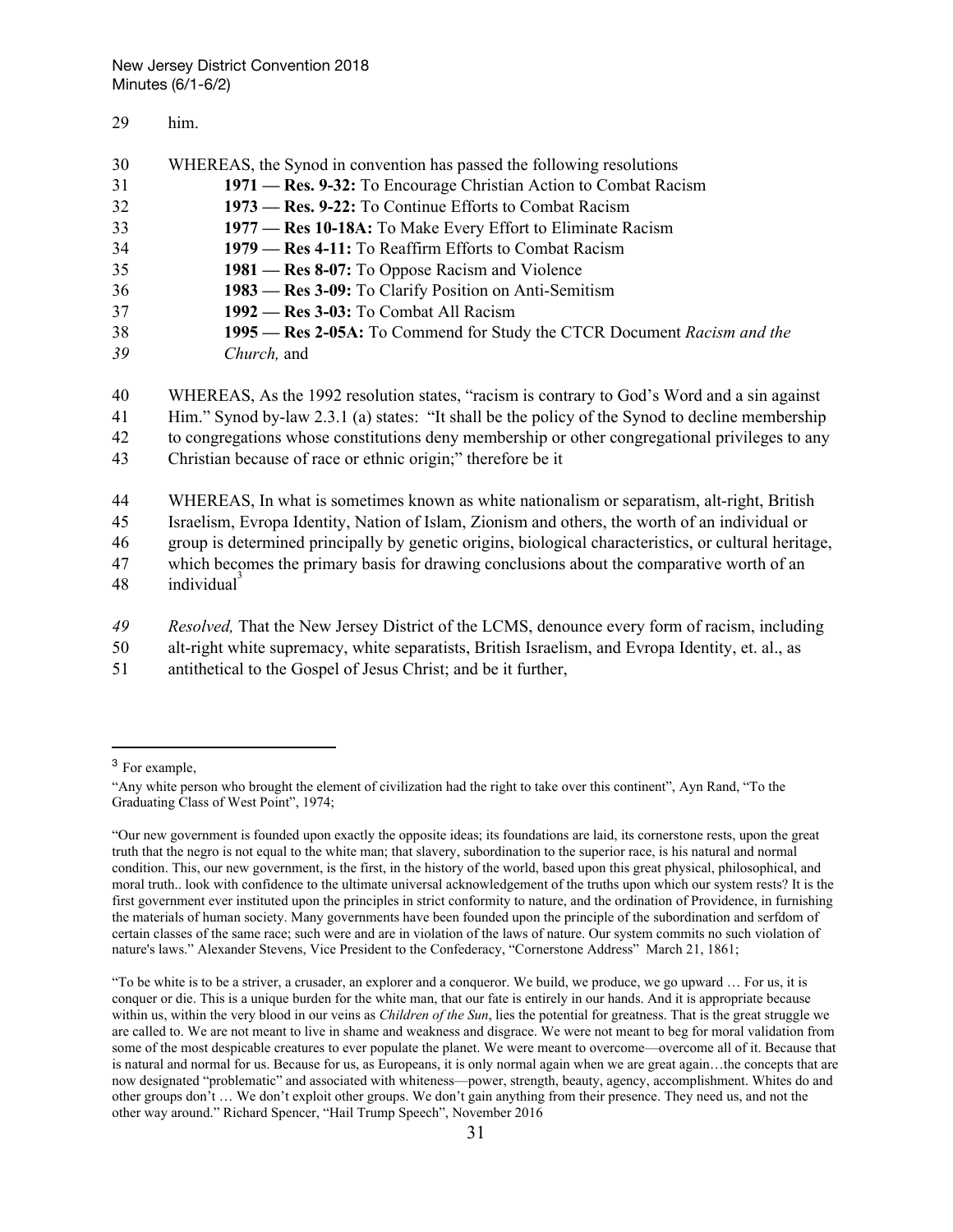him.

WHEREAS, the Synod in convention has passed the following resolutions

**1971 — Res. 9-32:** To Encourage Christian Action to Combat Racism
**1973 — Res. 9-22:** To Continue Efforts to Combat Racism
**1977 — Res 10-18A:** To Make Every Effort to Eliminate Racism
**1979 — Res 4-11:** To Reaffirm Efforts to Combat Racism
**1981 — Res 8-07:** To Oppose Racism and Violence
**1983 — Res 3-09:** To Clarify Position on Anti-Semitism
**1992 — Res 3-03:** To Combat All Racism
**1995 — Res 2-05A:** To Commend for Study the CTCR Document *Racism and the Church,* and

WHEREAS, As the 1992 resolution states, "racism is contrary to God's Word and a sin against Him." Synod by-law 2.3.1 (a) states: "It shall be the policy of the Synod to decline membership to congregations whose constitutions deny membership or other congregational privileges to any Christian because of race or ethnic origin;" therefore be it

WHEREAS, In what is sometimes known as white nationalism or separatism, alt-right, British Israelism, Evropa Identity, Nation of Islam, Zionism and others, the worth of an individual or group is determined principally by genetic origins, biological characteristics, or cultural heritage, which becomes the primary basis for drawing conclusions about the comparative worth of an individual[3]

*Resolved,* That the New Jersey District of the LCMS, denounce every form of racism, including alt-right white supremacy, white separatists, British Israelism, and Evropa Identity, et. al., as antithetical to the Gospel of Jesus Christ; and be it further,

---

[3] For example,

"Any white person who brought the element of civilization had the right to take over this continent", Ayn Rand, "To the Graduating Class of West Point", 1974;

"Our new government is founded upon exactly the opposite ideas; its foundations are laid, its cornerstone rests, upon the great truth that the negro is not equal to the white man; that slavery, subordination to the superior race, is his natural and normal condition. This, our new government, is the first, in the history of the world, based upon this great physical, philosophical, and moral truth.. look with confidence to the ultimate universal acknowledgement of the truths upon which our system rests? It is the first government ever instituted upon the principles in strict conformity to nature, and the ordination of Providence, in furnishing the materials of human society. Many governments have been founded upon the principle of the subordination and serfdom of certain classes of the same race; such were and are in violation of the laws of nature. Our system commits no such violation of nature's laws." Alexander Stevens, Vice President to the Confederacy, "Cornerstone Address" March 21, 1861;

"To be white is to be a striver, a crusader, an explorer and a conqueror. We build, we produce, we go upward … For us, it is conquer or die. This is a unique burden for the white man, that our fate is entirely in our hands. And it is appropriate because within us, within the very blood in our veins as *Children of the Sun*, lies the potential for greatness. That is the great struggle we are called to. We are not meant to live in shame and weakness and disgrace. We were not meant to beg for moral validation from some of the most despicable creatures to ever populate the planet. We were meant to overcome—overcome all of it. Because that is natural and normal for us. Because for us, as Europeans, it is only normal again when we are great again…the concepts that are now designated "problematic" and associated with whiteness—power, strength, beauty, agency, accomplishment. Whites do and other groups don't … We don't exploit other groups. We don't gain anything from their presence. They need us, and not the other way around." Richard Spencer, "Hail Trump Speech", November 2016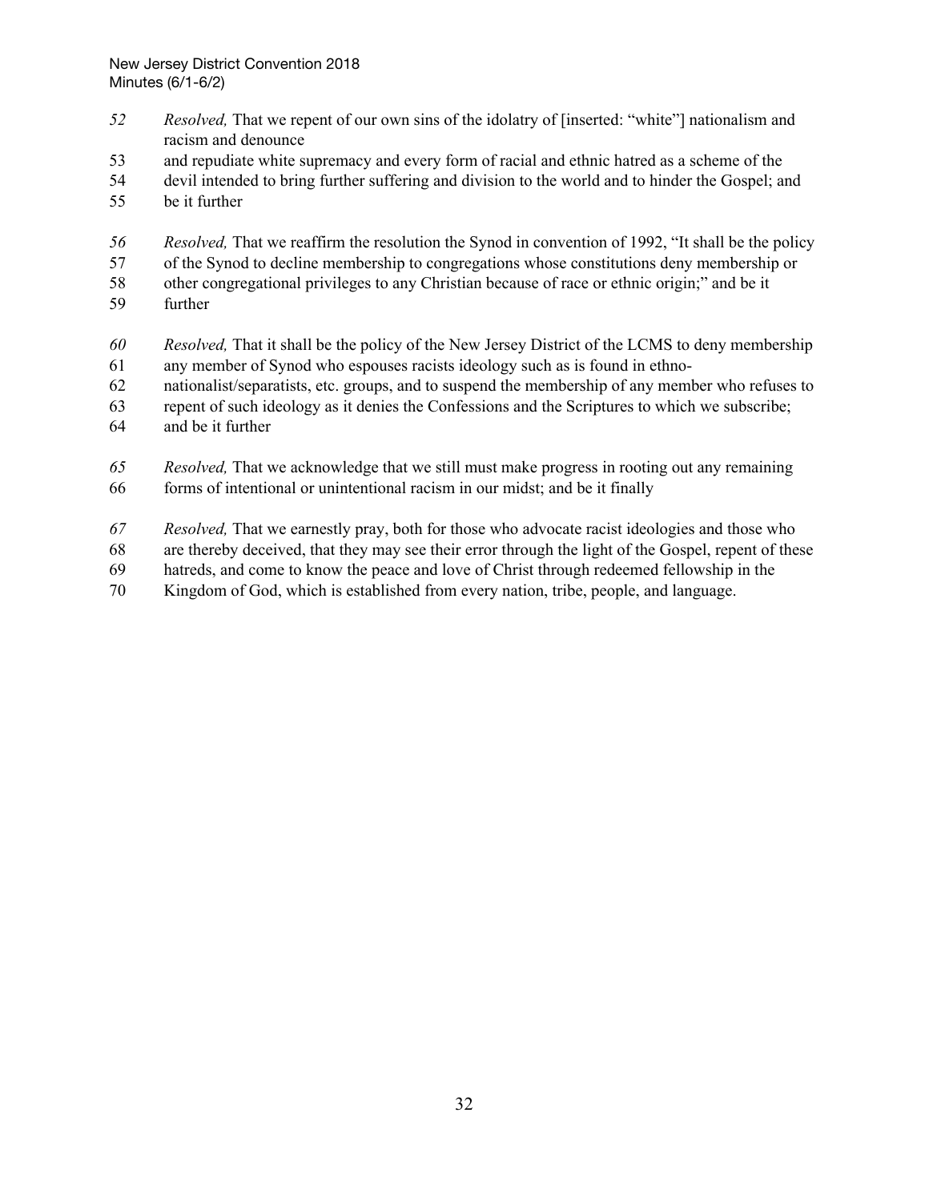52 *Resolved,* That we repent of our own sins of the idolatry of [inserted: "white"] nationalism and racism and denounce
53 and repudiate white supremacy and every form of racial and ethnic hatred as a scheme of the
54 devil intended to bring further suffering and division to the world and to hinder the Gospel; and
55 be it further

56 *Resolved,* That we reaffirm the resolution the Synod in convention of 1992, "It shall be the policy
57 of the Synod to decline membership to congregations whose constitutions deny membership or
58 other congregational privileges to any Christian because of race or ethnic origin;" and be it
59 further

60 *Resolved,* That it shall be the policy of the New Jersey District of the LCMS to deny membership
61 any member of Synod who espouses racists ideology such as is found in ethno-
62 nationalist/separatists, etc. groups, and to suspend the membership of any member who refuses to
63 repent of such ideology as it denies the Confessions and the Scriptures to which we subscribe;
64 and be it further

65 *Resolved,* That we acknowledge that we still must make progress in rooting out any remaining
66 forms of intentional or unintentional racism in our midst; and be it finally

67 *Resolved,* That we earnestly pray, both for those who advocate racist ideologies and those who
68 are thereby deceived, that they may see their error through the light of the Gospel, repent of these
69 hatreds, and come to know the peace and love of Christ through redeemed fellowship in the
70 Kingdom of God, which is established from every nation, tribe, people, and language.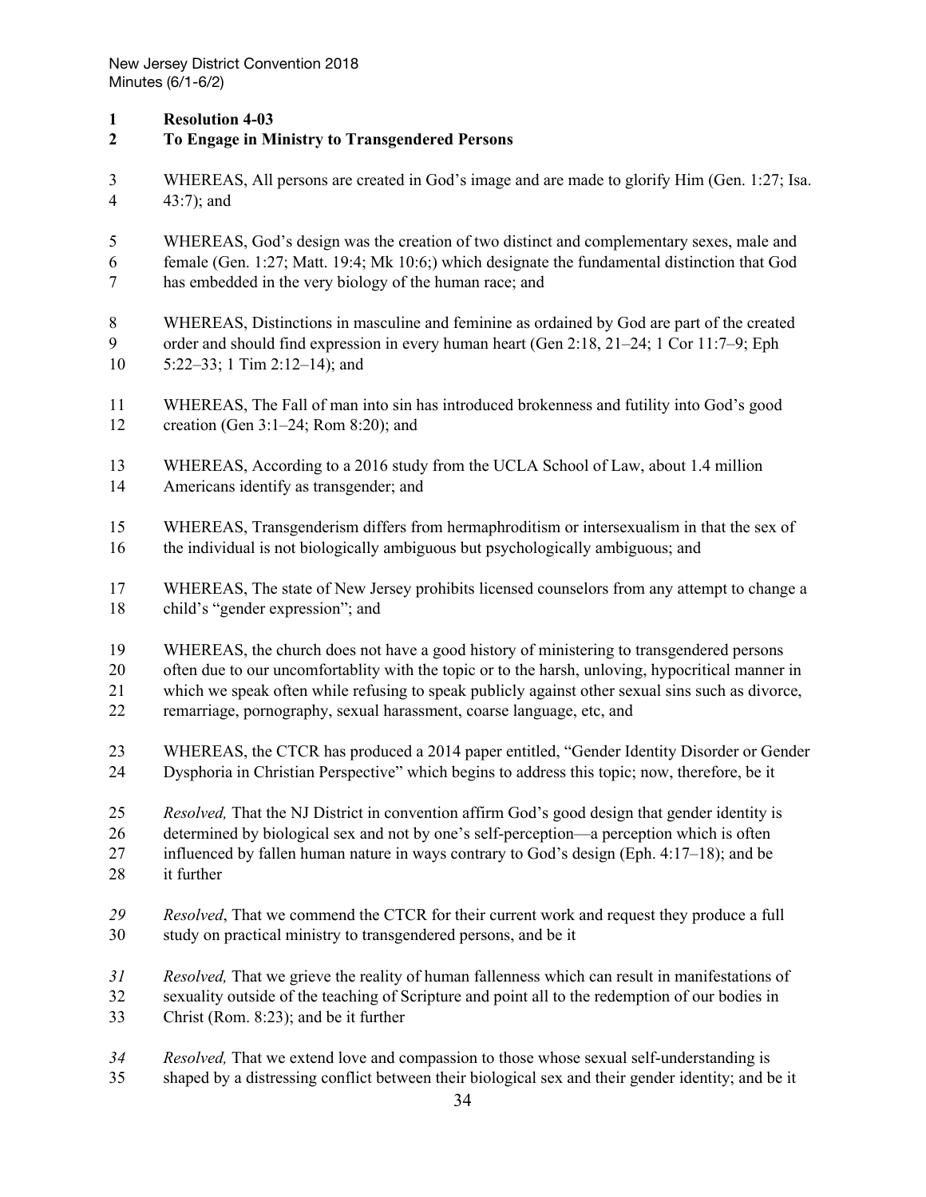**Resolution 4-03**

**To Engage in Ministry to Transgendered Persons**

WHEREAS, All persons are created in God's image and are made to glorify Him (Gen. 1:27; Isa. 43:7); and

WHEREAS, God's design was the creation of two distinct and complementary sexes, male and female (Gen. 1:27; Matt. 19:4; Mk 10:6;) which designate the fundamental distinction that God has embedded in the very biology of the human race; and

WHEREAS, Distinctions in masculine and feminine as ordained by God are part of the created order and should find expression in every human heart (Gen 2:18, 21–24; 1 Cor 11:7–9; Eph 5:22–33; 1 Tim 2:12–14); and

WHEREAS, The Fall of man into sin has introduced brokenness and futility into God's good creation (Gen 3:1–24; Rom 8:20); and

WHEREAS, According to a 2016 study from the UCLA School of Law, about 1.4 million Americans identify as transgender; and

WHEREAS, Transgenderism differs from hermaphroditism or intersexualism in that the sex of the individual is not biologically ambiguous but psychologically ambiguous; and

WHEREAS, The state of New Jersey prohibits licensed counselors from any attempt to change a child's "gender expression"; and

WHEREAS, the church does not have a good history of ministering to transgendered persons often due to our uncomfortablity with the topic or to the harsh, unloving, hypocritical manner in which we speak often while refusing to speak publicly against other sexual sins such as divorce, remarriage, pornography, sexual harassment, coarse language, etc, and

WHEREAS, the CTCR has produced a 2014 paper entitled, "Gender Identity Disorder or Gender Dysphoria in Christian Perspective" which begins to address this topic; now, therefore, be it

*Resolved,* That the NJ District in convention affirm God's good design that gender identity is determined by biological sex and not by one's self-perception—a perception which is often influenced by fallen human nature in ways contrary to God's design (Eph. 4:17–18); and be it further

*Resolved*, That we commend the CTCR for their current work and request they produce a full study on practical ministry to transgendered persons, and be it

*Resolved,* That we grieve the reality of human fallenness which can result in manifestations of sexuality outside of the teaching of Scripture and point all to the redemption of our bodies in Christ (Rom. 8:23); and be it further

*Resolved,* That we extend love and compassion to those whose sexual self-understanding is shaped by a distressing conflict between their biological sex and their gender identity; and be it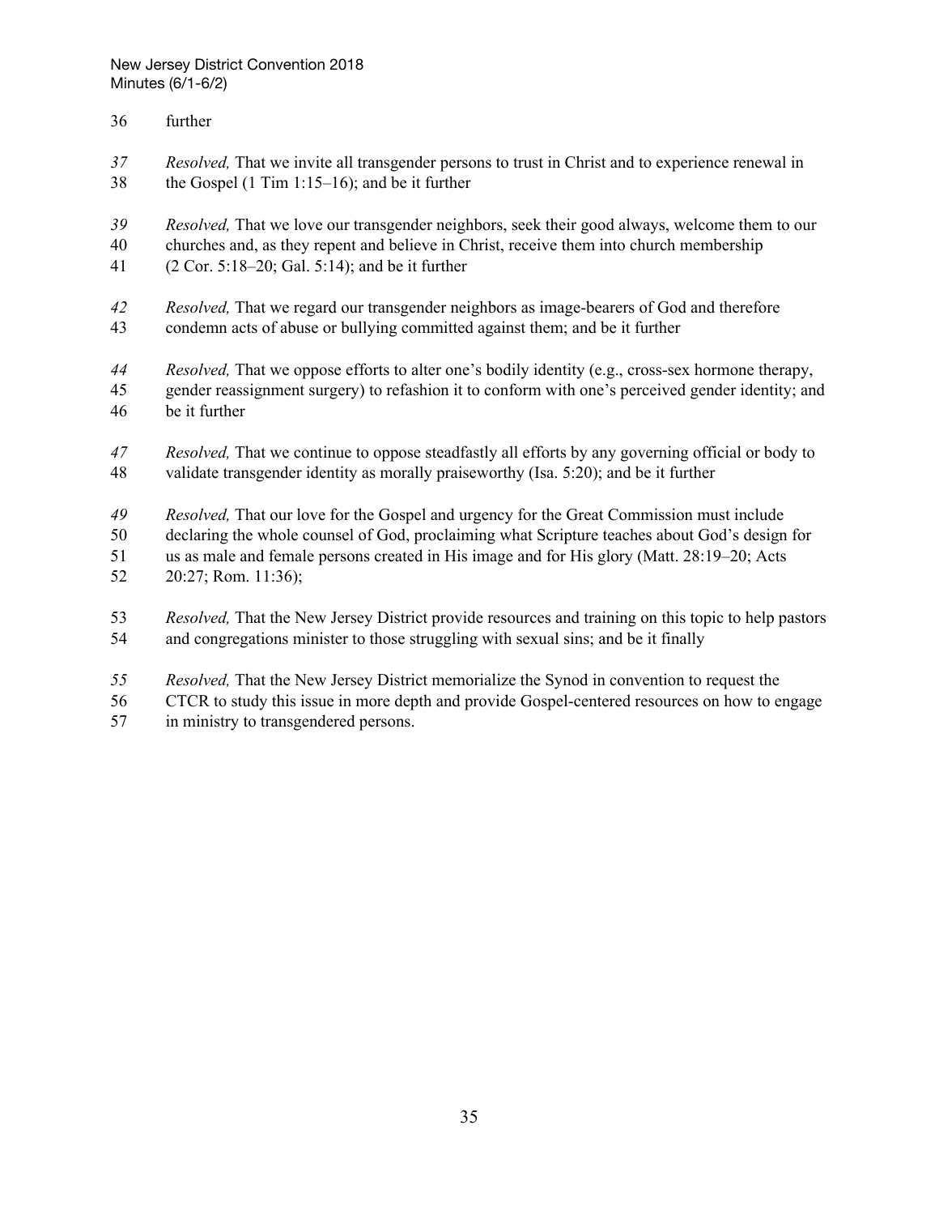further

*Resolved,* That we invite all transgender persons to trust in Christ and to experience renewal in the Gospel (1 Tim 1:15–16); and be it further

*Resolved,* That we love our transgender neighbors, seek their good always, welcome them to our churches and, as they repent and believe in Christ, receive them into church membership (2 Cor. 5:18–20; Gal. 5:14); and be it further

*Resolved,* That we regard our transgender neighbors as image-bearers of God and therefore condemn acts of abuse or bullying committed against them; and be it further

*Resolved,* That we oppose efforts to alter one's bodily identity (e.g., cross-sex hormone therapy, gender reassignment surgery) to refashion it to conform with one's perceived gender identity; and be it further

*Resolved,* That we continue to oppose steadfastly all efforts by any governing official or body to validate transgender identity as morally praiseworthy (Isa. 5:20); and be it further

*Resolved,* That our love for the Gospel and urgency for the Great Commission must include declaring the whole counsel of God, proclaiming what Scripture teaches about God's design for us as male and female persons created in His image and for His glory (Matt. 28:19–20; Acts 20:27; Rom. 11:36);

*Resolved,* That the New Jersey District provide resources and training on this topic to help pastors and congregations minister to those struggling with sexual sins; and be it finally

*Resolved,* That the New Jersey District memorialize the Synod in convention to request the CTCR to study this issue in more depth and provide Gospel-centered resources on how to engage in ministry to transgendered persons.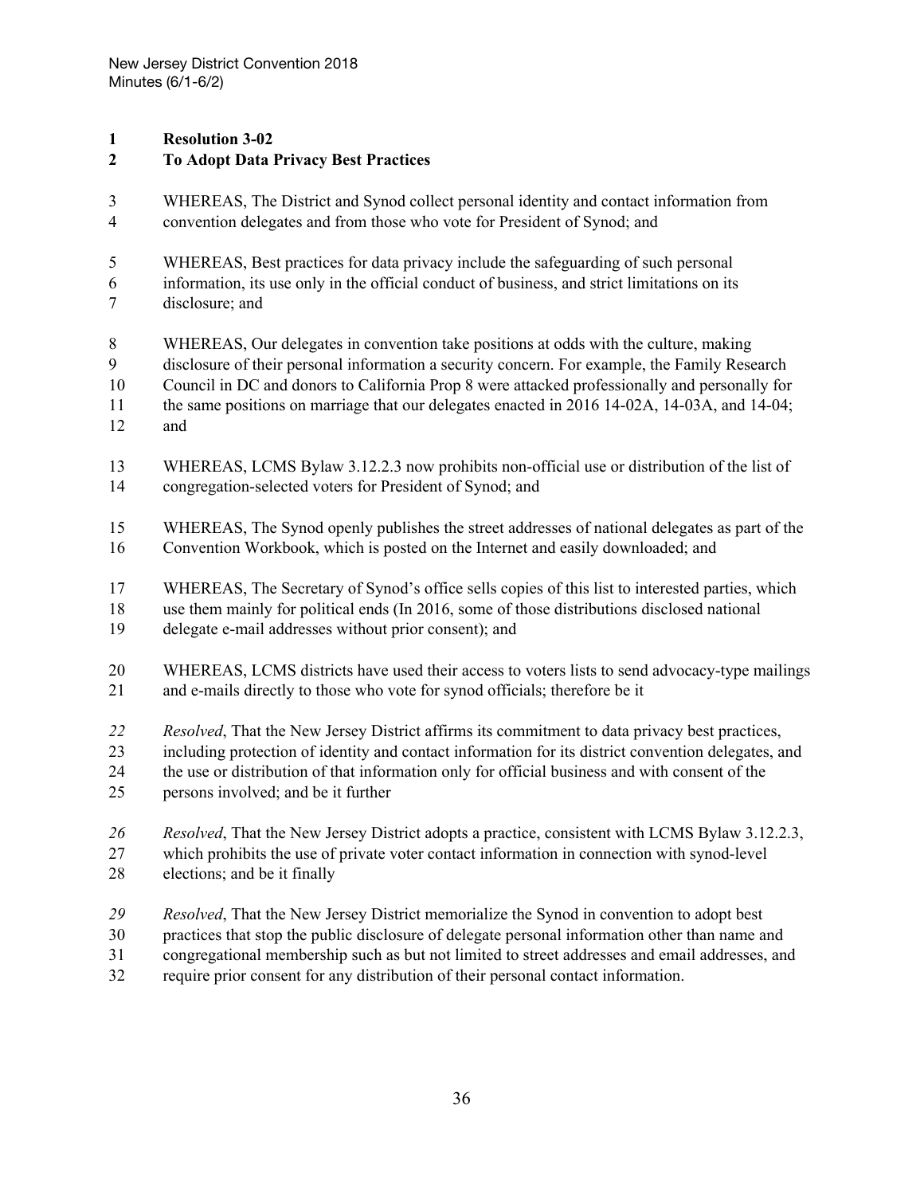**Resolution 3-02**
**To Adopt Data Privacy Best Practices**

WHEREAS, The District and Synod collect personal identity and contact information from convention delegates and from those who vote for President of Synod; and

WHEREAS, Best practices for data privacy include the safeguarding of such personal information, its use only in the official conduct of business, and strict limitations on its disclosure; and

WHEREAS, Our delegates in convention take positions at odds with the culture, making disclosure of their personal information a security concern. For example, the Family Research Council in DC and donors to California Prop 8 were attacked professionally and personally for the same positions on marriage that our delegates enacted in 2016 14-02A, 14-03A, and 14-04; and

WHEREAS, LCMS Bylaw 3.12.2.3 now prohibits non-official use or distribution of the list of congregation-selected voters for President of Synod; and

WHEREAS, The Synod openly publishes the street addresses of national delegates as part of the Convention Workbook, which is posted on the Internet and easily downloaded; and

WHEREAS, The Secretary of Synod's office sells copies of this list to interested parties, which use them mainly for political ends (In 2016, some of those distributions disclosed national delegate e-mail addresses without prior consent); and

WHEREAS, LCMS districts have used their access to voters lists to send advocacy-type mailings and e-mails directly to those who vote for synod officials; therefore be it

*Resolved*, That the New Jersey District affirms its commitment to data privacy best practices, including protection of identity and contact information for its district convention delegates, and the use or distribution of that information only for official business and with consent of the persons involved; and be it further

*Resolved*, That the New Jersey District adopts a practice, consistent with LCMS Bylaw 3.12.2.3, which prohibits the use of private voter contact information in connection with synod-level elections; and be it finally

*Resolved*, That the New Jersey District memorialize the Synod in convention to adopt best practices that stop the public disclosure of delegate personal information other than name and congregational membership such as but not limited to street addresses and email addresses, and require prior consent for any distribution of their personal contact information.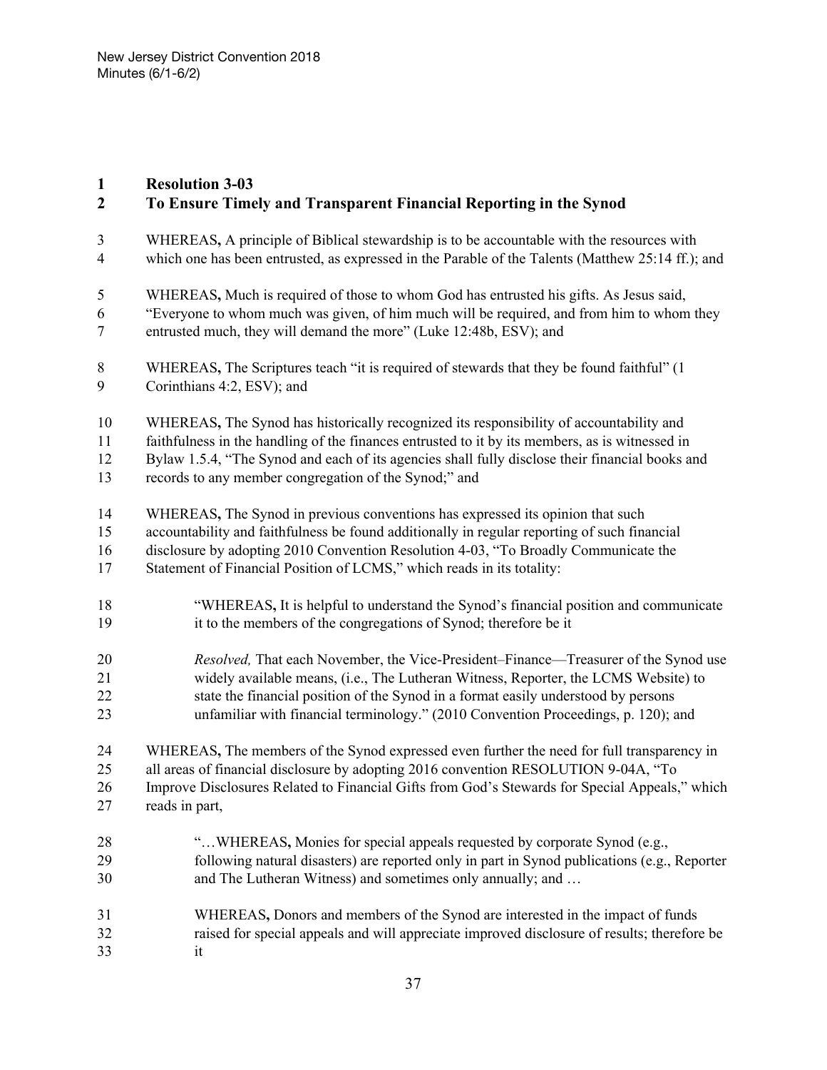## Resolution 3-03
## To Ensure Timely and Transparent Financial Reporting in the Synod

WHEREAS**,** A principle of Biblical stewardship is to be accountable with the resources with which one has been entrusted, as expressed in the Parable of the Talents (Matthew 25:14 ff.); and

WHEREAS**,** Much is required of those to whom God has entrusted his gifts. As Jesus said, "Everyone to whom much was given, of him much will be required, and from him to whom they entrusted much, they will demand the more" (Luke 12:48b, ESV); and

WHEREAS**,** The Scriptures teach "it is required of stewards that they be found faithful" (1 Corinthians 4:2, ESV); and

WHEREAS**,** The Synod has historically recognized its responsibility of accountability and faithfulness in the handling of the finances entrusted to it by its members, as is witnessed in Bylaw 1.5.4, "The Synod and each of its agencies shall fully disclose their financial books and records to any member congregation of the Synod;" and

WHEREAS**,** The Synod in previous conventions has expressed its opinion that such accountability and faithfulness be found additionally in regular reporting of such financial disclosure by adopting 2010 Convention Resolution 4-03, "To Broadly Communicate the Statement of Financial Position of LCMS," which reads in its totality:

> "WHEREAS**,** It is helpful to understand the Synod's financial position and communicate it to the members of the congregations of Synod; therefore be it
>
> *Resolved,* That each November, the Vice-President–Finance—Treasurer of the Synod use widely available means, (i.e., The Lutheran Witness, Reporter, the LCMS Website) to state the financial position of the Synod in a format easily understood by persons unfamiliar with financial terminology." (2010 Convention Proceedings, p. 120); and

WHEREAS**,** The members of the Synod expressed even further the need for full transparency in all areas of financial disclosure by adopting 2016 convention RESOLUTION 9-04A, "To Improve Disclosures Related to Financial Gifts from God's Stewards for Special Appeals," which reads in part,

> "…WHEREAS**,** Monies for special appeals requested by corporate Synod (e.g., following natural disasters) are reported only in part in Synod publications (e.g., Reporter and The Lutheran Witness) and sometimes only annually; and …
>
> WHEREAS**,** Donors and members of the Synod are interested in the impact of funds raised for special appeals and will appreciate improved disclosure of results; therefore be it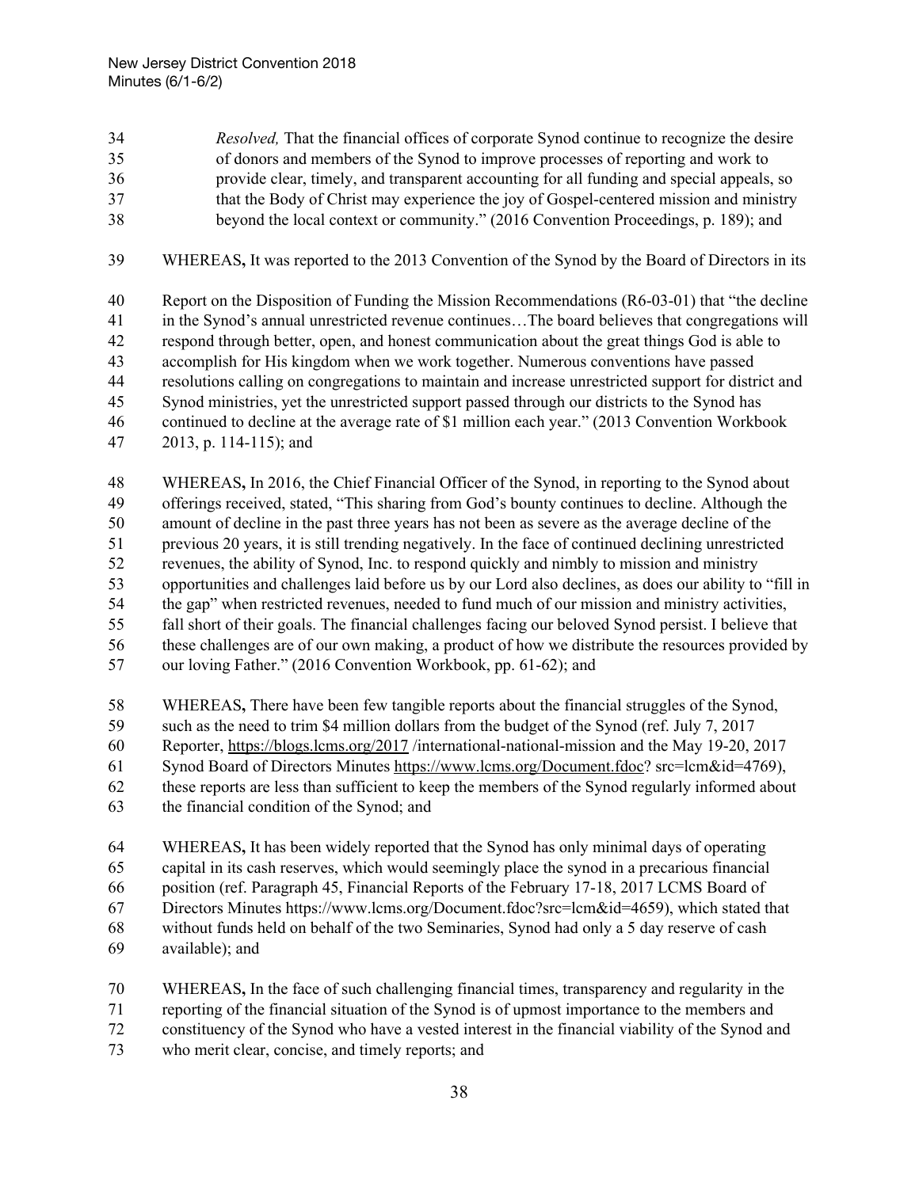*Resolved,* That the financial offices of corporate Synod continue to recognize the desire of donors and members of the Synod to improve processes of reporting and work to provide clear, timely, and transparent accounting for all funding and special appeals, so that the Body of Christ may experience the joy of Gospel-centered mission and ministry beyond the local context or community." (2016 Convention Proceedings, p. 189); and

WHEREAS**,** It was reported to the 2013 Convention of the Synod by the Board of Directors in its Report on the Disposition of Funding the Mission Recommendations (R6-03-01) that "the decline in the Synod's annual unrestricted revenue continues…The board believes that congregations will respond through better, open, and honest communication about the great things God is able to accomplish for His kingdom when we work together. Numerous conventions have passed resolutions calling on congregations to maintain and increase unrestricted support for district and Synod ministries, yet the unrestricted support passed through our districts to the Synod has continued to decline at the average rate of $1 million each year." (2013 Convention Workbook 2013, p. 114-115); and

WHEREAS**,** In 2016, the Chief Financial Officer of the Synod, in reporting to the Synod about offerings received, stated, "This sharing from God's bounty continues to decline. Although the amount of decline in the past three years has not been as severe as the average decline of the previous 20 years, it is still trending negatively. In the face of continued declining unrestricted revenues, the ability of Synod, Inc. to respond quickly and nimbly to mission and ministry opportunities and challenges laid before us by our Lord also declines, as does our ability to "fill in the gap" when restricted revenues, needed to fund much of our mission and ministry activities, fall short of their goals. The financial challenges facing our beloved Synod persist. I believe that these challenges are of our own making, a product of how we distribute the resources provided by our loving Father." (2016 Convention Workbook, pp. 61-62); and

WHEREAS**,** There have been few tangible reports about the financial struggles of the Synod, such as the need to trim $4 million dollars from the budget of the Synod (ref. July 7, 2017 Reporter, https://blogs.lcms.org/2017 /international-national-mission and the May 19-20, 2017 Synod Board of Directors Minutes https://www.lcms.org/Document.fdoc? src=lcm&id=4769), these reports are less than sufficient to keep the members of the Synod regularly informed about the financial condition of the Synod; and

WHEREAS**,** It has been widely reported that the Synod has only minimal days of operating capital in its cash reserves, which would seemingly place the synod in a precarious financial position (ref. Paragraph 45, Financial Reports of the February 17-18, 2017 LCMS Board of Directors Minutes https://www.lcms.org/Document.fdoc?src=lcm&id=4659), which stated that without funds held on behalf of the two Seminaries, Synod had only a 5 day reserve of cash available); and

WHEREAS**,** In the face of such challenging financial times, transparency and regularity in the reporting of the financial situation of the Synod is of upmost importance to the members and constituency of the Synod who have a vested interest in the financial viability of the Synod and who merit clear, concise, and timely reports; and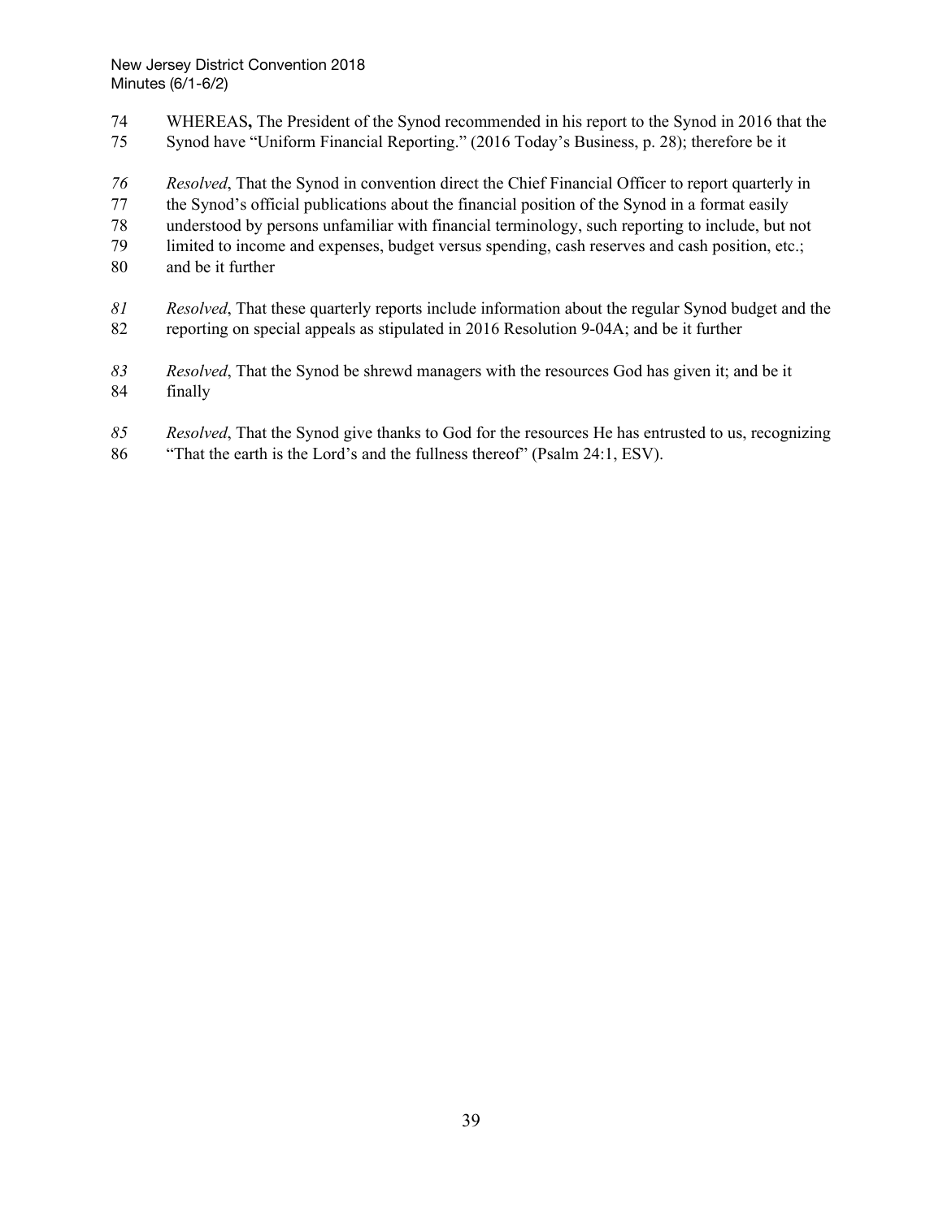WHEREAS**,** The President of the Synod recommended in his report to the Synod in 2016 that the Synod have "Uniform Financial Reporting." (2016 Today's Business, p. 28); therefore be it

*Resolved*, That the Synod in convention direct the Chief Financial Officer to report quarterly in the Synod's official publications about the financial position of the Synod in a format easily understood by persons unfamiliar with financial terminology, such reporting to include, but not limited to income and expenses, budget versus spending, cash reserves and cash position, etc.; and be it further

*Resolved*, That these quarterly reports include information about the regular Synod budget and the reporting on special appeals as stipulated in 2016 Resolution 9-04A; and be it further

*Resolved*, That the Synod be shrewd managers with the resources God has given it; and be it finally

*Resolved*, That the Synod give thanks to God for the resources He has entrusted to us, recognizing "That the earth is the Lord's and the fullness thereof" (Psalm 24:1, ESV).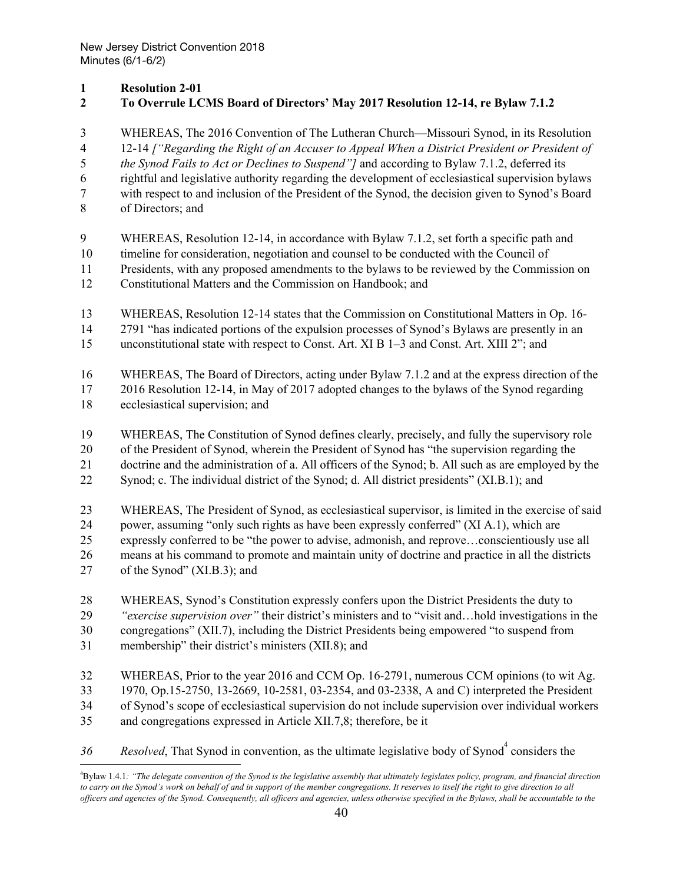**Resolution 2-01**
**To Overrule LCMS Board of Directors' May 2017 Resolution 12-14, re Bylaw 7.1.2**

WHEREAS, The 2016 Convention of The Lutheran Church—Missouri Synod, in its Resolution 12-14 *["Regarding the Right of an Accuser to Appeal When a District President or President of the Synod Fails to Act or Declines to Suspend"]* and according to Bylaw 7.1.2, deferred its rightful and legislative authority regarding the development of ecclesiastical supervision bylaws with respect to and inclusion of the President of the Synod, the decision given to Synod's Board of Directors; and

WHEREAS, Resolution 12-14, in accordance with Bylaw 7.1.2, set forth a specific path and timeline for consideration, negotiation and counsel to be conducted with the Council of Presidents, with any proposed amendments to the bylaws to be reviewed by the Commission on Constitutional Matters and the Commission on Handbook; and

WHEREAS, Resolution 12-14 states that the Commission on Constitutional Matters in Op. 16-2791 "has indicated portions of the expulsion processes of Synod's Bylaws are presently in an unconstitutional state with respect to Const. Art. XI B 1–3 and Const. Art. XIII 2"; and

WHEREAS, The Board of Directors, acting under Bylaw 7.1.2 and at the express direction of the 2016 Resolution 12-14, in May of 2017 adopted changes to the bylaws of the Synod regarding ecclesiastical supervision; and

WHEREAS, The Constitution of Synod defines clearly, precisely, and fully the supervisory role of the President of Synod, wherein the President of Synod has "the supervision regarding the doctrine and the administration of a. All officers of the Synod; b. All such as are employed by the Synod; c. The individual district of the Synod; d. All district presidents" (XI.B.1); and

WHEREAS, The President of Synod, as ecclesiastical supervisor, is limited in the exercise of said power, assuming "only such rights as have been expressly conferred" (XI A.1), which are expressly conferred to be "the power to advise, admonish, and reprove…conscientiously use all means at his command to promote and maintain unity of doctrine and practice in all the districts of the Synod" (XI.B.3); and

WHEREAS, Synod's Constitution expressly confers upon the District Presidents the duty to *"exercise supervision over"* their district's ministers and to "visit and…hold investigations in the congregations" (XII.7), including the District Presidents being empowered "to suspend from membership" their district's ministers (XII.8); and

WHEREAS, Prior to the year 2016 and CCM Op. 16-2791, numerous CCM opinions (to wit Ag. 1970, Op.15-2750, 13-2669, 10-2581, 03-2354, and 03-2338, A and C) interpreted the President of Synod's scope of ecclesiastical supervision do not include supervision over individual workers and congregations expressed in Article XII.7,8; therefore, be it

*Resolved*, That Synod in convention, as the ultimate legislative body of Synod[4] considers the

---

[4]Bylaw 1.4.1*: "The delegate convention of the Synod is the legislative assembly that ultimately legislates policy, program, and financial direction to carry on the Synod's work on behalf of and in support of the member congregations. It reserves to itself the right to give direction to all officers and agencies of the Synod. Consequently, all officers and agencies, unless otherwise specified in the Bylaws, shall be accountable to the*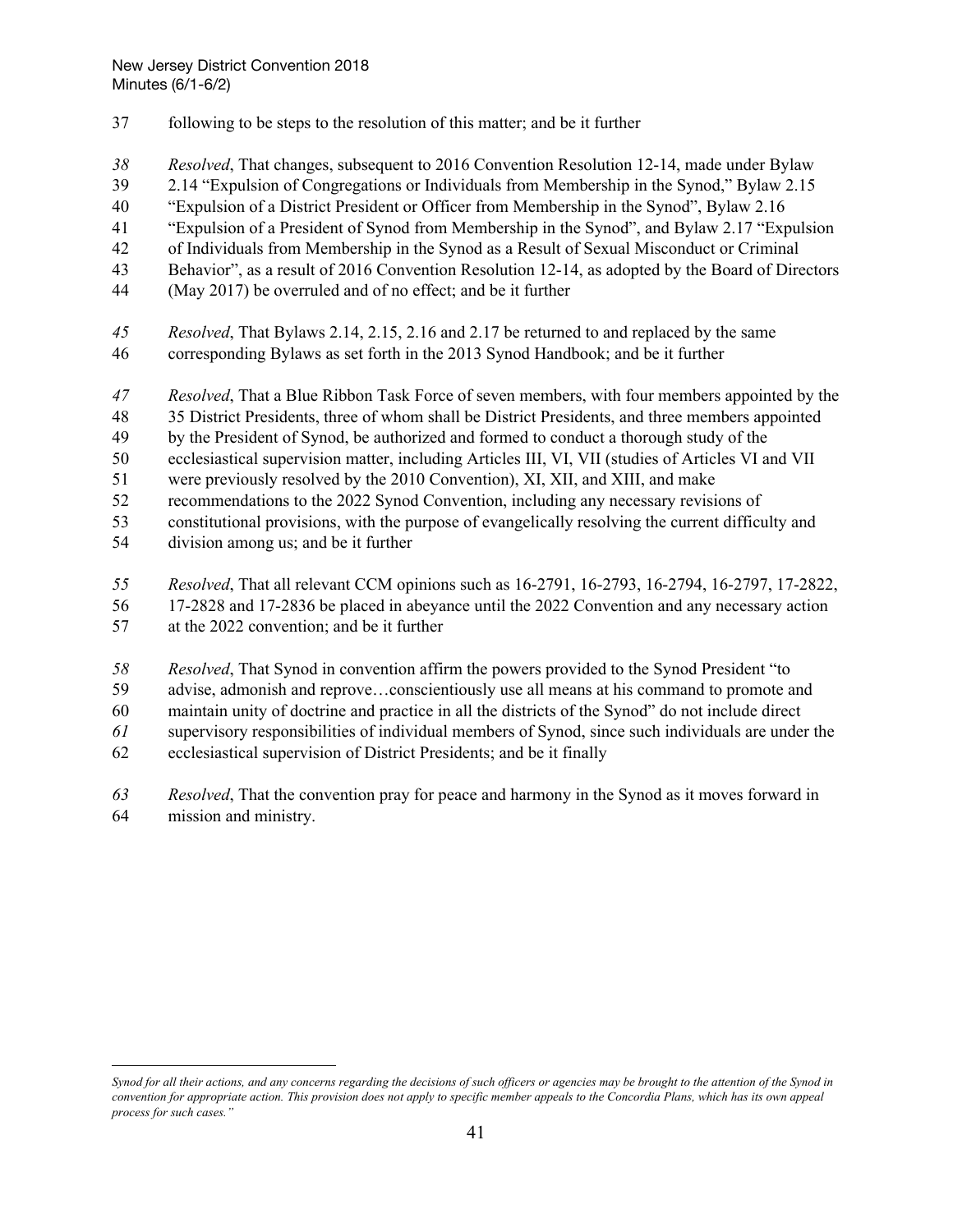following to be steps to the resolution of this matter; and be it further

*Resolved*, That changes, subsequent to 2016 Convention Resolution 12-14, made under Bylaw 2.14 "Expulsion of Congregations or Individuals from Membership in the Synod," Bylaw 2.15 "Expulsion of a District President or Officer from Membership in the Synod", Bylaw 2.16 "Expulsion of a President of Synod from Membership in the Synod", and Bylaw 2.17 "Expulsion of Individuals from Membership in the Synod as a Result of Sexual Misconduct or Criminal Behavior", as a result of 2016 Convention Resolution 12-14, as adopted by the Board of Directors (May 2017) be overruled and of no effect; and be it further

*Resolved*, That Bylaws 2.14, 2.15, 2.16 and 2.17 be returned to and replaced by the same corresponding Bylaws as set forth in the 2013 Synod Handbook; and be it further

*Resolved*, That a Blue Ribbon Task Force of seven members, with four members appointed by the 35 District Presidents, three of whom shall be District Presidents, and three members appointed by the President of Synod, be authorized and formed to conduct a thorough study of the ecclesiastical supervision matter, including Articles III, VI, VII (studies of Articles VI and VII were previously resolved by the 2010 Convention), XI, XII, and XIII, and make recommendations to the 2022 Synod Convention, including any necessary revisions of constitutional provisions, with the purpose of evangelically resolving the current difficulty and division among us; and be it further

*Resolved*, That all relevant CCM opinions such as 16-2791, 16-2793, 16-2794, 16-2797, 17-2822, 17-2828 and 17-2836 be placed in abeyance until the 2022 Convention and any necessary action at the 2022 convention; and be it further

*Resolved*, That Synod in convention affirm the powers provided to the Synod President "to advise, admonish and reprove…conscientiously use all means at his command to promote and maintain unity of doctrine and practice in all the districts of the Synod" do not include direct supervisory responsibilities of individual members of Synod, since such individuals are under the ecclesiastical supervision of District Presidents; and be it finally

*Resolved*, That the convention pray for peace and harmony in the Synod as it moves forward in mission and ministry.

---

*Synod for all their actions, and any concerns regarding the decisions of such officers or agencies may be brought to the attention of the Synod in convention for appropriate action. This provision does not apply to specific member appeals to the Concordia Plans, which has its own appeal process for such cases."*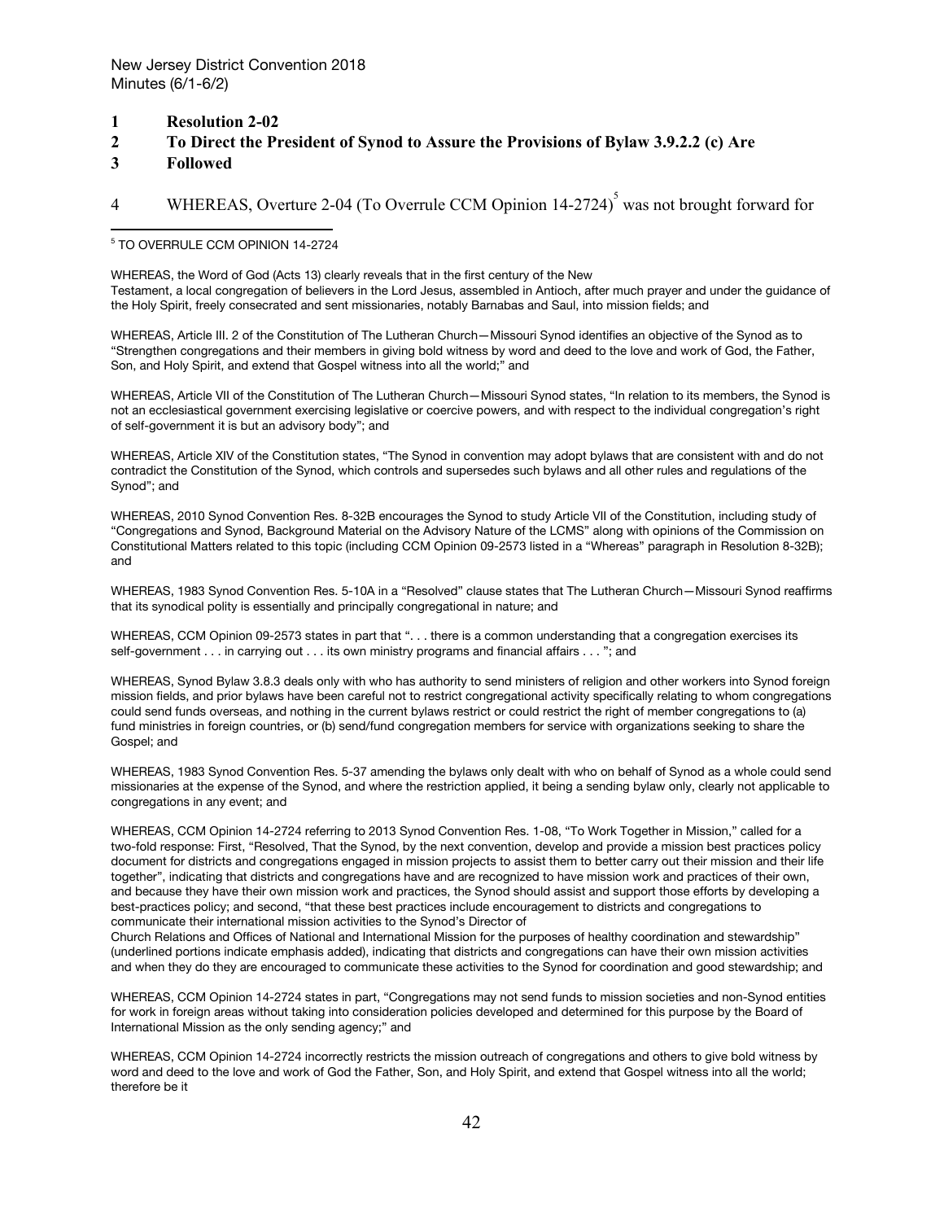**1 Resolution 2-02**

**2 To Direct the President of Synod to Assure the Provisions of Bylaw 3.9.2.2 (c) Are**

**3 Followed**

4 WHEREAS, Overture 2-04 (To Overrule CCM Opinion 14-2724)[5] was not brought forward for

---

[5] TO OVERRULE CCM OPINION 14-2724

WHEREAS, the Word of God (Acts 13) clearly reveals that in the first century of the New Testament, a local congregation of believers in the Lord Jesus, assembled in Antioch, after much prayer and under the guidance of the Holy Spirit, freely consecrated and sent missionaries, notably Barnabas and Saul, into mission fields; and

WHEREAS, Article III. 2 of the Constitution of The Lutheran Church—Missouri Synod identifies an objective of the Synod as to "Strengthen congregations and their members in giving bold witness by word and deed to the love and work of God, the Father, Son, and Holy Spirit, and extend that Gospel witness into all the world;" and

WHEREAS, Article VII of the Constitution of The Lutheran Church—Missouri Synod states, "In relation to its members, the Synod is not an ecclesiastical government exercising legislative or coercive powers, and with respect to the individual congregation's right of self-government it is but an advisory body"; and

WHEREAS, Article XIV of the Constitution states, "The Synod in convention may adopt bylaws that are consistent with and do not contradict the Constitution of the Synod, which controls and supersedes such bylaws and all other rules and regulations of the Synod"; and

WHEREAS, 2010 Synod Convention Res. 8-32B encourages the Synod to study Article VII of the Constitution, including study of "Congregations and Synod, Background Material on the Advisory Nature of the LCMS" along with opinions of the Commission on Constitutional Matters related to this topic (including CCM Opinion 09-2573 listed in a "Whereas" paragraph in Resolution 8-32B); and

WHEREAS, 1983 Synod Convention Res. 5-10A in a "Resolved" clause states that The Lutheran Church—Missouri Synod reaffirms that its synodical polity is essentially and principally congregational in nature; and

WHEREAS, CCM Opinion 09-2573 states in part that ". . . there is a common understanding that a congregation exercises its self-government . . . in carrying out . . . its own ministry programs and financial affairs . . . "; and

WHEREAS, Synod Bylaw 3.8.3 deals only with who has authority to send ministers of religion and other workers into Synod foreign mission fields, and prior bylaws have been careful not to restrict congregational activity specifically relating to whom congregations could send funds overseas, and nothing in the current bylaws restrict or could restrict the right of member congregations to (a) fund ministries in foreign countries, or (b) send/fund congregation members for service with organizations seeking to share the Gospel; and

WHEREAS, 1983 Synod Convention Res. 5-37 amending the bylaws only dealt with who on behalf of Synod as a whole could send missionaries at the expense of the Synod, and where the restriction applied, it being a sending bylaw only, clearly not applicable to congregations in any event; and

WHEREAS, CCM Opinion 14-2724 referring to 2013 Synod Convention Res. 1-08, "To Work Together in Mission," called for a two-fold response: First, "Resolved, That the Synod, by the next convention, develop and provide a mission best practices policy document for districts and congregations engaged in mission projects to assist them to better carry out their mission and their life together", indicating that districts and congregations have and are recognized to have mission work and practices of their own, and because they have their own mission work and practices, the Synod should assist and support those efforts by developing a best-practices policy; and second, "that these best practices include encouragement to districts and congregations to communicate their international mission activities to the Synod's Director of Church Relations and Offices of National and International Mission for the purposes of healthy coordination and stewardship" (underlined portions indicate emphasis added), indicating that districts and congregations can have their own mission activities and when they do they are encouraged to communicate these activities to the Synod for coordination and good stewardship; and

WHEREAS, CCM Opinion 14-2724 states in part, "Congregations may not send funds to mission societies and non-Synod entities for work in foreign areas without taking into consideration policies developed and determined for this purpose by the Board of International Mission as the only sending agency;" and

WHEREAS, CCM Opinion 14-2724 incorrectly restricts the mission outreach of congregations and others to give bold witness by word and deed to the love and work of God the Father, Son, and Holy Spirit, and extend that Gospel witness into all the world; therefore be it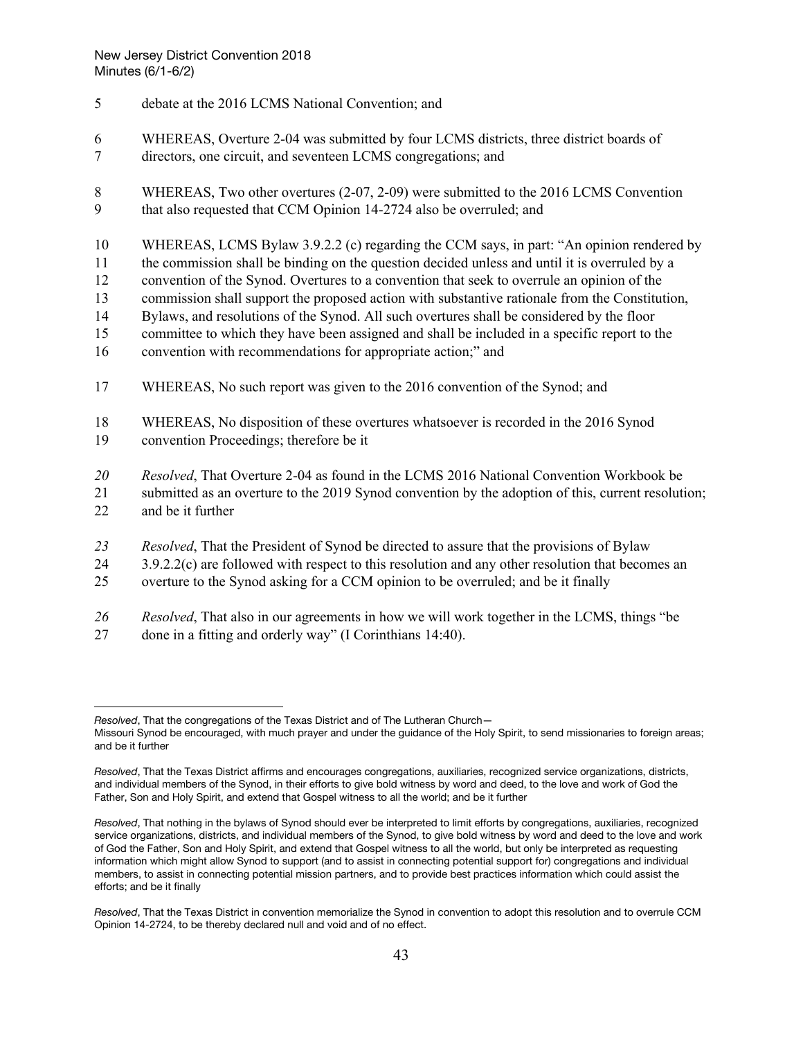debate at the 2016 LCMS National Convention; and

WHEREAS, Overture 2-04 was submitted by four LCMS districts, three district boards of directors, one circuit, and seventeen LCMS congregations; and

WHEREAS, Two other overtures (2-07, 2-09) were submitted to the 2016 LCMS Convention that also requested that CCM Opinion 14-2724 also be overruled; and

WHEREAS, LCMS Bylaw 3.9.2.2 (c) regarding the CCM says, in part: "An opinion rendered by the commission shall be binding on the question decided unless and until it is overruled by a convention of the Synod. Overtures to a convention that seek to overrule an opinion of the commission shall support the proposed action with substantive rationale from the Constitution, Bylaws, and resolutions of the Synod. All such overtures shall be considered by the floor committee to which they have been assigned and shall be included in a specific report to the convention with recommendations for appropriate action;" and

WHEREAS, No such report was given to the 2016 convention of the Synod; and

WHEREAS, No disposition of these overtures whatsoever is recorded in the 2016 Synod convention Proceedings; therefore be it

*Resolved*, That Overture 2-04 as found in the LCMS 2016 National Convention Workbook be submitted as an overture to the 2019 Synod convention by the adoption of this, current resolution; and be it further

*Resolved*, That the President of Synod be directed to assure that the provisions of Bylaw 3.9.2.2(c) are followed with respect to this resolution and any other resolution that becomes an overture to the Synod asking for a CCM opinion to be overruled; and be it finally

*Resolved*, That also in our agreements in how we will work together in the LCMS, things "be done in a fitting and orderly way" (I Corinthians 14:40).

---

*Resolved*, That the congregations of the Texas District and of The Lutheran Church—Missouri Synod be encouraged, with much prayer and under the guidance of the Holy Spirit, to send missionaries to foreign areas; and be it further

*Resolved*, That the Texas District affirms and encourages congregations, auxiliaries, recognized service organizations, districts, and individual members of the Synod, in their efforts to give bold witness by word and deed, to the love and work of God the Father, Son and Holy Spirit, and extend that Gospel witness to all the world; and be it further

*Resolved*, That nothing in the bylaws of Synod should ever be interpreted to limit efforts by congregations, auxiliaries, recognized service organizations, districts, and individual members of the Synod, to give bold witness by word and deed to the love and work of God the Father, Son and Holy Spirit, and extend that Gospel witness to all the world, but only be interpreted as requesting information which might allow Synod to support (and to assist in connecting potential support for) congregations and individual members, to assist in connecting potential mission partners, and to provide best practices information which could assist the efforts; and be it finally

*Resolved*, That the Texas District in convention memorialize the Synod in convention to adopt this resolution and to overrule CCM Opinion 14-2724, to be thereby declared null and void and of no effect.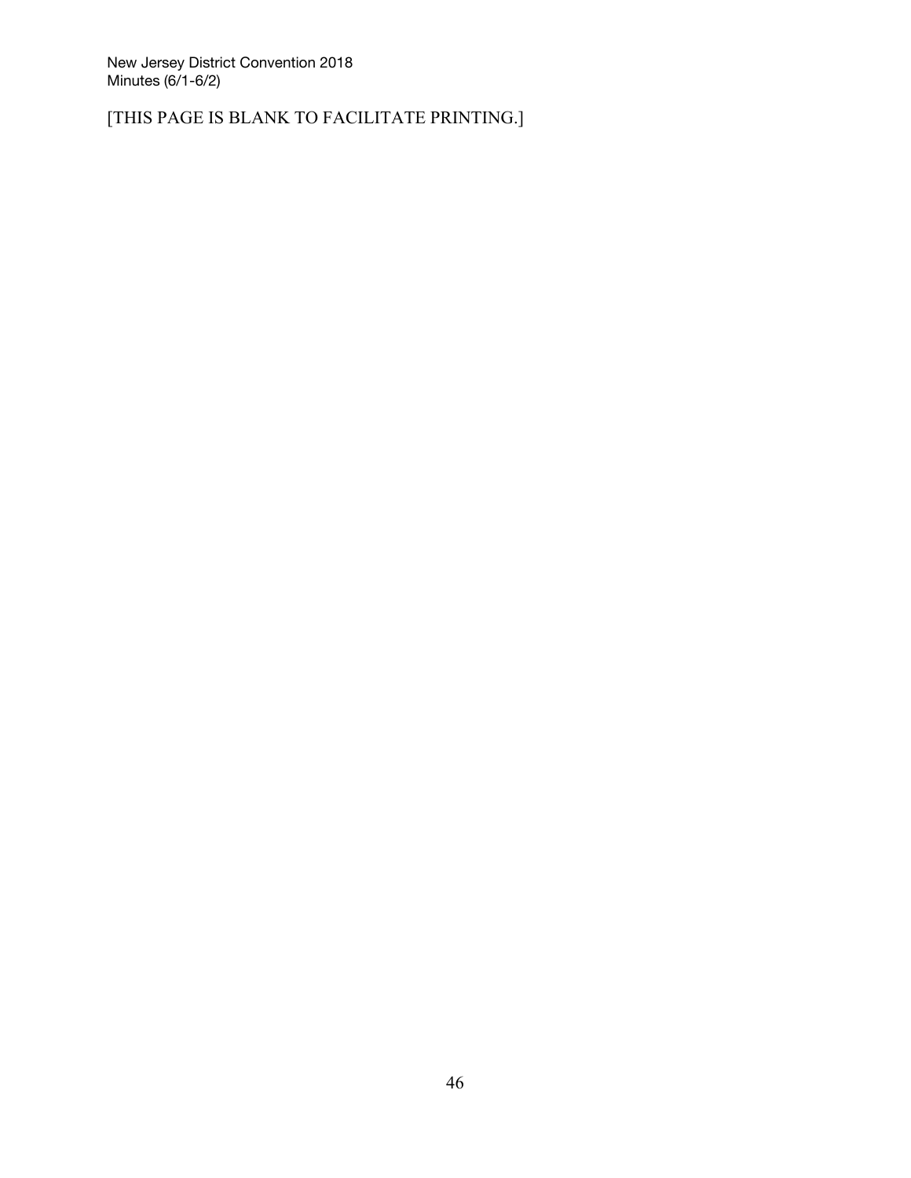[THIS PAGE IS BLANK TO FACILITATE PRINTING.]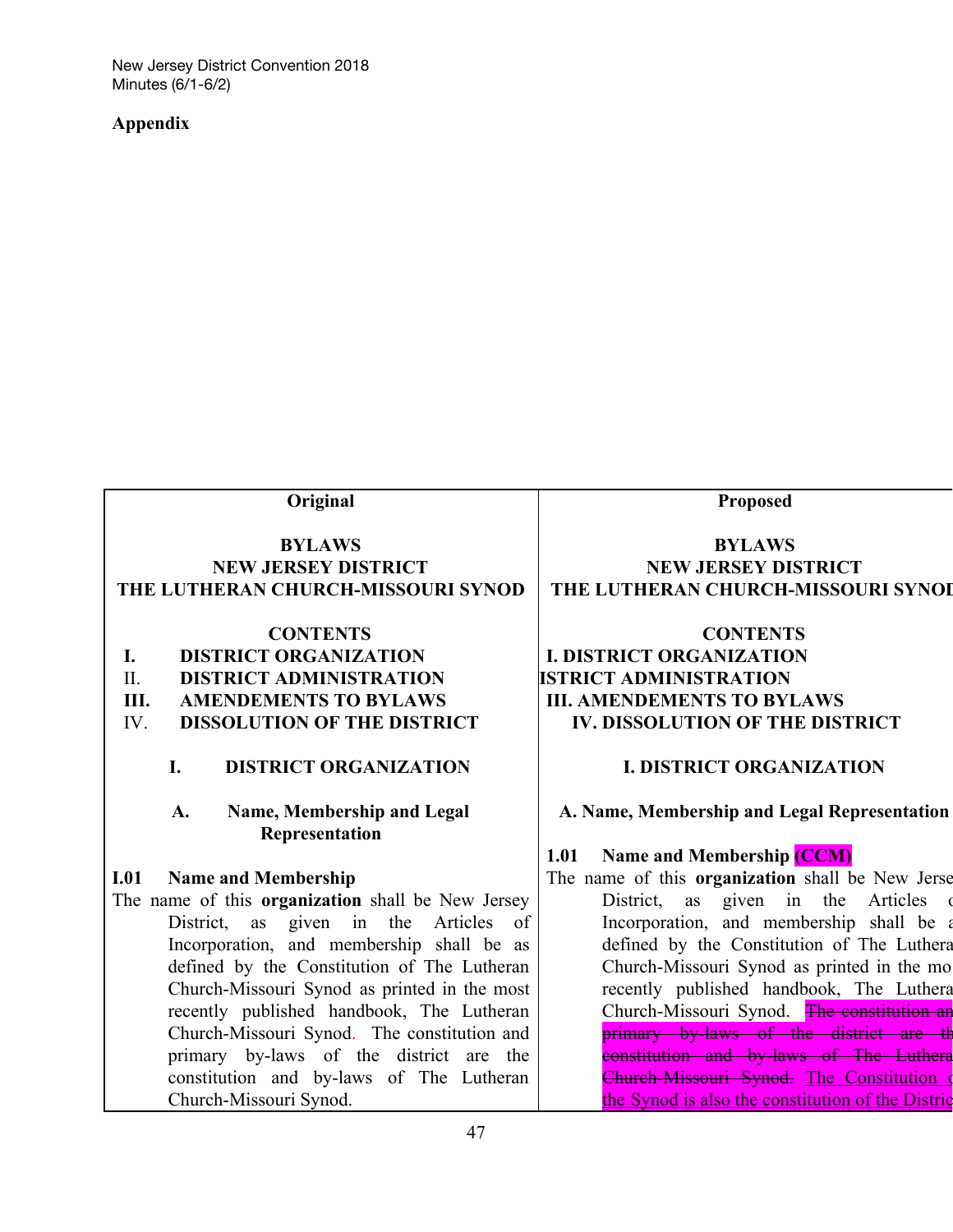New Jersey District Convention 2018
Minutes (6/1-6/2)

**Appendix**

| **Original** | **Proposed** |
|---|---|
| **BYLAWS**<br>**NEW JERSEY DISTRICT**<br>**THE LUTHERAN CHURCH-MISSOURI SYNOD** | **BYLAWS**<br>**NEW JERSEY DISTRICT**<br>**THE LUTHERAN CHURCH-MISSOURI SYNOD** |
| **CONTENTS**<br>**I. DISTRICT ORGANIZATION**<br>II. **DISTRICT ADMINISTRATION**<br>**III. AMENDEMENTS TO BYLAWS**<br>IV. **DISSOLUTION OF THE DISTRICT** | **CONTENTS**<br>**I. DISTRICT ORGANIZATION**<br>**ISTRICT ADMINISTRATION**<br>**III. AMENDEMENTS TO BYLAWS**<br>**IV. DISSOLUTION OF THE DISTRICT** |
| **I. DISTRICT ORGANIZATION** | **I. DISTRICT ORGANIZATION** |
| **A. Name, Membership and Legal Representation** | **A. Name, Membership and Legal Representation** |
| **I.01 Name and Membership**<br>The name of this **organization** shall be New Jersey District, as given in the Articles of Incorporation, and membership shall be as defined by the Constitution of The Lutheran Church-Missouri Synod as printed in the most recently published handbook, The Lutheran Church-Missouri Synod. The constitution and primary by-laws of the district are the constitution and by-laws of The Lutheran Church-Missouri Synod. | **1.01 Name and Membership (CCM)**<br>The name of this **organization** shall be New Jerse District, as given in the Articles o Incorporation, and membership shall be a defined by the Constitution of The Luthera Church-Missouri Synod as printed in the mo recently published handbook, The Luthera Church-Missouri Synod. ~~The constitution an primary by-laws of the district are th constitution and by-laws of The Luthera Church-Missouri Synod.~~ The Constitution o the Synod is also the constitution of the Distric |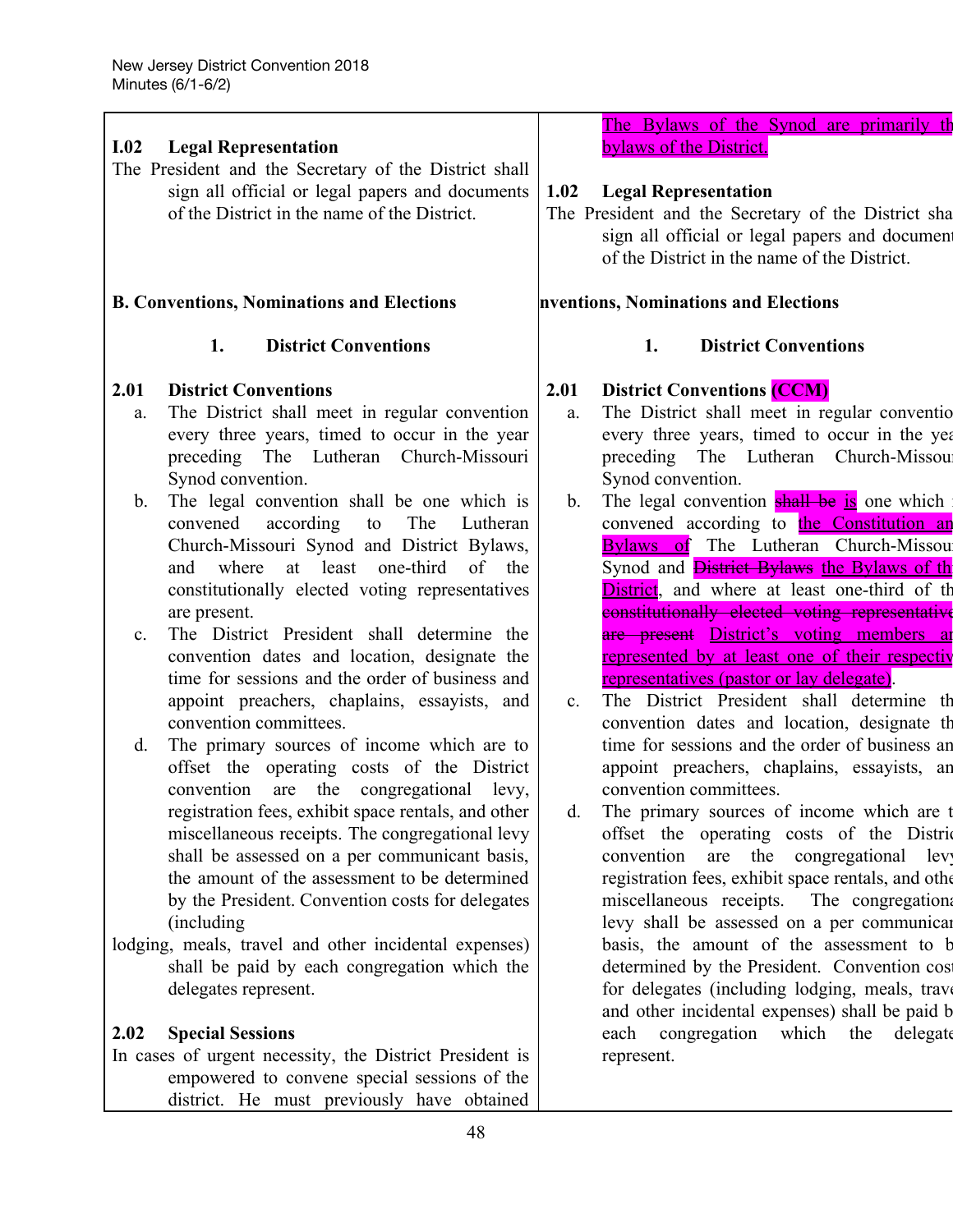| | |
|---|---|
| **I.02 Legal Representation**<br>The President and the Secretary of the District shall sign all official or legal papers and documents of the District in the name of the District. | The Bylaws of the Synod are primarily th bylaws of the District.<br><br>**1.02 Legal Representation**<br>The President and the Secretary of the District sha sign all official or legal papers and document of the District in the name of the District. |
| **B. Conventions, Nominations and Elections** | **nventions, Nominations and Elections** |
| **1. District Conventions** | **1. District Conventions** |
| **2.01 District Conventions**<br>a. The District shall meet in regular convention every three years, timed to occur in the year preceding The Lutheran Church-Missouri Synod convention.<br>b. The legal convention shall be one which is convened according to The Lutheran Church-Missouri Synod and District Bylaws, and where at least one-third of the constitutionally elected voting representatives are present.<br>c. The District President shall determine the convention dates and location, designate the time for sessions and the order of business and appoint preachers, chaplains, essayists, and convention committees.<br>d. The primary sources of income which are to offset the operating costs of the District convention are the congregational levy, registration fees, exhibit space rentals, and other miscellaneous receipts. The congregational levy shall be assessed on a per communicant basis, the amount of the assessment to be determined by the President. Convention costs for delegates (including lodging, meals, travel and other incidental expenses) shall be paid by each congregation which the delegates represent.<br><br>**2.02 Special Sessions**<br>In cases of urgent necessity, the District President is empowered to convene special sessions of the district. He must previously have obtained | **2.01 District Conventions (CCM)**<br>a. The District shall meet in regular conventio every three years, timed to occur in the yea preceding The Lutheran Church-Missou Synod convention.<br>b. The legal convention ~~shall be~~ is one which convened according to the Constitution an Bylaws of The Lutheran Church-Missou Synod and ~~District Bylaws~~ the Bylaws of th District, and where at least one-third of th ~~constitutionally elected voting representativ are present~~ District's voting members ar represented by at least one of their respectiv representatives (pastor or lay delegate).<br>c. The District President shall determine th convention dates and location, designate th time for sessions and the order of business an appoint preachers, chaplains, essayists, an convention committees.<br>d. The primary sources of income which are t offset the operating costs of the Distric convention are the congregational lev registration fees, exhibit space rentals, and othe miscellaneous receipts. The congregationa levy shall be assessed on a per communican basis, the amount of the assessment to b determined by the President. Convention cost for delegates (including lodging, meals, trave and other incidental expenses) shall be paid b each congregation which the delegat represent. |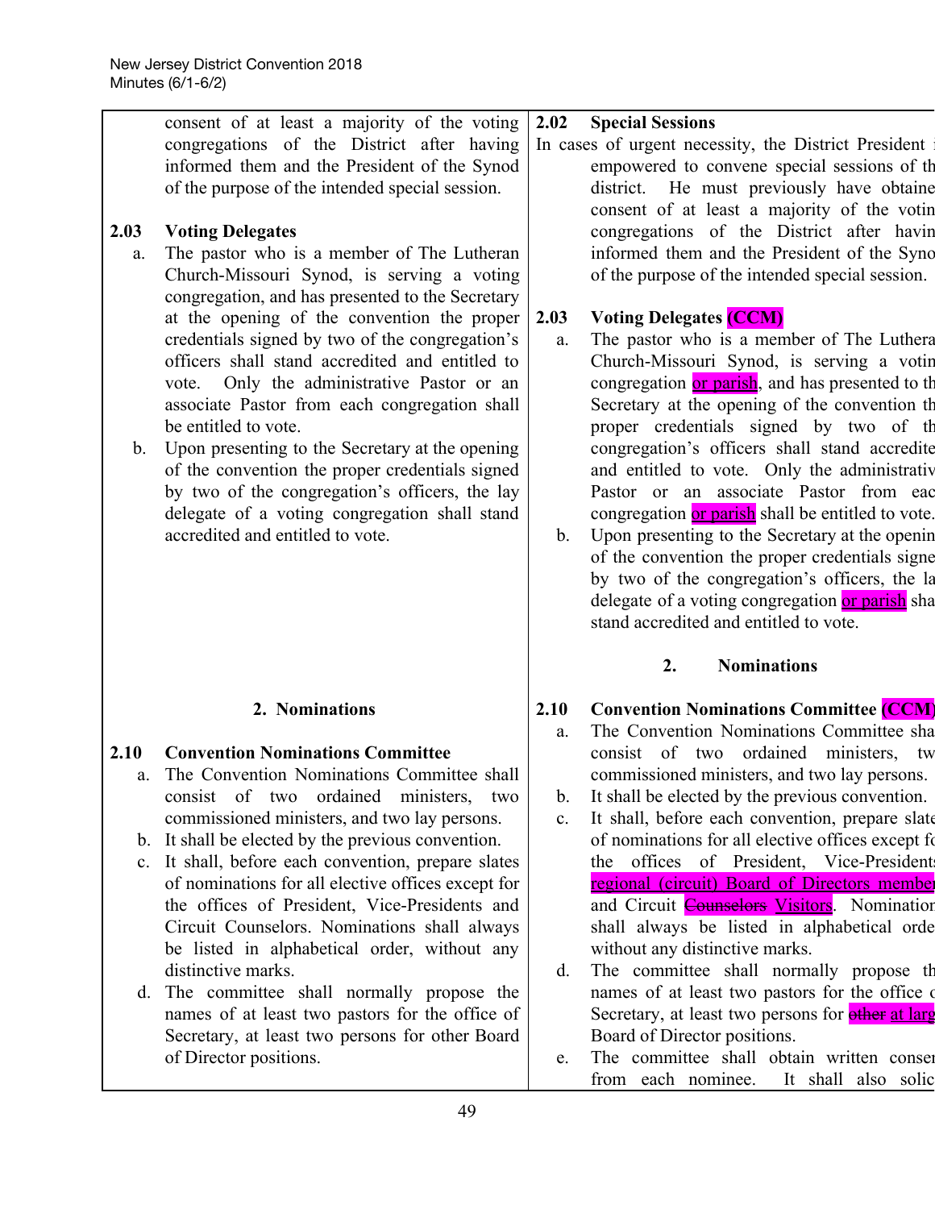consent of at least a majority of the voting congregations of the District after having informed them and the President of the Synod of the purpose of the intended special session.

**2.03 Voting Delegates**

a. The pastor who is a member of The Lutheran Church-Missouri Synod, is serving a voting congregation, and has presented to the Secretary at the opening of the convention the proper credentials signed by two of the congregation's officers shall stand accredited and entitled to vote. Only the administrative Pastor or an associate Pastor from each congregation shall be entitled to vote.

b. Upon presenting to the Secretary at the opening of the convention the proper credentials signed by two of the congregation's officers, the lay delegate of a voting congregation shall stand accredited and entitled to vote.

**2. Nominations**

**2.10 Convention Nominations Committee**

a. The Convention Nominations Committee shall consist of two ordained ministers, two commissioned ministers, and two lay persons.

b. It shall be elected by the previous convention.

c. It shall, before each convention, prepare slates of nominations for all elective offices except for the offices of President, Vice-Presidents and Circuit Counselors. Nominations shall always be listed in alphabetical order, without any distinctive marks.

d. The committee shall normally propose the names of at least two pastors for the office of Secretary, at least two persons for other Board of Director positions.

**2.02 Special Sessions**

In cases of urgent necessity, the District President i[s] empowered to convene special sessions of th[e] district. He must previously have obtaine[d] consent of at least a majority of the votin[g] congregations of the District after havin[g] informed them and the President of the Syno[d] of the purpose of the intended special session.

**2.03 Voting Delegates (CCM)**

a. The pastor who is a member of The Luthera[n] Church-Missouri Synod, is serving a votin[g] congregation <u>or parish</u>, and has presented to th[e] Secretary at the opening of the convention th[e] proper credentials signed by two of th[e] congregation's officers shall stand accredite[d] and entitled to vote. Only the administrativ[e] Pastor or an associate Pastor from eac[h] congregation <u>or parish</u> shall be entitled to vote.

b. Upon presenting to the Secretary at the openin[g] of the convention the proper credentials signe[d] by two of the congregation's officers, the la[y] delegate of a voting congregation <u>or parish</u> sha[ll] stand accredited and entitled to vote.

**2. Nominations**

**2.10 Convention Nominations Committee (CCM)**

a. The Convention Nominations Committee sha[ll] consist of two ordained ministers, tw[o] commissioned ministers, and two lay persons.

b. It shall be elected by the previous convention.

c. It shall, before each convention, prepare slate[s] of nominations for all elective offices except fo[r] the offices of President, Vice-Presidents <u>regional (circuit) Board of Directors member[s]</u> and Circuit ~~Counselors~~ <u>Visitors</u>. Nominatio[ns] shall always be listed in alphabetical orde[r,] without any distinctive marks.

d. The committee shall normally propose th[e] names of at least two pastors for the office o[f] Secretary, at least two persons for ~~other~~ <u>at larg[e]</u> Board of Director positions.

e. The committee shall obtain written conse[nt] from each nominee. It shall also solic[it]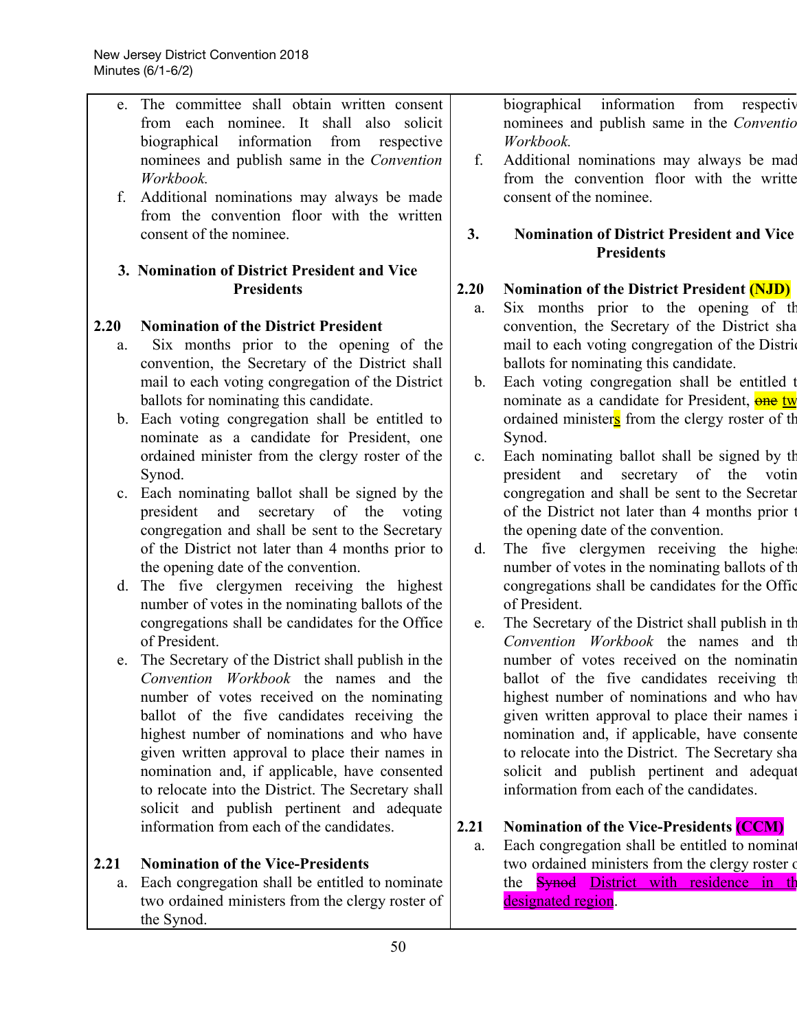| | |
|---|---|
| e. The committee shall obtain written consent from each nominee. It shall also solicit biographical information from respective nominees and publish same in the *Convention Workbook.* | biographical information from respectiv nominees and publish same in the *Conventio Workbook.* |
| f. Additional nominations may always be made from the convention floor with the written consent of the nominee. | f. Additional nominations may always be mad from the convention floor with the writte consent of the nominee. |
| **3. Nomination of District President and Vice Presidents** | **3. Nomination of District President and Vice Presidents** |
| **2.20 Nomination of the District President** | **2.20 Nomination of the District President (NJD)** |
| a. Six months prior to the opening of the convention, the Secretary of the District shall mail to each voting congregation of the District ballots for nominating this candidate. | a. Six months prior to the opening of th convention, the Secretary of the District sha mail to each voting congregation of the Distric ballots for nominating this candidate. |
| b. Each voting congregation shall be entitled to nominate as a candidate for President, one ordained minister from the clergy roster of the Synod. | b. Each voting congregation shall be entitled t nominate as a candidate for President, ~~one~~ tw ordained ministers from the clergy roster of th Synod. |
| c. Each nominating ballot shall be signed by the president and secretary of the voting congregation and shall be sent to the Secretary of the District not later than 4 months prior to the opening date of the convention. | c. Each nominating ballot shall be signed by th president and secretary of the votin congregation and shall be sent to the Secretar of the District not later than 4 months prior t the opening date of the convention. |
| d. The five clergymen receiving the highest number of votes in the nominating ballots of the congregations shall be candidates for the Office of President. | d. The five clergymen receiving the highes number of votes in the nominating ballots of th congregations shall be candidates for the Offic of President. |
| e. The Secretary of the District shall publish in the *Convention Workbook* the names and the number of votes received on the nominating ballot of the five candidates receiving the highest number of nominations and who have given written approval to place their names in nomination and, if applicable, have consented to relocate into the District. The Secretary shall solicit and publish pertinent and adequate information from each of the candidates. | e. The Secretary of the District shall publish in th *Convention Workbook* the names and th number of votes received on the nominatin ballot of the five candidates receiving th highest number of nominations and who hav given written approval to place their names i nomination and, if applicable, have consente to relocate into the District. The Secretary sha solicit and publish pertinent and adequat information from each of the candidates. |
| **2.21 Nomination of the Vice-Presidents** | **2.21 Nomination of the Vice-Presidents (CCM)** |
| a. Each congregation shall be entitled to nominate two ordained ministers from the clergy roster of the Synod. | a. Each congregation shall be entitled to nominat two ordained ministers from the clergy roster o the ~~Synod~~ District with residence in th designated region. |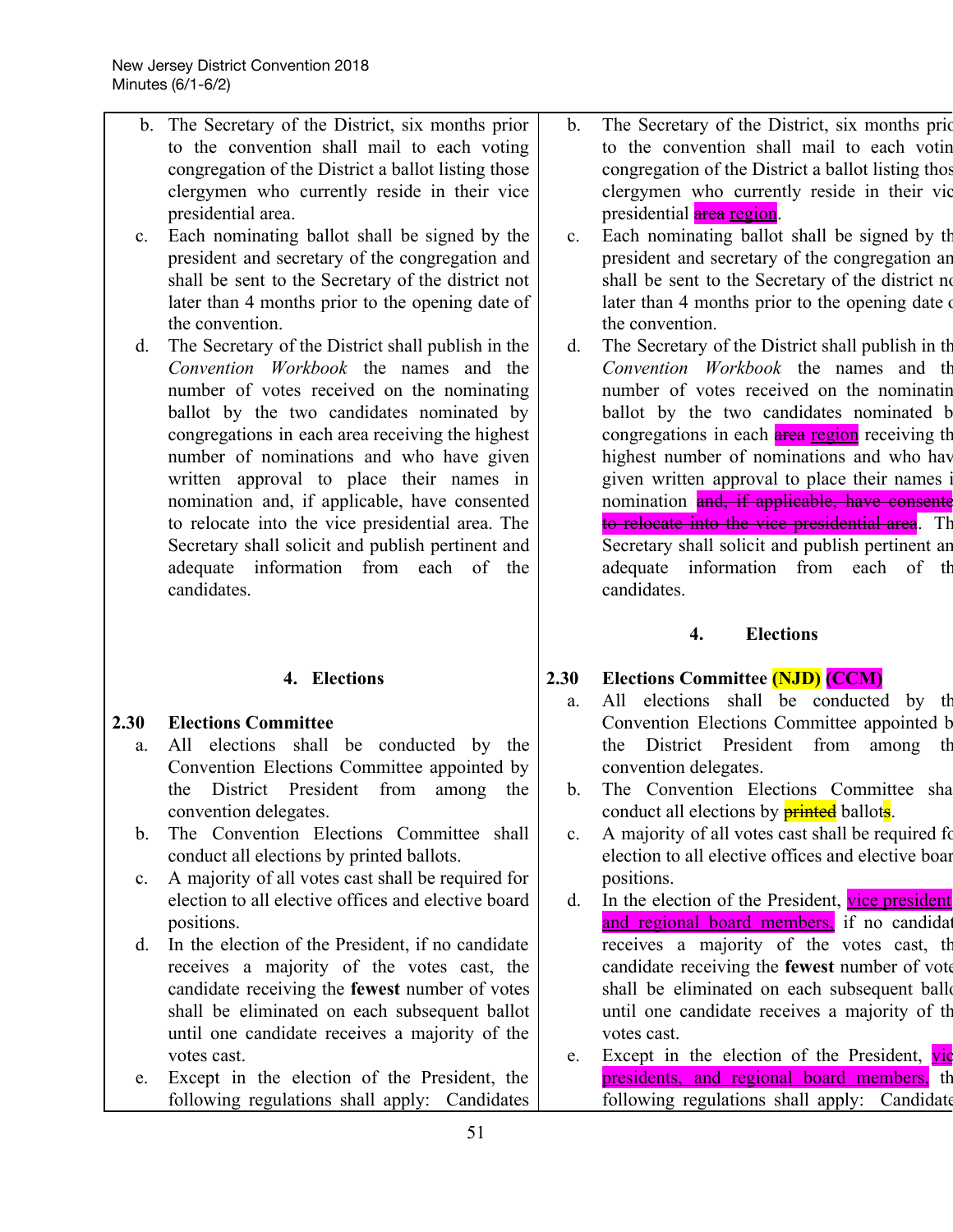| | |
|---|---|
| b. The Secretary of the District, six months prior to the convention shall mail to each voting congregation of the District a ballot listing those clergymen who currently reside in their vice presidential area. | b. The Secretary of the District, six months prio to the convention shall mail to each votin congregation of the District a ballot listing thos clergymen who currently reside in their vic presidential ~~area~~ region. |
| c. Each nominating ballot shall be signed by the president and secretary of the congregation and shall be sent to the Secretary of the district not later than 4 months prior to the opening date of the convention. | c. Each nominating ballot shall be signed by th president and secretary of the congregation an shall be sent to the Secretary of the district no later than 4 months prior to the opening date c the convention. |
| d. The Secretary of the District shall publish in the *Convention Workbook* the names and the number of votes received on the nominating ballot by the two candidates nominated by congregations in each area receiving the highest number of nominations and who have given written approval to place their names in nomination and, if applicable, have consented to relocate into the vice presidential area. The Secretary shall solicit and publish pertinent and adequate information from each of the candidates. | d. The Secretary of the District shall publish in th *Convention Workbook* the names and th number of votes received on the nominatin ballot by the two candidates nominated b congregations in each ~~area~~ region receiving th highest number of nominations and who hav given written approval to place their names i nomination ~~and, if applicable, have consente to relocate into the vice presidential area~~. Th Secretary shall solicit and publish pertinent an adequate information from each of th candidates. |
| **4. Elections** | **4. Elections** |
| **2.30 Elections Committee** | **2.30 Elections Committee (NJD) (CCM)** |
| a. All elections shall be conducted by the Convention Elections Committee appointed by the District President from among the convention delegates. | a. All elections shall be conducted by th Convention Elections Committee appointed b the District President from among th convention delegates. |
| b. The Convention Elections Committee shall conduct all elections by printed ballots. | b. The Convention Elections Committee sha conduct all elections by ~~printed~~ ballots. |
| c. A majority of all votes cast shall be required for election to all elective offices and elective board positions. | c. A majority of all votes cast shall be required fo election to all elective offices and elective boar positions. |
| d. In the election of the President, if no candidate receives a majority of the votes cast, the candidate receiving the **fewest** number of votes shall be eliminated on each subsequent ballot until one candidate receives a majority of the votes cast. | d. In the election of the President, vice president and regional board members, if no candidat receives a majority of the votes cast, th candidate receiving the **fewest** number of vote shall be eliminated on each subsequent ballo until one candidate receives a majority of th votes cast. |
| e. Except in the election of the President, the following regulations shall apply: Candidates | e. Except in the election of the President, vic presidents, and regional board members, th following regulations shall apply: Candidate |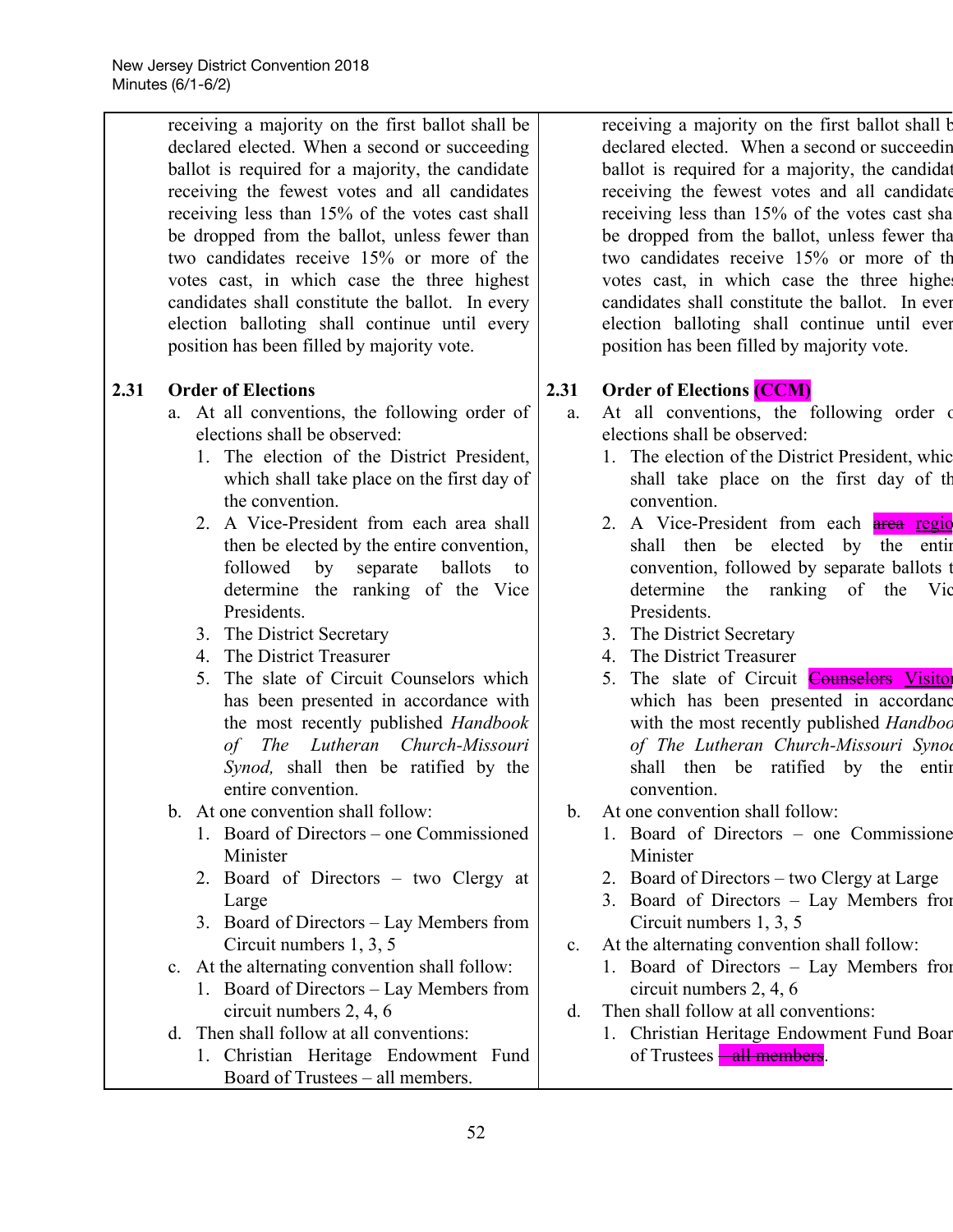| | |
|---|---|
| receiving a majority on the first ballot shall be declared elected. When a second or succeeding ballot is required for a majority, the candidate receiving the fewest votes and all candidates receiving less than 15% of the votes cast shall be dropped from the ballot, unless fewer than two candidates receive 15% or more of the votes cast, in which case the three highest candidates shall constitute the ballot. In every election balloting shall continue until every position has been filled by majority vote. | receiving a majority on the first ballot shall b declared elected. When a second or succeedin ballot is required for a majority, the candidat receiving the fewest votes and all candidate receiving less than 15% of the votes cast sha be dropped from the ballot, unless fewer tha two candidates receive 15% or more of th votes cast, in which case the three highes candidates shall constitute the ballot. In ever election balloting shall continue until ever position has been filled by majority vote. |
| **2.31 Order of Elections**<br>a. At all conventions, the following order of elections shall be observed:<br>1. The election of the District President, which shall take place on the first day of the convention.<br>2. A Vice-President from each area shall then be elected by the entire convention, followed by separate ballots to determine the ranking of the Vice Presidents.<br>3. The District Secretary<br>4. The District Treasurer<br>5. The slate of Circuit Counselors which has been presented in accordance with the most recently published *Handbook of The Lutheran Church-Missouri Synod,* shall then be ratified by the entire convention.<br>b. At one convention shall follow:<br>1. Board of Directors – one Commissioned Minister<br>2. Board of Directors – two Clergy at Large<br>3. Board of Directors – Lay Members from Circuit numbers 1, 3, 5<br>c. At the alternating convention shall follow:<br>1. Board of Directors – Lay Members from circuit numbers 2, 4, 6<br>d. Then shall follow at all conventions:<br>1. Christian Heritage Endowment Fund Board of Trustees – all members. | **2.31 Order of Elections (CCM)**<br>a. At all conventions, the following order c elections shall be observed:<br>1. The election of the District President, whic shall take place on the first day of th convention.<br>2. A Vice-President from each ~~area~~ regio shall then be elected by the entir convention, followed by separate ballots t determine the ranking of the Vic Presidents.<br>3. The District Secretary<br>4. The District Treasurer<br>5. The slate of Circuit ~~Counselors~~ Visitor which has been presented in accordanc with the most recently published *Handboo of The Lutheran Church-Missouri Synod* shall then be ratified by the entir convention.<br>b. At one convention shall follow:<br>1. Board of Directors – one Commissione Minister<br>2. Board of Directors – two Clergy at Large<br>3. Board of Directors – Lay Members fror Circuit numbers 1, 3, 5<br>c. At the alternating convention shall follow:<br>1. Board of Directors – Lay Members fror circuit numbers 2, 4, 6<br>d. Then shall follow at all conventions:<br>1. Christian Heritage Endowment Fund Boar of Trustees ~~– all members~~. |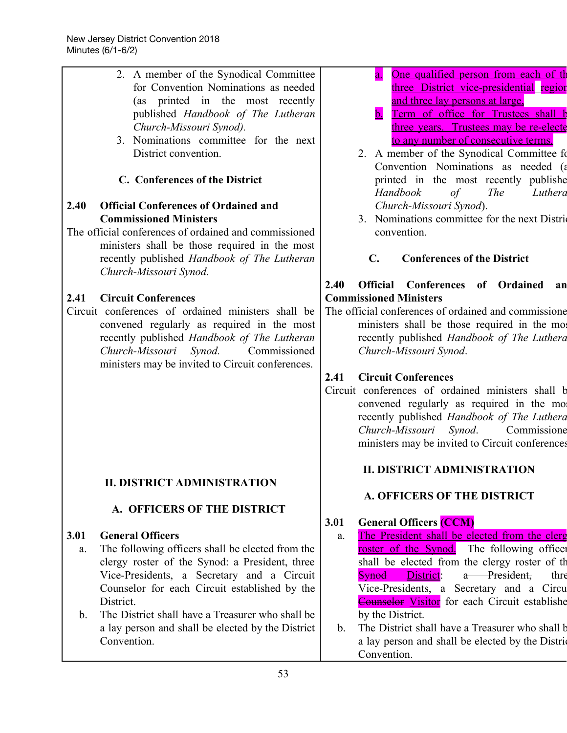2. A member of the Synodical Committee for Convention Nominations as needed (as printed in the most recently published *Handbook of The Lutheran Church-Missouri Synod).*
3. Nominations committee for the next District convention.

**C. Conferences of the District**

**2.40 Official Conferences of Ordained and Commissioned Ministers**

The official conferences of ordained and commissioned ministers shall be those required in the most recently published *Handbook of The Lutheran Church-Missouri Synod.*

**2.41 Circuit Conferences**

Circuit conferences of ordained ministers shall be convened regularly as required in the most recently published *Handbook of The Lutheran Church-Missouri Synod.* Commissioned ministers may be invited to Circuit conferences.

**II. DISTRICT ADMINISTRATION**

**A. OFFICERS OF THE DISTRICT**

**3.01 General Officers**

a. The following officers shall be elected from the clergy roster of the Synod: a President, three Vice-Presidents, a Secretary and a Circuit Counselor for each Circuit established by the District.

b. The District shall have a Treasurer who shall be a lay person and shall be elected by the District Convention.

---

a. <u>One qualified person from each of th</u> <u>three District vice-presidential region</u> <u>and three lay persons at large.</u>

b. <u>Term of office for Trustees shall b</u> <u>three years. Trustees may be re-electe</u> <u>to any number of consecutive terms.</u>

2. A member of the Synodical Committee fo Convention Nominations as needed (a printed in the most recently publishe *Handbook of The Luthera Church-Missouri Synod*).
3. Nominations committee for the next Distric convention.

**C. Conferences of the District**

**2.40 Official Conferences of Ordained an Commissioned Ministers**

The official conferences of ordained and commissione ministers shall be those required in the mos recently published *Handbook of The Luthera Church-Missouri Synod*.

**2.41 Circuit Conferences**

Circuit conferences of ordained ministers shall b convened regularly as required in the mos recently published *Handbook of The Luthera Church-Missouri Synod*. Commissione ministers may be invited to Circuit conferences

**II. DISTRICT ADMINISTRATION**

**A. OFFICERS OF THE DISTRICT**

**3.01 General Officers (CCM)**

a. <u>The President shall be elected from the clerg roster of the Synod.</u> The following officer shall be elected from the clergy roster of th ~~Synod~~ <u>District</u>: ~~a President,~~ thre Vice-Presidents, a Secretary and a Circu ~~Counselor~~ <u>Visitor</u> for each Circuit establishe by the District.

b. The District shall have a Treasurer who shall b a lay person and shall be elected by the Distric Convention.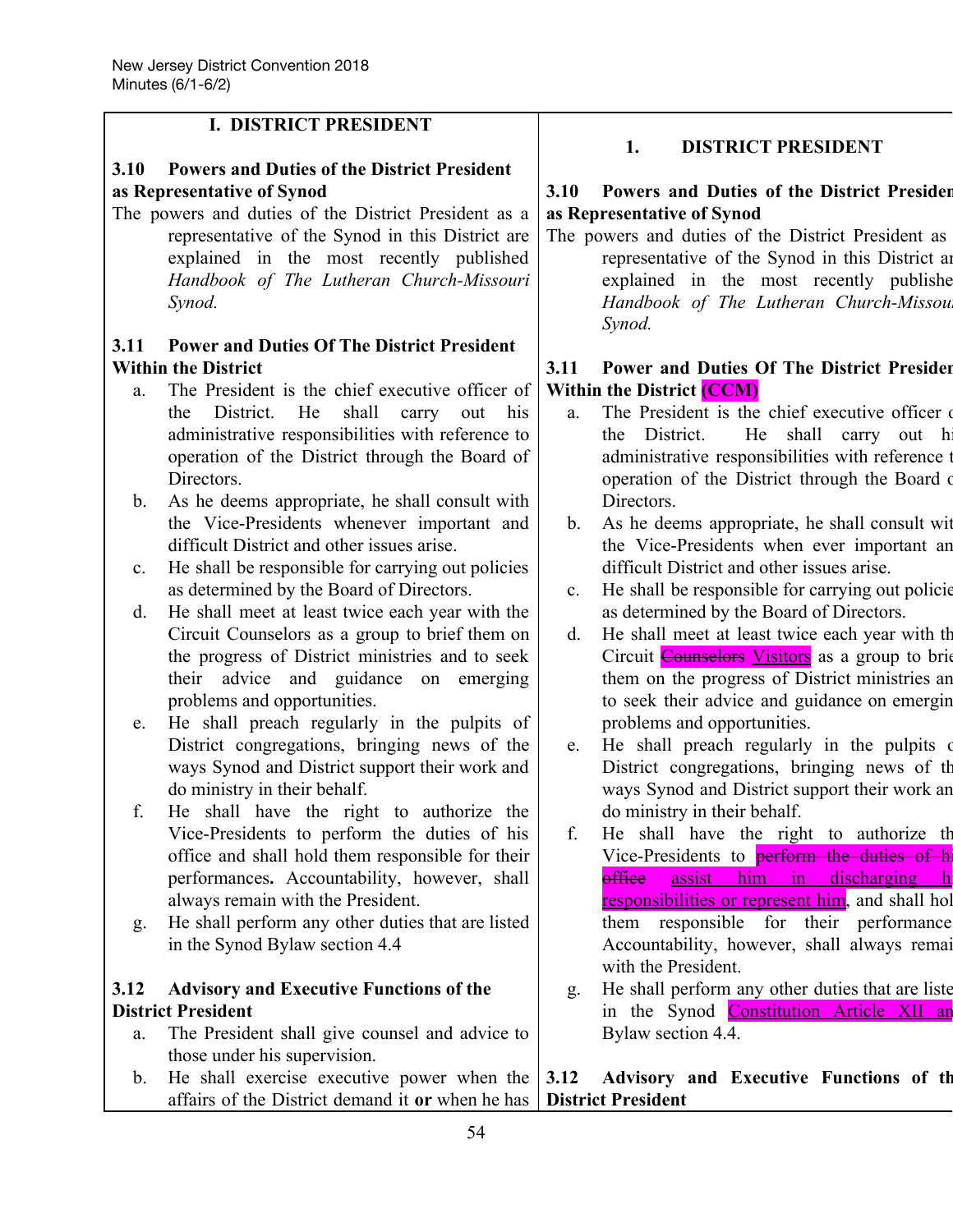| I. DISTRICT PRESIDENT | 1. DISTRICT PRESIDENT |
|---|---|
| **3.10 Powers and Duties of the District President as Representative of Synod** The powers and duties of the District President as a representative of the Synod in this District are explained in the most recently published *Handbook of The Lutheran Church-Missouri Synod.* | **3.10 Powers and Duties of the District President as Representative of Synod** The powers and duties of the District President as a representative of the Synod in this District are explained in the most recently published *Handbook of The Lutheran Church-Missouri Synod.* |
| **3.11 Power and Duties Of The District President Within the District** | **3.11 Power and Duties Of The District President Within the District (CCM)** |
| a. The President is the chief executive officer of the District. He shall carry out his administrative responsibilities with reference to operation of the District through the Board of Directors. | a. The President is the chief executive officer of the District. He shall carry out his administrative responsibilities with reference to operation of the District through the Board of Directors. |
| b. As he deems appropriate, he shall consult with the Vice-Presidents whenever important and difficult District and other issues arise. | b. As he deems appropriate, he shall consult with the Vice-Presidents when ever important and difficult District and other issues arise. |
| c. He shall be responsible for carrying out policies as determined by the Board of Directors. | c. He shall be responsible for carrying out policies as determined by the Board of Directors. |
| d. He shall meet at least twice each year with the Circuit Counselors as a group to brief them on the progress of District ministries and to seek their advice and guidance on emerging problems and opportunities. | d. He shall meet at least twice each year with the Circuit ~~Counselors~~ Visitors as a group to brief them on the progress of District ministries and to seek their advice and guidance on emerging problems and opportunities. |
| e. He shall preach regularly in the pulpits of District congregations, bringing news of the ways Synod and District support their work and do ministry in their behalf. | e. He shall preach regularly in the pulpits of District congregations, bringing news of the ways Synod and District support their work and do ministry in their behalf. |
| f. He shall have the right to authorize the Vice-Presidents to perform the duties of his office and shall hold them responsible for their performances**.** Accountability, however, shall always remain with the President. | f. He shall have the right to authorize the Vice-Presidents to ~~perform the duties of his office~~ assist him in discharging his responsibilities or represent him, and shall hold them responsible for their performance. Accountability, however, shall always remain with the President. |
| g. He shall perform any other duties that are listed in the Synod Bylaw section 4.4 | g. He shall perform any other duties that are listed in the Synod Constitution Article XII and Bylaw section 4.4. |
| **3.12 Advisory and Executive Functions of the District President** | **3.12 Advisory and Executive Functions of the District President** |
| a. The President shall give counsel and advice to those under his supervision. | |
| b. He shall exercise executive power when the affairs of the District demand it **or** when he has | |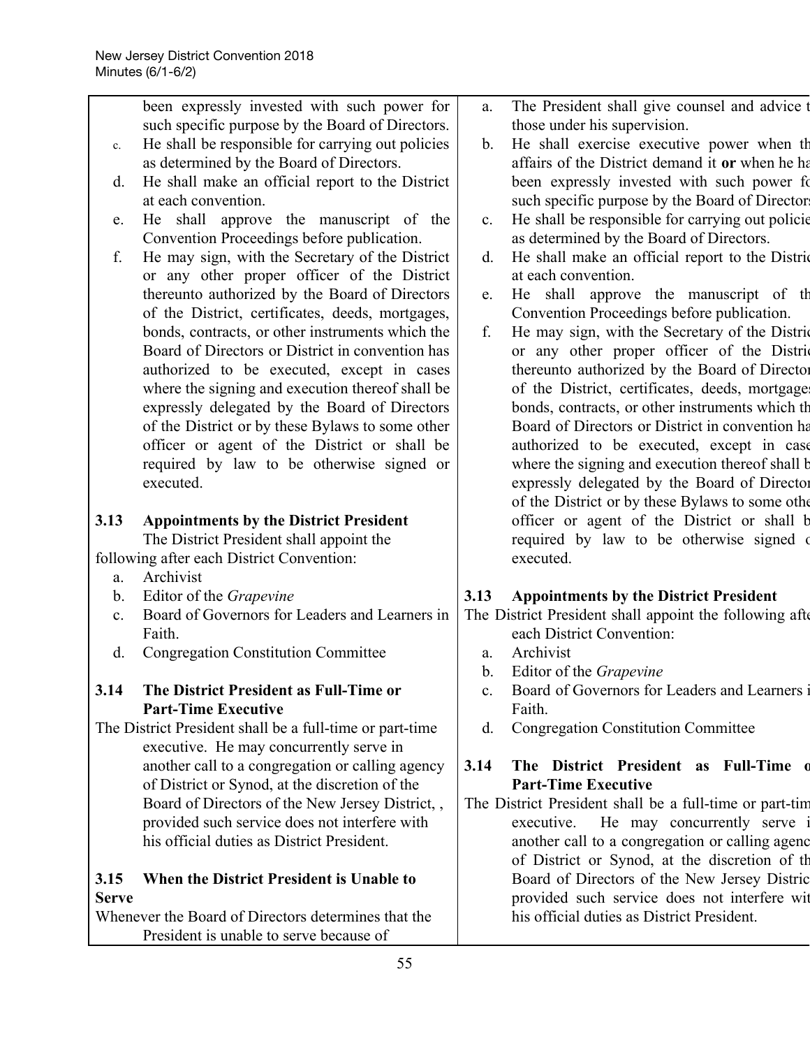been expressly invested with such power for such specific purpose by the Board of Directors.

c. He shall be responsible for carrying out policies as determined by the Board of Directors.
d. He shall make an official report to the District at each convention.
e. He shall approve the manuscript of the Convention Proceedings before publication.
f. He may sign, with the Secretary of the District or any other proper officer of the District thereunto authorized by the Board of Directors of the District, certificates, deeds, mortgages, bonds, contracts, or other instruments which the Board of Directors or District in convention has authorized to be executed, except in cases where the signing and execution thereof shall be expressly delegated by the Board of Directors of the District or by these Bylaws to some other officer or agent of the District or shall be required by law to be otherwise signed or executed.

**3.13 Appointments by the District President**

The District President shall appoint the following after each District Convention:

a. Archivist
b. Editor of the *Grapevine*
c. Board of Governors for Leaders and Learners in Faith.
d. Congregation Constitution Committee

**3.14 The District President as Full-Time or Part-Time Executive**

The District President shall be a full-time or part-time executive. He may concurrently serve in another call to a congregation or calling agency of District or Synod, at the discretion of the Board of Directors of the New Jersey District, , provided such service does not interfere with his official duties as District President.

**3.15 When the District President is Unable to Serve**

Whenever the Board of Directors determines that the President is unable to serve because of

a. The President shall give counsel and advice t those under his supervision.
b. He shall exercise executive power when th affairs of the District demand it **or** when he ha been expressly invested with such power fo such specific purpose by the Board of Directors
c. He shall be responsible for carrying out policie as determined by the Board of Directors.
d. He shall make an official report to the Distric at each convention.
e. He shall approve the manuscript of th Convention Proceedings before publication.
f. He may sign, with the Secretary of the Distric or any other proper officer of the Distric thereunto authorized by the Board of Director of the District, certificates, deeds, mortgages bonds, contracts, or other instruments which th Board of Directors or District in convention ha authorized to be executed, except in case where the signing and execution thereof shall b expressly delegated by the Board of Director of the District or by these Bylaws to some othe officer or agent of the District or shall b required by law to be otherwise signed o executed.

**3.13 Appointments by the District President**

The District President shall appoint the following afte each District Convention:

a. Archivist
b. Editor of the *Grapevine*
c. Board of Governors for Leaders and Learners i Faith.
d. Congregation Constitution Committee

**3.14 The District President as Full-Time o Part-Time Executive**

The District President shall be a full-time or part-tim executive. He may concurrently serve i another call to a congregation or calling agenc of District or Synod, at the discretion of th Board of Directors of the New Jersey Distric provided such service does not interfere wit his official duties as District President.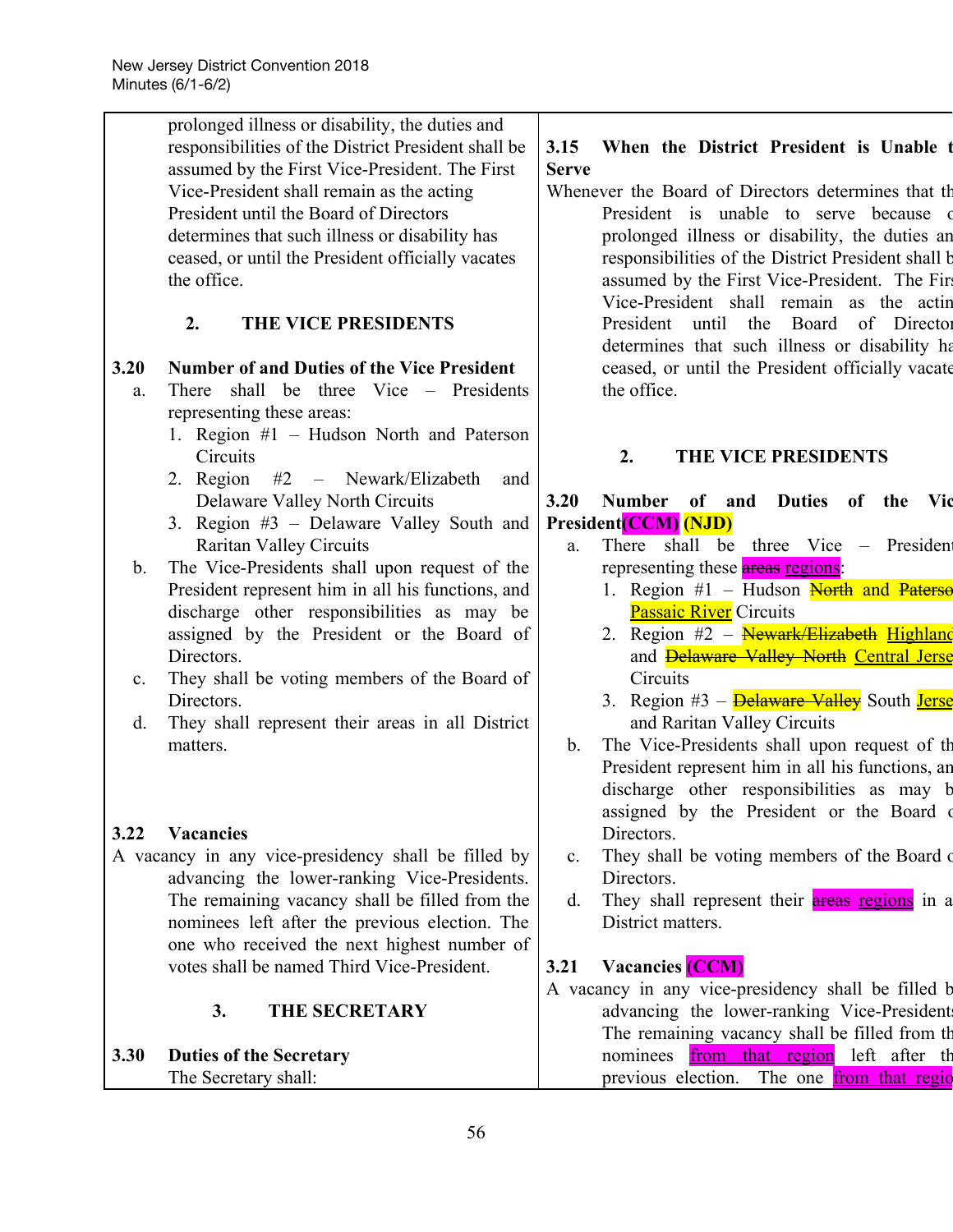prolonged illness or disability, the duties and responsibilities of the District President shall be assumed by the First Vice-President. The First Vice-President shall remain as the acting President until the Board of Directors determines that such illness or disability has ceased, or until the President officially vacates the office.

### 2. THE VICE PRESIDENTS

**3.20 Number of and Duties of the Vice President**

a. There shall be three Vice – Presidents representing these areas:
   1. Region #1 – Hudson North and Paterson Circuits
   2. Region #2 – Newark/Elizabeth and Delaware Valley North Circuits
   3. Region #3 – Delaware Valley South and Raritan Valley Circuits

b. The Vice-Presidents shall upon request of the President represent him in all his functions, and discharge other responsibilities as may be assigned by the President or the Board of Directors.

c. They shall be voting members of the Board of Directors.

d. They shall represent their areas in all District matters.

**3.22 Vacancies**

A vacancy in any vice-presidency shall be filled by advancing the lower-ranking Vice-Presidents. The remaining vacancy shall be filled from the nominees left after the previous election. The one who received the next highest number of votes shall be named Third Vice-President.

### 3. THE SECRETARY

**3.30 Duties of the Secretary**

The Secretary shall:

---

**3.15 When the District President is Unable t[o] Serve**

Whenever the Board of Directors determines that th[e] President is unable to serve because o[f] prolonged illness or disability, the duties an[d] responsibilities of the District President shall b[e] assumed by the First Vice-President. The Firs[t] Vice-President shall remain as the actin[g] President until the Board of Director[s] determines that such illness or disability ha[s] ceased, or until the President officially vacate[s] the office.

### 2. THE VICE PRESIDENTS

**3.20 Number of and Duties of the Vic[e] President(CCM) (NJD)**

a. There shall be three Vice – President[s] representing these ~~areas~~ regions:
   1. Region #1 – Hudson ~~North and Paterso[n]~~ Passaic River Circuits
   2. Region #2 – ~~Newark/Elizabeth~~ Highlan[d] and ~~Delaware Valley North~~ Central Jerse[y] Circuits
   3. Region #3 – ~~Delaware Valley~~ South Jerse[y] and Raritan Valley Circuits

b. The Vice-Presidents shall upon request of th[e] President represent him in all his functions, an[d] discharge other responsibilities as may b[e] assigned by the President or the Board o[f] Directors.

c. They shall be voting members of the Board o[f] Directors.

d. They shall represent their ~~areas~~ regions in a[ll] District matters.

**3.21 Vacancies (CCM)**

A vacancy in any vice-presidency shall be filled b[y] advancing the lower-ranking Vice-President[s]. The remaining vacancy shall be filled from th[e] nominees from that region left after th[e] previous election. The one from that regio[n]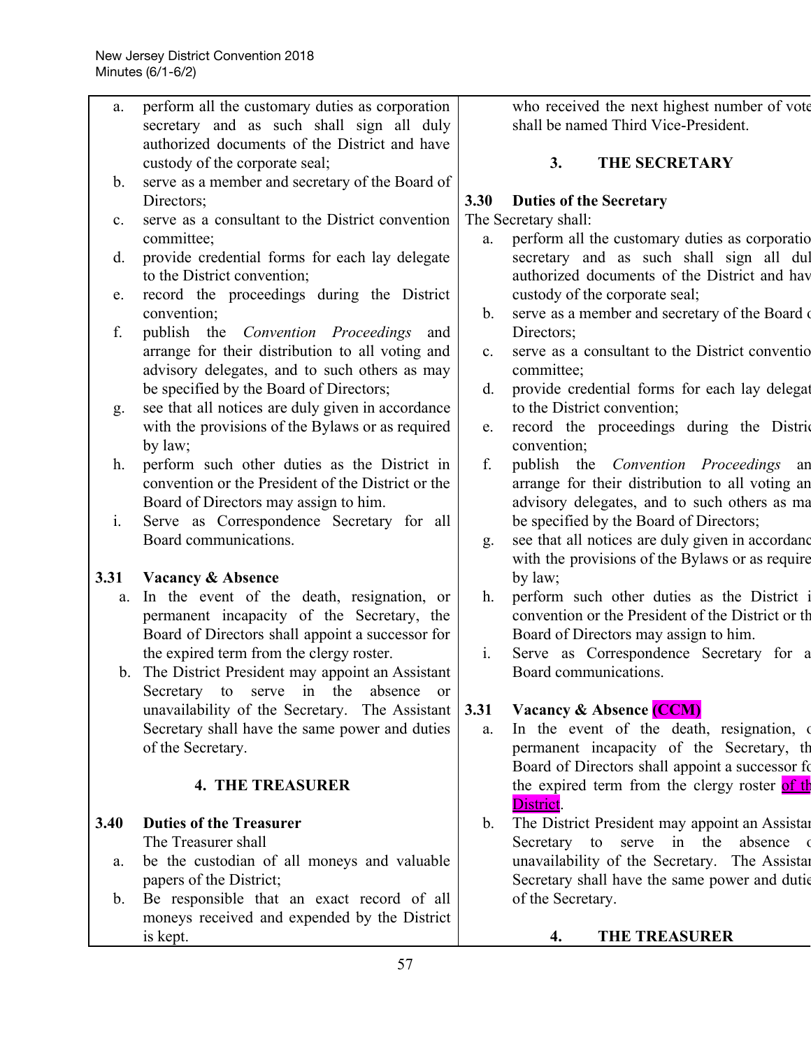| | |
|---|---|
| a. perform all the customary duties as corporation secretary and as such shall sign all duly authorized documents of the District and have custody of the corporate seal;<br>b. serve as a member and secretary of the Board of Directors;<br>c. serve as a consultant to the District convention committee;<br>d. provide credential forms for each lay delegate to the District convention;<br>e. record the proceedings during the District convention;<br>f. publish the *Convention Proceedings* and arrange for their distribution to all voting and advisory delegates, and to such others as may be specified by the Board of Directors;<br>g. see that all notices are duly given in accordance with the provisions of the Bylaws or as required by law;<br>h. perform such other duties as the District in convention or the President of the District or the Board of Directors may assign to him.<br>i. Serve as Correspondence Secretary for all Board communications.<br><br>**3.31 Vacancy & Absence**<br>a. In the event of the death, resignation, or permanent incapacity of the Secretary, the Board of Directors shall appoint a successor for the expired term from the clergy roster.<br>b. The District President may appoint an Assistant Secretary to serve in the absence or unavailability of the Secretary. The Assistant Secretary shall have the same power and duties of the Secretary.<br><br>**4. THE TREASURER**<br><br>**3.40 Duties of the Treasurer**<br>The Treasurer shall<br>a. be the custodian of all moneys and valuable papers of the District;<br>b. Be responsible that an exact record of all moneys received and expended by the District is kept. | who received the next highest number of vote shall be named Third Vice-President.<br><br>**3. THE SECRETARY**<br><br>**3.30 Duties of the Secretary**<br>The Secretary shall:<br>a. perform all the customary duties as corporatio secretary and as such shall sign all dul authorized documents of the District and hav custody of the corporate seal;<br>b. serve as a member and secretary of the Board o Directors;<br>c. serve as a consultant to the District conventio committee;<br>d. provide credential forms for each lay delegat to the District convention;<br>e. record the proceedings during the Distric convention;<br>f. publish the *Convention Proceedings* an arrange for their distribution to all voting an advisory delegates, and to such others as ma be specified by the Board of Directors;<br>g. see that all notices are duly given in accordanc with the provisions of the Bylaws or as require by law;<br>h. perform such other duties as the District i convention or the President of the District or th Board of Directors may assign to him.<br>i. Serve as Correspondence Secretary for a Board communications.<br><br>**3.31 Vacancy & Absence (CCM)**<br>a. In the event of the death, resignation, o permanent incapacity of the Secretary, th Board of Directors shall appoint a successor fo the expired term from the clergy roster <u>of th District</u>.<br>b. The District President may appoint an Assistar Secretary to serve in the absence o unavailability of the Secretary. The Assistar Secretary shall have the same power and dutie of the Secretary.<br><br>**4. THE TREASURER** |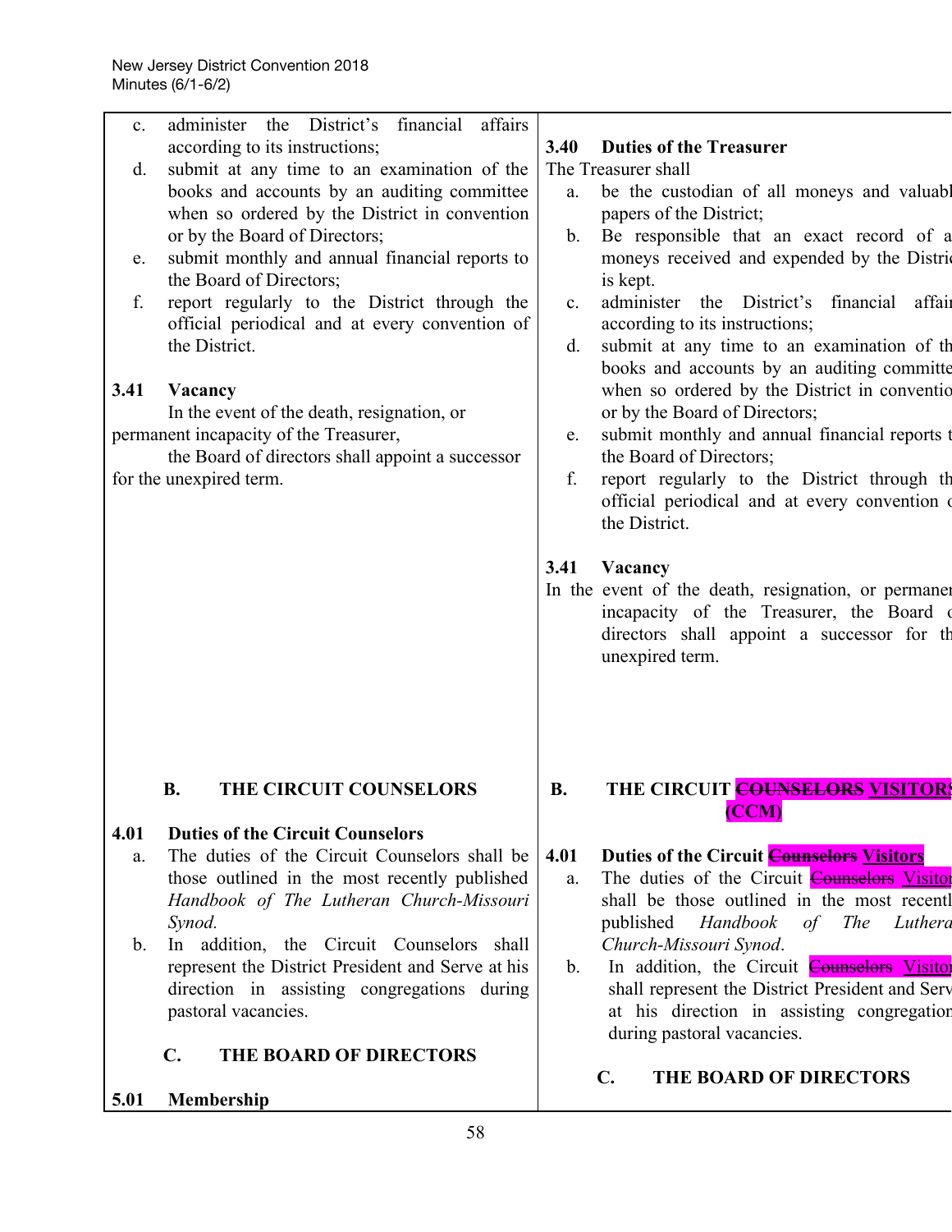| | |
|---|---|
| c. administer the District's financial affairs according to its instructions;<br>d. submit at any time to an examination of the books and accounts by an auditing committee when so ordered by the District in convention or by the Board of Directors;<br>e. submit monthly and annual financial reports to the Board of Directors;<br>f. report regularly to the District through the official periodical and at every convention of the District.<br><br>**3.41 Vacancy**<br>In the event of the death, resignation, or permanent incapacity of the Treasurer, the Board of directors shall appoint a successor for the unexpired term. | **3.40 Duties of the Treasurer**<br>The Treasurer shall<br>a. be the custodian of all moneys and valuabl papers of the District;<br>b. Be responsible that an exact record of a moneys received and expended by the Distric is kept.<br>c. administer the District's financial affair according to its instructions;<br>d. submit at any time to an examination of th books and accounts by an auditing committe when so ordered by the District in conventio or by the Board of Directors;<br>e. submit monthly and annual financial reports t the Board of Directors;<br>f. report regularly to the District through th official periodical and at every convention o the District.<br><br>**3.41 Vacancy**<br>In the event of the death, resignation, or permaner incapacity of the Treasurer, the Board o directors shall appoint a successor for th unexpired term. |
| **B. THE CIRCUIT COUNSELORS**<br><br>**4.01 Duties of the Circuit Counselors**<br>a. The duties of the Circuit Counselors shall be those outlined in the most recently published *Handbook of The Lutheran Church-Missouri Synod.*<br>b. In addition, the Circuit Counselors shall represent the District President and Serve at his direction in assisting congregations during pastoral vacancies.<br><br>**C. THE BOARD OF DIRECTORS**<br><br>**5.01 Membership** | **B. THE CIRCUIT ~~COUNSELORS~~ VISITORS (CCM)**<br><br>**4.01 Duties of the Circuit ~~Counselors~~ Visitors**<br>a. The duties of the Circuit ~~Counselors~~ Visitor shall be those outlined in the most recentl published *Handbook of The Luthera Church-Missouri Synod*.<br>b. In addition, the Circuit ~~Counselors~~ Visitor shall represent the District President and Serv at his direction in assisting congregation during pastoral vacancies.<br><br>**C. THE BOARD OF DIRECTORS** |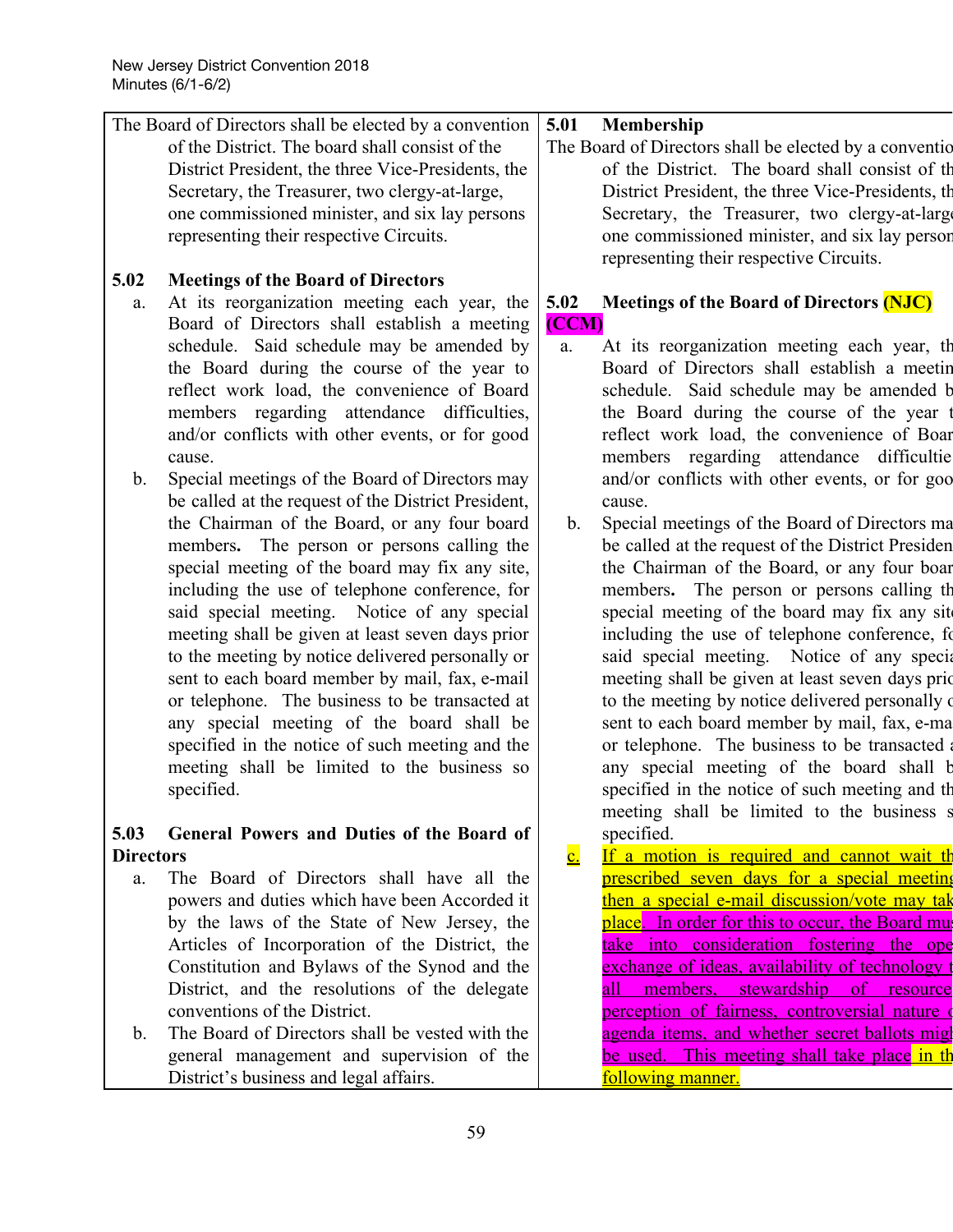| | |
|---|---|
| The Board of Directors shall be elected by a convention of the District. The board shall consist of the District President, the three Vice-Presidents, the Secretary, the Treasurer, two clergy-at-large, one commissioned minister, and six lay persons representing their respective Circuits. | **5.01 Membership** The Board of Directors shall be elected by a conventio of the District. The board shall consist of th District President, the three Vice-Presidents, th Secretary, the Treasurer, two clergy-at-larg one commissioned minister, and six lay person representing their respective Circuits. |
| **5.02 Meetings of the Board of Directors** a. At its reorganization meeting each year, the Board of Directors shall establish a meeting schedule. Said schedule may be amended by the Board during the course of the year to reflect work load, the convenience of Board members regarding attendance difficulties, and/or conflicts with other events, or for good cause. b. Special meetings of the Board of Directors may be called at the request of the District President, the Chairman of the Board, or any four board members. The person or persons calling the special meeting of the board may fix any site, including the use of telephone conference, for said special meeting. Notice of any special meeting shall be given at least seven days prior to the meeting by notice delivered personally or sent to each board member by mail, fax, e-mail or telephone. The business to be transacted at any special meeting of the board shall be specified in the notice of such meeting and the meeting shall be limited to the business so specified. | **5.02 Meetings of the Board of Directors (NJC) (CCM)** a. At its reorganization meeting each year, th Board of Directors shall establish a meetin schedule. Said schedule may be amended b the Board during the course of the year t reflect work load, the convenience of Boar members regarding attendance difficultie and/or conflicts with other events, or for goo cause. b. Special meetings of the Board of Directors ma be called at the request of the District Presiden the Chairman of the Board, or any four boar members. The person or persons calling th special meeting of the board may fix any sit including the use of telephone conference, fo said special meeting. Notice of any specia meeting shall be given at least seven days pric to the meeting by notice delivered personally c sent to each board member by mail, fax, e-ma or telephone. The business to be transacted a any special meeting of the board shall b specified in the notice of such meeting and th meeting shall be limited to the business s specified. c. If a motion is required and cannot wait th prescribed seven days for a special meetin then a special e-mail discussion/vote may tak place. In order for this to occur, the Board mu take into consideration fostering the ope exchange of ideas, availability of technology t all members, stewardship of resource perception of fairness, controversial nature c agenda items, and whether secret ballots migh be used. This meeting shall take place in th following manner. |
| **5.03 General Powers and Duties of the Board of Directors** a. The Board of Directors shall have all the powers and duties which have been Accorded it by the laws of the State of New Jersey, the Articles of Incorporation of the District, the Constitution and Bylaws of the Synod and the District, and the resolutions of the delegate conventions of the District. b. The Board of Directors shall be vested with the general management and supervision of the District's business and legal affairs. | |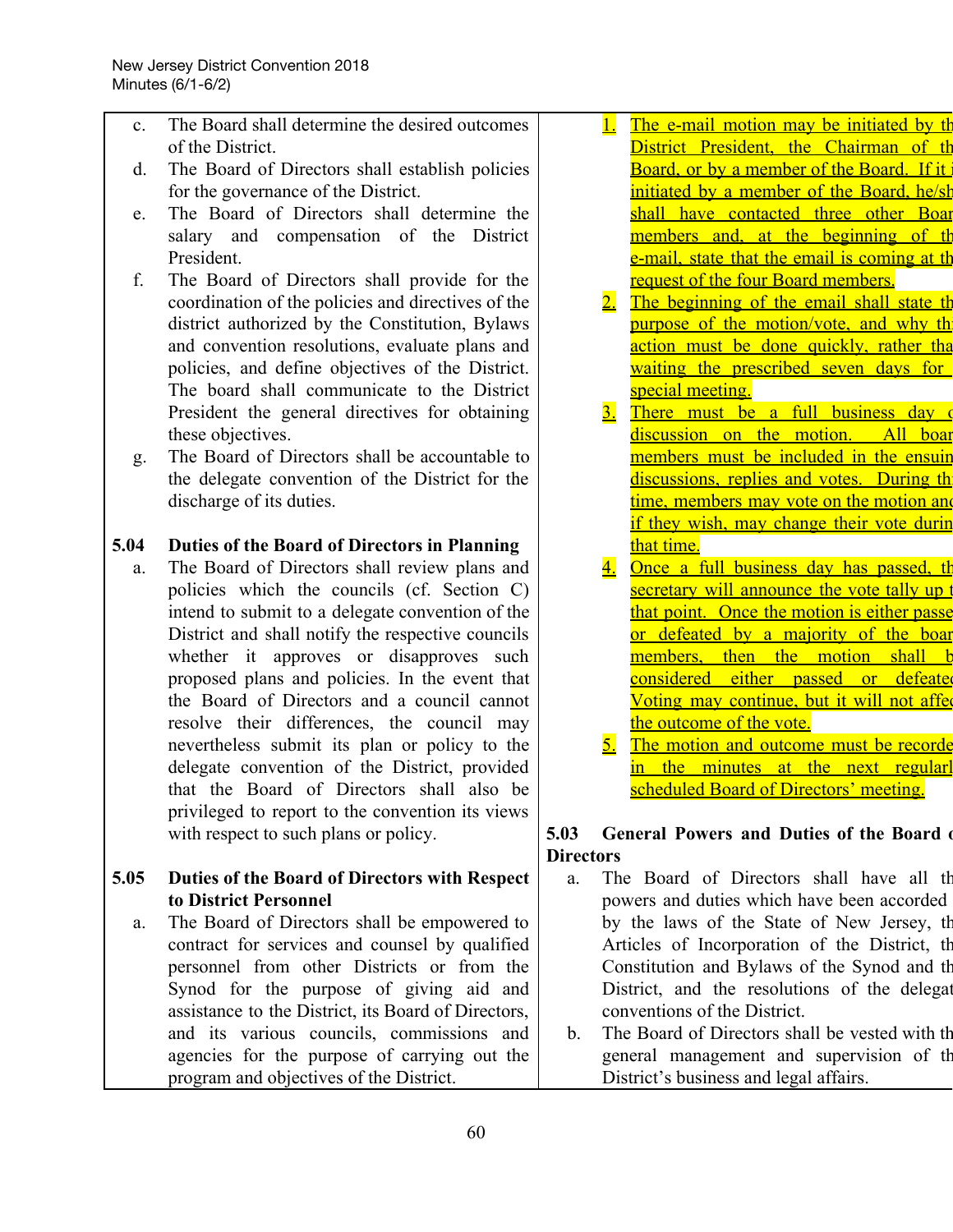c. The Board shall determine the desired outcomes of the District.

d. The Board of Directors shall establish policies for the governance of the District.

e. The Board of Directors shall determine the salary and compensation of the District President.

f. The Board of Directors shall provide for the coordination of the policies and directives of the district authorized by the Constitution, Bylaws and convention resolutions, evaluate plans and policies, and define objectives of the District. The board shall communicate to the District President the general directives for obtaining these objectives.

g. The Board of Directors shall be accountable to the delegate convention of the District for the discharge of its duties.

**5.04 Duties of the Board of Directors in Planning**

a. The Board of Directors shall review plans and policies which the councils (cf. Section C) intend to submit to a delegate convention of the District and shall notify the respective councils whether it approves or disapproves such proposed plans and policies. In the event that the Board of Directors and a council cannot resolve their differences, the council may nevertheless submit its plan or policy to the delegate convention of the District, provided that the Board of Directors shall also be privileged to report to the convention its views with respect to such plans or policy.

**5.05 Duties of the Board of Directors with Respect to District Personnel**

a. The Board of Directors shall be empowered to contract for services and counsel by qualified personnel from other Districts or from the Synod for the purpose of giving aid and assistance to the District, its Board of Directors, and its various councils, commissions and agencies for the purpose of carrying out the program and objectives of the District.

1. The e-mail motion may be initiated by th[e] District President, the Chairman of th[e] Board, or by a member of the Board. If it i[s] initiated by a member of the Board, he/sh[e] shall have contacted three other Boar[d] members and, at the beginning of th[e] e-mail, state that the email is coming at th[e] request of the four Board members.
2. The beginning of the email shall state th[e] purpose of the motion/vote, and why th[e] action must be done quickly, rather tha[n] waiting the prescribed seven days for [a] special meeting.
3. There must be a full business day o[f] discussion on the motion. All boar[d] members must be included in the ensuin[g] discussions, replies and votes. During th[e] time, members may vote on the motion and if they wish, may change their vote durin[g] that time.
4. Once a full business day has passed, th[e] secretary will announce the vote tally up t[o] that point. Once the motion is either passe[d] or defeated by a majority of the boar[d] members, then the motion shall b[e] considered either passed or defeated. Voting may continue, but it will not affec[t] the outcome of the vote.
5. The motion and outcome must be recorde[d] in the minutes at the next regularl[y] scheduled Board of Directors' meeting.

**5.03 General Powers and Duties of the Board o[f] Directors**

a. The Board of Directors shall have all th[e] powers and duties which have been accorded [it] by the laws of the State of New Jersey, th[e] Articles of Incorporation of the District, th[e] Constitution and Bylaws of the Synod and th[e] District, and the resolutions of the delegat[e] conventions of the District.

b. The Board of Directors shall be vested with th[e] general management and supervision of th[e] District's business and legal affairs.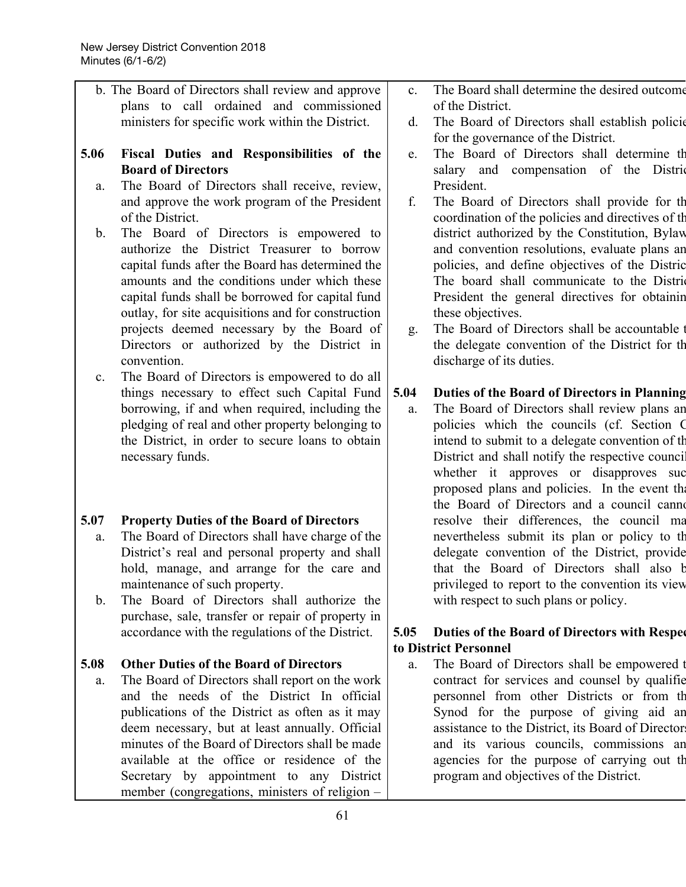b. The Board of Directors shall review and approve plans to call ordained and commissioned ministers for specific work within the District.

**5.06 Fiscal Duties and Responsibilities of the Board of Directors**

a. The Board of Directors shall receive, review, and approve the work program of the President of the District.

b. The Board of Directors is empowered to authorize the District Treasurer to borrow capital funds after the Board has determined the amounts and the conditions under which these capital funds shall be borrowed for capital fund outlay, for site acquisitions and for construction projects deemed necessary by the Board of Directors or authorized by the District in convention.

c. The Board of Directors is empowered to do all things necessary to effect such Capital Fund borrowing, if and when required, including the pledging of real and other property belonging to the District, in order to secure loans to obtain necessary funds.

**5.07 Property Duties of the Board of Directors**

a. The Board of Directors shall have charge of the District's real and personal property and shall hold, manage, and arrange for the care and maintenance of such property.

b. The Board of Directors shall authorize the purchase, sale, transfer or repair of property in accordance with the regulations of the District.

**5.08 Other Duties of the Board of Directors**

a. The Board of Directors shall report on the work and the needs of the District In official publications of the District as often as it may deem necessary, but at least annually. Official minutes of the Board of Directors shall be made available at the office or residence of the Secretary by appointment to any District member (congregations, ministers of religion –

c. The Board shall determine the desired outcome of the District.

d. The Board of Directors shall establish policie for the governance of the District.

e. The Board of Directors shall determine th salary and compensation of the Distric President.

f. The Board of Directors shall provide for th coordination of the policies and directives of th district authorized by the Constitution, Bylaw and convention resolutions, evaluate plans an policies, and define objectives of the Distric The board shall communicate to the Distric President the general directives for obtainin these objectives.

g. The Board of Directors shall be accountable t the delegate convention of the District for th discharge of its duties.

**5.04 Duties of the Board of Directors in Planning**

a. The Board of Directors shall review plans an policies which the councils (cf. Section C intend to submit to a delegate convention of th District and shall notify the respective council whether it approves or disapproves suc proposed plans and policies. In the event tha the Board of Directors and a council canno resolve their differences, the council ma nevertheless submit its plan or policy to th delegate convention of the District, provide that the Board of Directors shall also b privileged to report to the convention its view with respect to such plans or policy.

**5.05 Duties of the Board of Directors with Respec to District Personnel**

a. The Board of Directors shall be empowered t contract for services and counsel by qualifie personnel from other Districts or from th Synod for the purpose of giving aid an assistance to the District, its Board of Directors and its various councils, commissions an agencies for the purpose of carrying out th program and objectives of the District.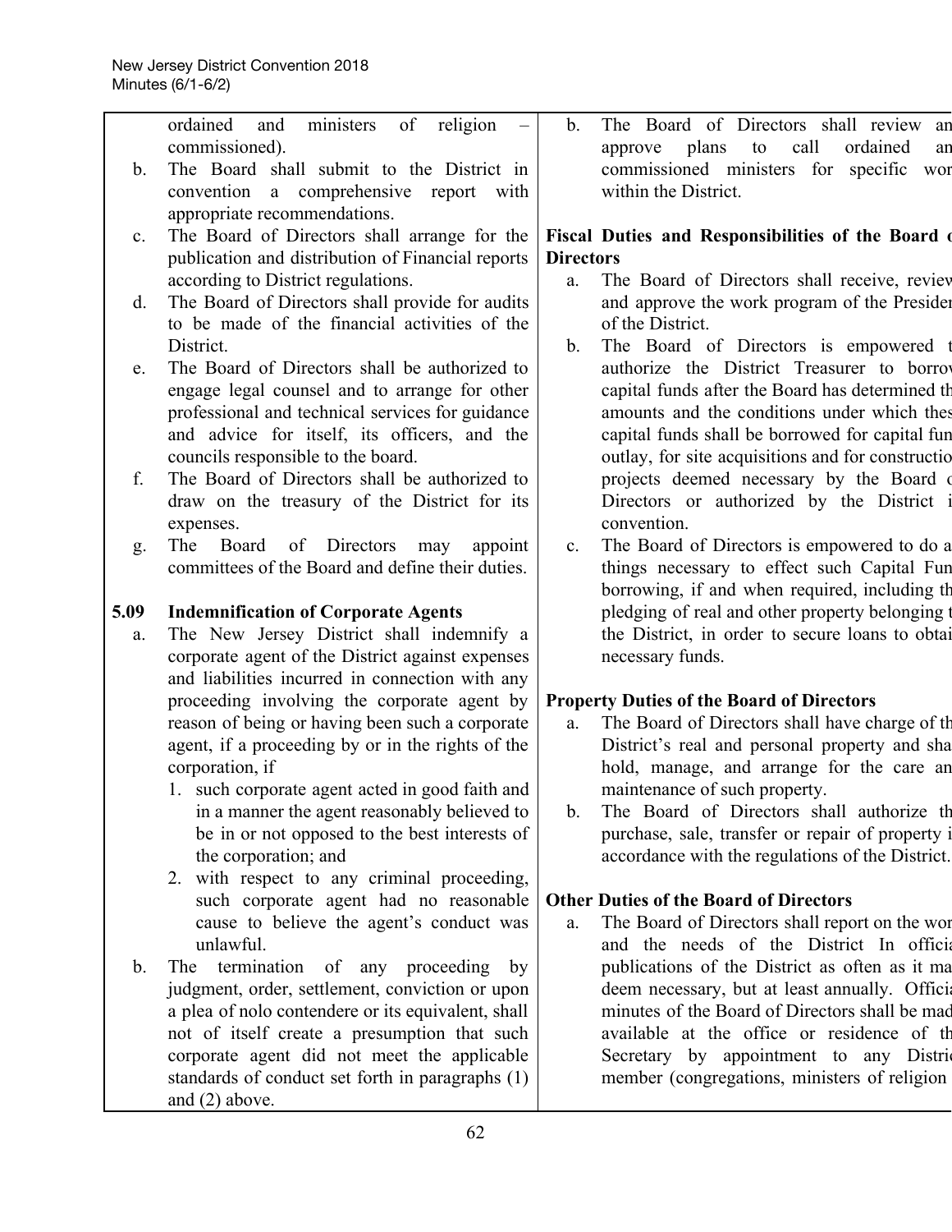ordained and ministers of religion – commissioned).

b. The Board shall submit to the District in convention a comprehensive report with appropriate recommendations.

c. The Board of Directors shall arrange for the publication and distribution of Financial reports according to District regulations.

d. The Board of Directors shall provide for audits to be made of the financial activities of the District.

e. The Board of Directors shall be authorized to engage legal counsel and to arrange for other professional and technical services for guidance and advice for itself, its officers, and the councils responsible to the board.

f. The Board of Directors shall be authorized to draw on the treasury of the District for its expenses.

g. The Board of Directors may appoint committees of the Board and define their duties.

**5.09 Indemnification of Corporate Agents**

a. The New Jersey District shall indemnify a corporate agent of the District against expenses and liabilities incurred in connection with any proceeding involving the corporate agent by reason of being or having been such a corporate agent, if a proceeding by or in the rights of the corporation, if

1. such corporate agent acted in good faith and in a manner the agent reasonably believed to be in or not opposed to the best interests of the corporation; and
2. with respect to any criminal proceeding, such corporate agent had no reasonable cause to believe the agent's conduct was unlawful.

b. The termination of any proceeding by judgment, order, settlement, conviction or upon a plea of nolo contendere or its equivalent, shall not of itself create a presumption that such corporate agent did not meet the applicable standards of conduct set forth in paragraphs (1) and (2) above.

b. The Board of Directors shall review an approve plans to call ordained an commissioned ministers for specific wor within the District.

**Fiscal Duties and Responsibilities of the Board o Directors**

a. The Board of Directors shall receive, review and approve the work program of the Presiden of the District.

b. The Board of Directors is empowered t authorize the District Treasurer to borrow capital funds after the Board has determined th amounts and the conditions under which thes capital funds shall be borrowed for capital fun outlay, for site acquisitions and for constructio projects deemed necessary by the Board o Directors or authorized by the District i convention.

c. The Board of Directors is empowered to do a things necessary to effect such Capital Fun borrowing, if and when required, including th pledging of real and other property belonging t the District, in order to secure loans to obtai necessary funds.

**Property Duties of the Board of Directors**

a. The Board of Directors shall have charge of th District's real and personal property and sha hold, manage, and arrange for the care an maintenance of such property.

b. The Board of Directors shall authorize th purchase, sale, transfer or repair of property i accordance with the regulations of the District.

**Other Duties of the Board of Directors**

a. The Board of Directors shall report on the wor and the needs of the District In officia publications of the District as often as it ma deem necessary, but at least annually. Officia minutes of the Board of Directors shall be mad available at the office or residence of th Secretary by appointment to any Distric member (congregations, ministers of religion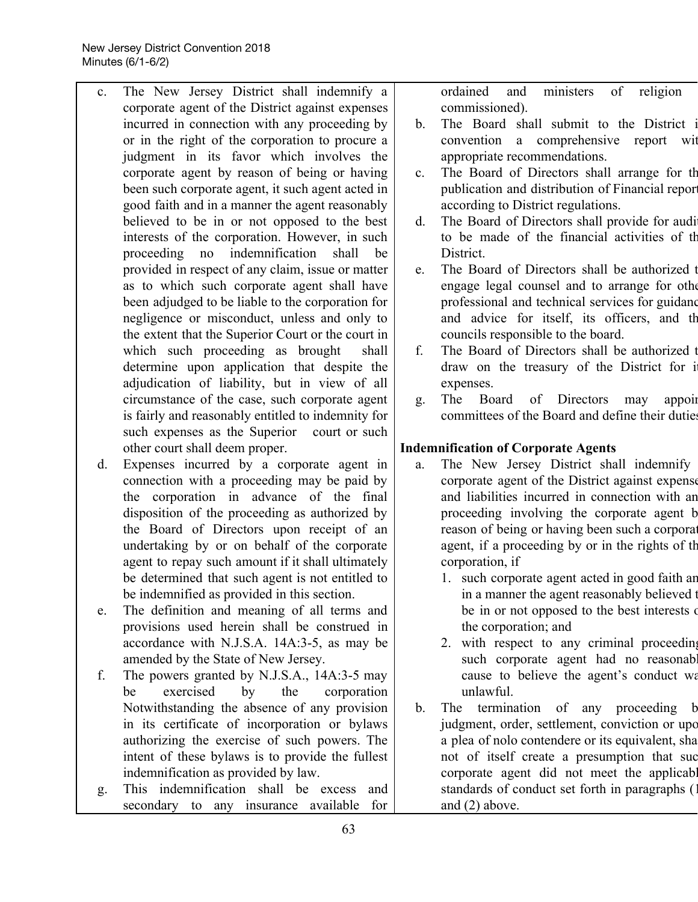c. The New Jersey District shall indemnify a corporate agent of the District against expenses incurred in connection with any proceeding by or in the right of the corporation to procure a judgment in its favor which involves the corporate agent by reason of being or having been such corporate agent, it such agent acted in good faith and in a manner the agent reasonably believed to be in or not opposed to the best interests of the corporation. However, in such proceeding no indemnification shall be provided in respect of any claim, issue or matter as to which such corporate agent shall have been adjudged to be liable to the corporation for negligence or misconduct, unless and only to the extent that the Superior Court or the court in which such proceeding as brought shall determine upon application that despite the adjudication of liability, but in view of all circumstance of the case, such corporate agent is fairly and reasonably entitled to indemnity for such expenses as the Superior court or such other court shall deem proper.

d. Expenses incurred by a corporate agent in connection with a proceeding may be paid by the corporation in advance of the final disposition of the proceeding as authorized by the Board of Directors upon receipt of an undertaking by or on behalf of the corporate agent to repay such amount if it shall ultimately be determined that such agent is not entitled to be indemnified as provided in this section.

e. The definition and meaning of all terms and provisions used herein shall be construed in accordance with N.J.S.A. 14A:3-5, as may be amended by the State of New Jersey.

f. The powers granted by N.J.S.A., 14A:3-5 may be exercised by the corporation Notwithstanding the absence of any provision in its certificate of incorporation or bylaws authorizing the exercise of such powers. The intent of these bylaws is to provide the fullest indemnification as provided by law.

g. This indemnification shall be excess and secondary to any insurance available for

ordained and ministers of religion commissioned).

b. The Board shall submit to the District i convention a comprehensive report wit appropriate recommendations.

c. The Board of Directors shall arrange for th publication and distribution of Financial report according to District regulations.

d. The Board of Directors shall provide for audit to be made of the financial activities of th District.

e. The Board of Directors shall be authorized t engage legal counsel and to arrange for othe professional and technical services for guidanc and advice for itself, its officers, and th councils responsible to the board.

f. The Board of Directors shall be authorized t draw on the treasury of the District for it expenses.

g. The Board of Directors may appoi committees of the Board and define their duties

**Indemnification of Corporate Agents**

a. The New Jersey District shall indemnify corporate agent of the District against expense and liabilities incurred in connection with an proceeding involving the corporate agent b reason of being or having been such a corporat agent, if a proceeding by or in the rights of th corporation, if
   1. such corporate agent acted in good faith an in a manner the agent reasonably believed t be in or not opposed to the best interests o the corporation; and
   2. with respect to any criminal proceedin such corporate agent had no reasonabl cause to believe the agent's conduct wa unlawful.

b. The termination of any proceeding b judgment, order, settlement, conviction or upo a plea of nolo contendere or its equivalent, sha not of itself create a presumption that suc corporate agent did not meet the applicabl standards of conduct set forth in paragraphs (1 and (2) above.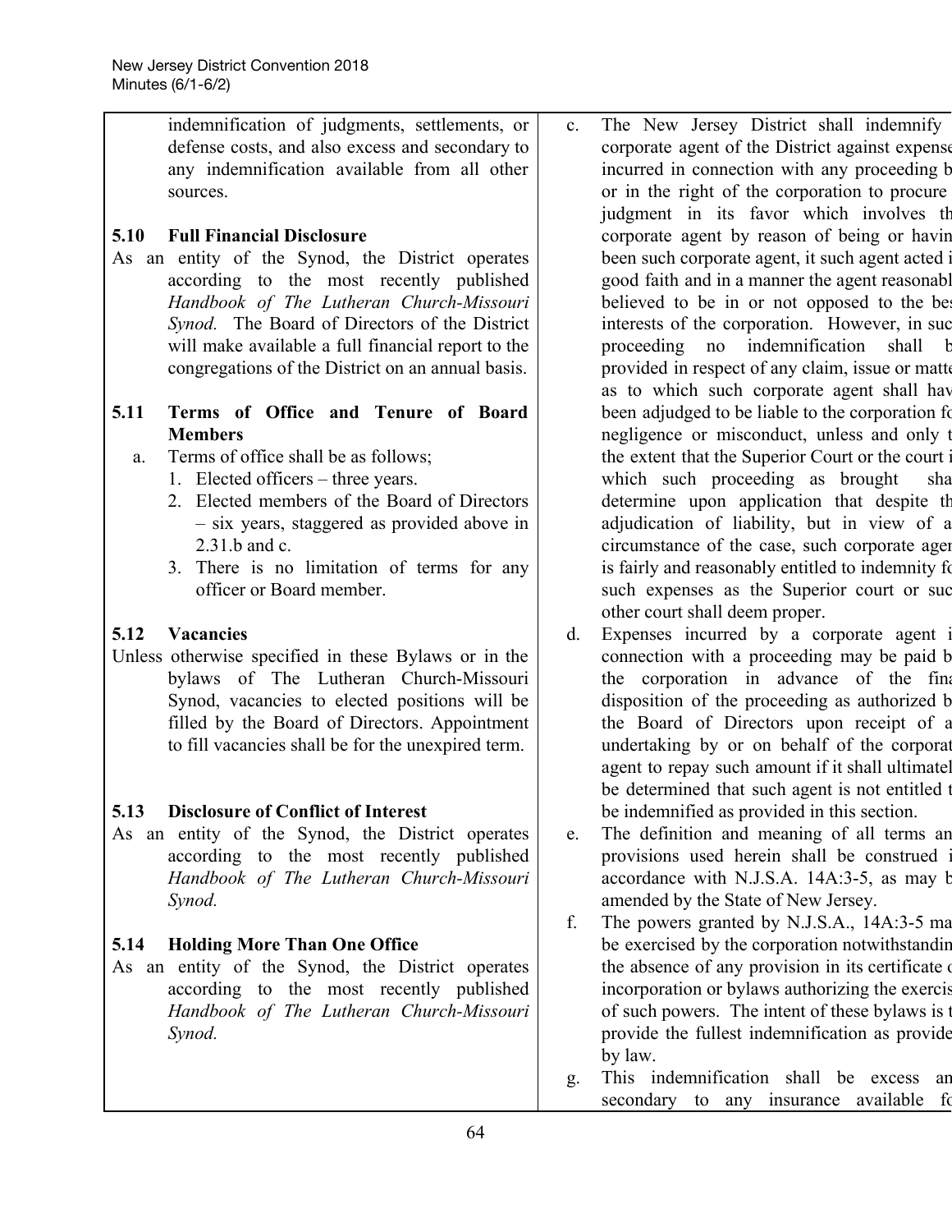indemnification of judgments, settlements, or defense costs, and also excess and secondary to any indemnification available from all other sources.

**5.10 Full Financial Disclosure**

As an entity of the Synod, the District operates according to the most recently published *Handbook of The Lutheran Church-Missouri Synod.* The Board of Directors of the District will make available a full financial report to the congregations of the District on an annual basis.

**5.11 Terms of Office and Tenure of Board Members**

a. Terms of office shall be as follows;
   1. Elected officers – three years.
   2. Elected members of the Board of Directors – six years, staggered as provided above in 2.31.b and c.
   3. There is no limitation of terms for any officer or Board member.

**5.12 Vacancies**

Unless otherwise specified in these Bylaws or in the bylaws of The Lutheran Church-Missouri Synod, vacancies to elected positions will be filled by the Board of Directors. Appointment to fill vacancies shall be for the unexpired term.

**5.13 Disclosure of Conflict of Interest**

As an entity of the Synod, the District operates according to the most recently published *Handbook of The Lutheran Church-Missouri Synod.*

**5.14 Holding More Than One Office**

As an entity of the Synod, the District operates according to the most recently published *Handbook of The Lutheran Church-Missouri Synod.*

c. The New Jersey District shall indemnify corporate agent of the District against expense incurred in connection with any proceeding b or in the right of the corporation to procure judgment in its favor which involves th corporate agent by reason of being or havin been such corporate agent, it such agent acted i good faith and in a manner the agent reasonabl believed to be in or not opposed to the bes interests of the corporation. However, in suc proceeding no indemnification shall b provided in respect of any claim, issue or matte as to which such corporate agent shall hav been adjudged to be liable to the corporation fo negligence or misconduct, unless and only t the extent that the Superior Court or the court i which such proceeding as brought sha determine upon application that despite th adjudication of liability, but in view of a circumstance of the case, such corporate agen is fairly and reasonably entitled to indemnity fo such expenses as the Superior court or suc other court shall deem proper.

d. Expenses incurred by a corporate agent i connection with a proceeding may be paid b the corporation in advance of the fina disposition of the proceeding as authorized b the Board of Directors upon receipt of a undertaking by or on behalf of the corporat agent to repay such amount if it shall ultimatel be determined that such agent is not entitled t be indemnified as provided in this section.

e. The definition and meaning of all terms an provisions used herein shall be construed i accordance with N.J.S.A. 14A:3-5, as may b amended by the State of New Jersey.

f. The powers granted by N.J.S.A., 14A:3-5 ma be exercised by the corporation notwithstandin the absence of any provision in its certificate o incorporation or bylaws authorizing the exercis of such powers. The intent of these bylaws is t provide the fullest indemnification as provide by law.

g. This indemnification shall be excess an secondary to any insurance available fo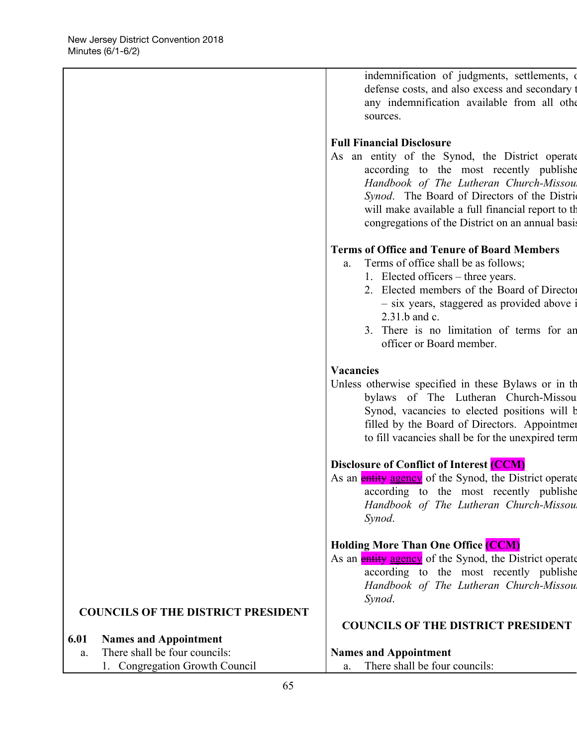| | |
|---|---|
| | indemnification of judgments, settlements, defense costs, and also excess and secondary to any indemnification available from all other sources.<br><br>**Full Financial Disclosure**<br>As an entity of the Synod, the District operates according to the most recently published *Handbook of The Lutheran Church-Missouri Synod*. The Board of Directors of the District will make available a full financial report to the congregations of the District on an annual basis.<br><br>**Terms of Office and Tenure of Board Members**<br>a. Terms of office shall be as follows;<br>1. Elected officers – three years.<br>2. Elected members of the Board of Directors – six years, staggered as provided above in 2.31.b and c.<br>3. There is no limitation of terms for any officer or Board member.<br><br>**Vacancies**<br>Unless otherwise specified in these Bylaws or in the bylaws of The Lutheran Church-Missouri Synod, vacancies to elected positions will be filled by the Board of Directors. Appointment to fill vacancies shall be for the unexpired term.<br><br>**Disclosure of Conflict of Interest (CCM)**<br>As an ~~entity~~ agency of the Synod, the District operates according to the most recently published *Handbook of The Lutheran Church-Missouri Synod*.<br><br>**Holding More Than One Office (CCM)**<br>As an ~~entity~~ agency of the Synod, the District operates according to the most recently published *Handbook of The Lutheran Church-Missouri Synod*. |
| **COUNCILS OF THE DISTRICT PRESIDENT** | **COUNCILS OF THE DISTRICT PRESIDENT** |
| **6.01 Names and Appointment**<br>a. There shall be four councils:<br>1. Congregation Growth Council | **Names and Appointment**<br>a. There shall be four councils: |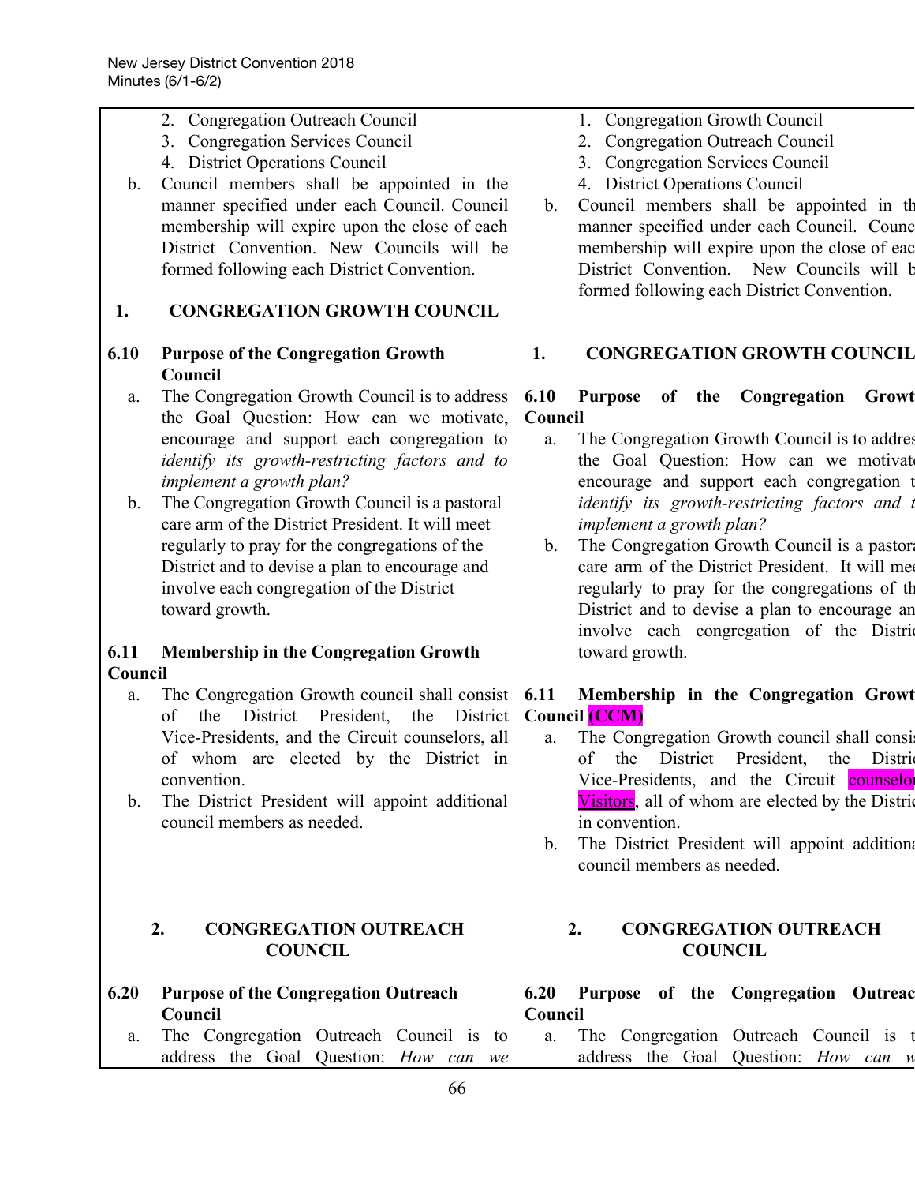| | |
|---|---|
| 2. Congregation Outreach Council<br>3. Congregation Services Council<br>4. District Operations Council<br>b. Council members shall be appointed in the manner specified under each Council. Council membership will expire upon the close of each District Convention. New Councils will be formed following each District Convention. | 1. Congregation Growth Council<br>2. Congregation Outreach Council<br>3. Congregation Services Council<br>4. District Operations Council<br>b. Council members shall be appointed in the manner specified under each Council. Council membership will expire upon the close of each District Convention. New Councils will be formed following each District Convention. |
| **1. CONGREGATION GROWTH COUNCIL** | **1. CONGREGATION GROWTH COUNCIL** |
| **6.10 Purpose of the Congregation Growth Council**<br>a. The Congregation Growth Council is to address the Goal Question: How can we motivate, encourage and support each congregation to *identify its growth-restricting factors and to implement a growth plan?*<br>b. The Congregation Growth Council is a pastoral care arm of the District President. It will meet regularly to pray for the congregations of the District and to devise a plan to encourage and involve each congregation of the District toward growth. | **6.10 Purpose of the Congregation Growth Council**<br>a. The Congregation Growth Council is to address the Goal Question: How can we motivate, encourage and support each congregation to *identify its growth-restricting factors and to implement a growth plan?*<br>b. The Congregation Growth Council is a pastoral care arm of the District President. It will meet regularly to pray for the congregations of the District and to devise a plan to encourage and involve each congregation of the District toward growth. |
| **6.11 Membership in the Congregation Growth Council**<br>a. The Congregation Growth council shall consist of the District President, the District Vice-Presidents, and the Circuit counselors, all of whom are elected by the District in convention.<br>b. The District President will appoint additional council members as needed. | **6.11 Membership in the Congregation Growth Council (CCM)**<br>a. The Congregation Growth council shall consist of the District President, the District Vice-Presidents, and the Circuit ~~counselors~~ Visitors, all of whom are elected by the District in convention.<br>b. The District President will appoint additional council members as needed. |
| **2. CONGREGATION OUTREACH COUNCIL** | **2. CONGREGATION OUTREACH COUNCIL** |
| **6.20 Purpose of the Congregation Outreach Council**<br>a. The Congregation Outreach Council is to address the Goal Question: *How can we* | **6.20 Purpose of the Congregation Outreach Council**<br>a. The Congregation Outreach Council is to address the Goal Question: *How can we* |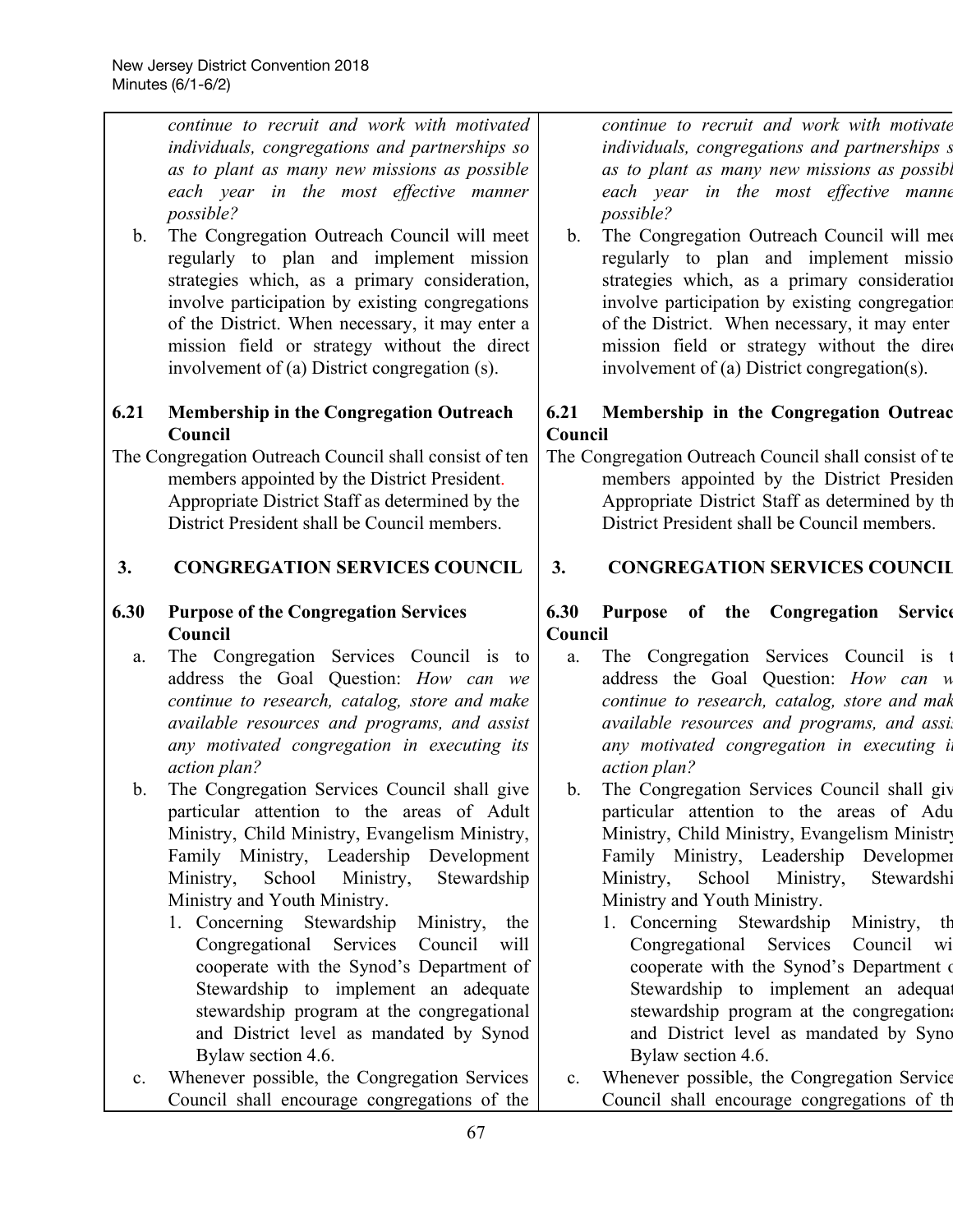| | |
|---|---|
| *continue to recruit and work with motivated individuals, congregations and partnerships so as to plant as many new missions as possible each year in the most effective manner possible?* | *continue to recruit and work with motivate individuals, congregations and partnerships s as to plant as many new missions as possibl each year in the most effective manne possible?* |
| b. The Congregation Outreach Council will meet regularly to plan and implement mission strategies which, as a primary consideration, involve participation by existing congregations of the District. When necessary, it may enter a mission field or strategy without the direct involvement of (a) District congregation (s). | b. The Congregation Outreach Council will mee regularly to plan and implement missio strategies which, as a primary consideration involve participation by existing congregation of the District. When necessary, it may enter mission field or strategy without the direc involvement of (a) District congregation(s). |
| **6.21 Membership in the Congregation Outreach Council** | **6.21 Membership in the Congregation Outreac Council** |
| The Congregation Outreach Council shall consist of ten members appointed by the District President. Appropriate District Staff as determined by the District President shall be Council members. | The Congregation Outreach Council shall consist of te members appointed by the District Presiden Appropriate District Staff as determined by th District President shall be Council members. |
| **3. CONGREGATION SERVICES COUNCIL** | **3. CONGREGATION SERVICES COUNCIL** |
| **6.30 Purpose of the Congregation Services Council** | **6.30 Purpose of the Congregation Service Council** |
| a. The Congregation Services Council is to address the Goal Question: *How can we continue to research, catalog, store and make available resources and programs, and assist any motivated congregation in executing its action plan?* | a. The Congregation Services Council is t address the Goal Question: *How can w continue to research, catalog, store and mak available resources and programs, and assi any motivated congregation in executing it action plan?* |
| b. The Congregation Services Council shall give particular attention to the areas of Adult Ministry, Child Ministry, Evangelism Ministry, Family Ministry, Leadership Development Ministry, School Ministry, Stewardship Ministry and Youth Ministry. | b. The Congregation Services Council shall giv particular attention to the areas of Adu Ministry, Child Ministry, Evangelism Ministry Family Ministry, Leadership Developmen Ministry, School Ministry, Stewardshi Ministry and Youth Ministry. |
| 1. Concerning Stewardship Ministry, the Congregational Services Council will cooperate with the Synod's Department of Stewardship to implement an adequate stewardship program at the congregational and District level as mandated by Synod Bylaw section 4.6. | 1. Concerning Stewardship Ministry, th Congregational Services Council wi cooperate with the Synod's Department o Stewardship to implement an adequat stewardship program at the congregationa and District level as mandated by Syno Bylaw section 4.6. |
| c. Whenever possible, the Congregation Services Council shall encourage congregations of the | c. Whenever possible, the Congregation Service Council shall encourage congregations of th |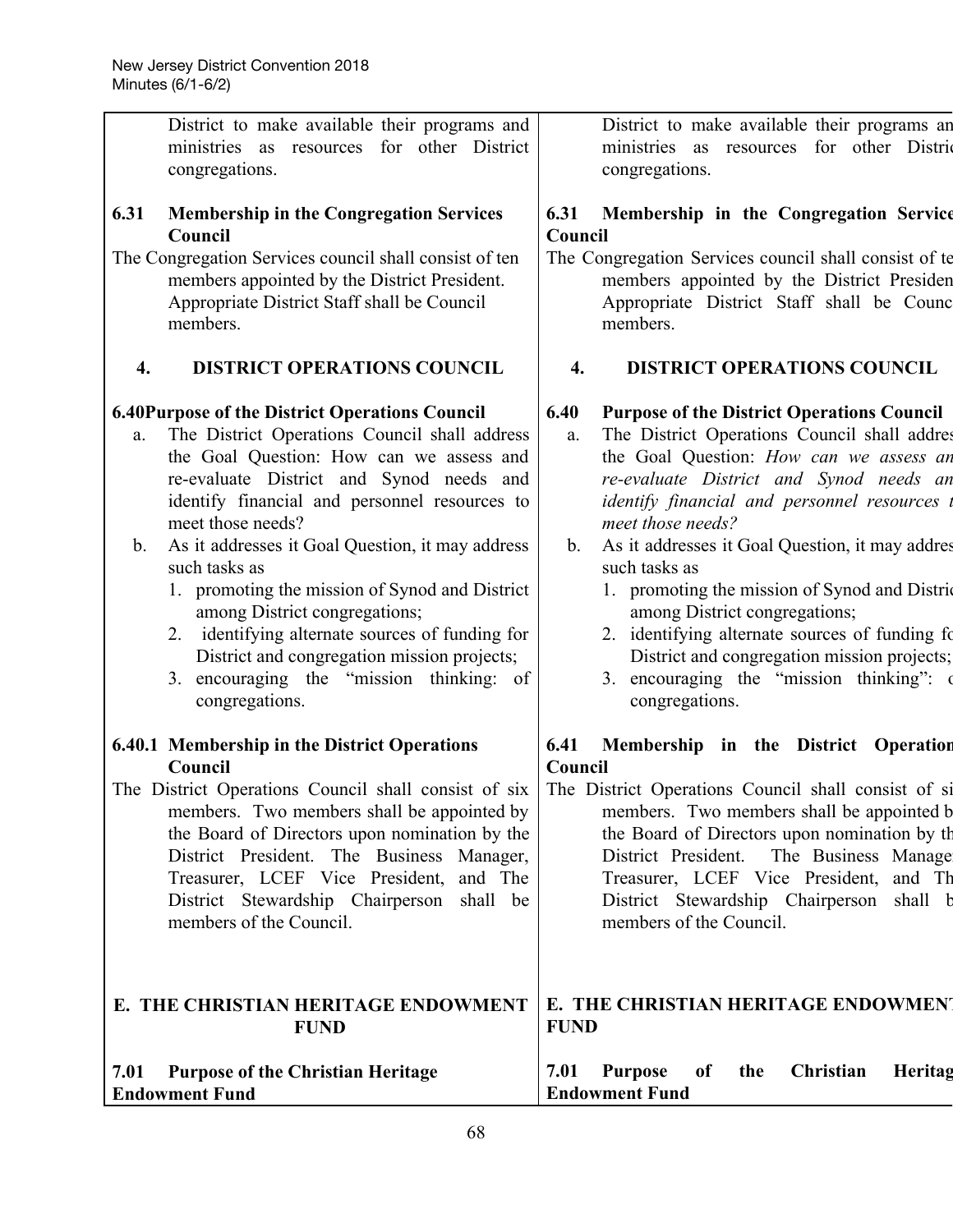| | |
|---|---|
| District to make available their programs and ministries as resources for other District congregations. | District to make available their programs an ministries as resources for other Distric congregations. |
| **6.31 Membership in the Congregation Services Council**<br>The Congregation Services council shall consist of ten members appointed by the District President. Appropriate District Staff shall be Council members. | **6.31 Membership in the Congregation Service Council**<br>The Congregation Services council shall consist of te members appointed by the District Presiden Appropriate District Staff shall be Counc members. |
| **4. DISTRICT OPERATIONS COUNCIL** | **4. DISTRICT OPERATIONS COUNCIL** |
| **6.40Purpose of the District Operations Council**<br>a. The District Operations Council shall address the Goal Question: How can we assess and re-evaluate District and Synod needs and identify financial and personnel resources to meet those needs?<br>b. As it addresses it Goal Question, it may address such tasks as<br>1. promoting the mission of Synod and District among District congregations;<br>2. identifying alternate sources of funding for District and congregation mission projects;<br>3. encouraging the "mission thinking: of congregations. | **6.40 Purpose of the District Operations Council**<br>a. The District Operations Council shall addres the Goal Question: *How can we assess an re-evaluate District and Synod needs an identify financial and personnel resources t meet those needs?*<br>b. As it addresses it Goal Question, it may addres such tasks as<br>1. promoting the mission of Synod and Distric among District congregations;<br>2. identifying alternate sources of funding fo District and congregation mission projects;<br>3. encouraging the "mission thinking": c congregations. |
| **6.40.1 Membership in the District Operations Council**<br>The District Operations Council shall consist of six members. Two members shall be appointed by the Board of Directors upon nomination by the District President. The Business Manager, Treasurer, LCEF Vice President, and The District Stewardship Chairperson shall be members of the Council. | **6.41 Membership in the District Operation Council**<br>The District Operations Council shall consist of si members. Two members shall be appointed b the Board of Directors upon nomination by th District President. The Business Manage Treasurer, LCEF Vice President, and Th District Stewardship Chairperson shall b members of the Council. |
| **E. THE CHRISTIAN HERITAGE ENDOWMENT FUND** | **E. THE CHRISTIAN HERITAGE ENDOWMEN FUND** |
| **7.01 Purpose of the Christian Heritage Endowment Fund** | **7.01 Purpose of the Christian Heritag Endowment Fund** |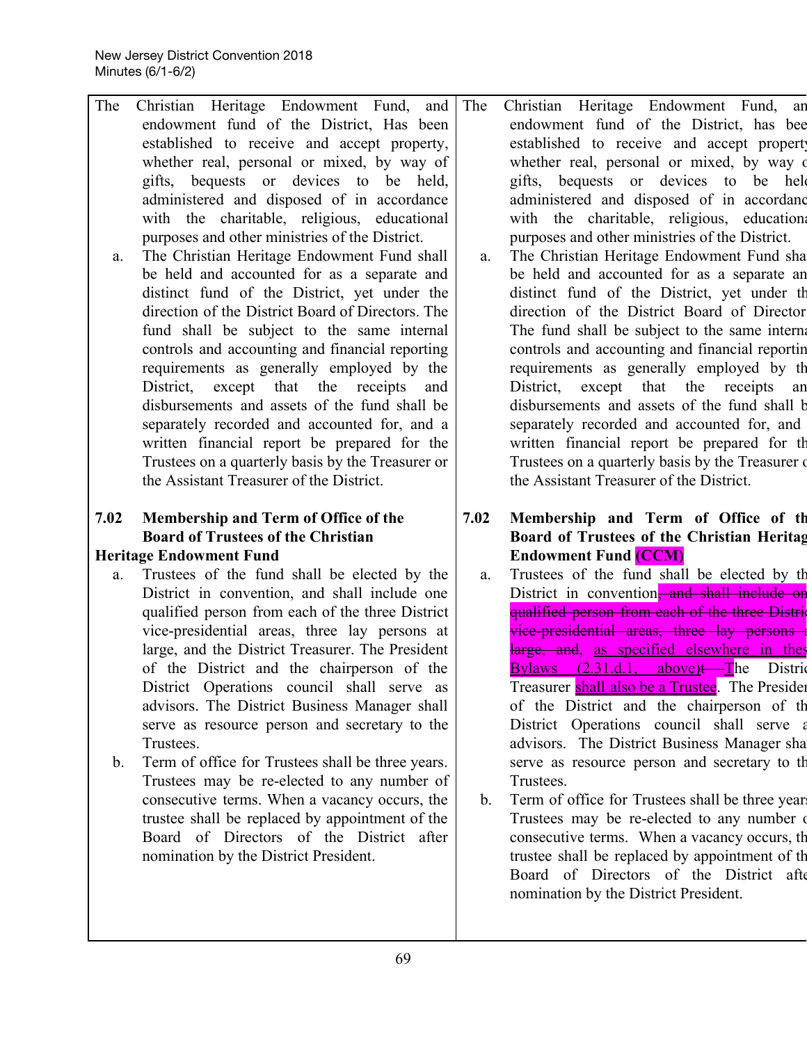| | |
|---|---|
| The Christian Heritage Endowment Fund, and endowment fund of the District, Has been established to receive and accept property, whether real, personal or mixed, by way of gifts, bequests or devices to be held, administered and disposed of in accordance with the charitable, religious, educational purposes and other ministries of the District.<br><br>a. The Christian Heritage Endowment Fund shall be held and accounted for as a separate and distinct fund of the District, yet under the direction of the District Board of Directors. The fund shall be subject to the same internal controls and accounting and financial reporting requirements as generally employed by the District, except that the receipts and disbursements and assets of the fund shall be separately recorded and accounted for, and a written financial report be prepared for the Trustees on a quarterly basis by the Treasurer or the Assistant Treasurer of the District.<br><br>**7.02 Membership and Term of Office of the Board of Trustees of the Christian Heritage Endowment Fund**<br><br>a. Trustees of the fund shall be elected by the District in convention, and shall include one qualified person from each of the three District vice-presidential areas, three lay persons at large, and the District Treasurer. The President of the District and the chairperson of the District Operations council shall serve as advisors. The District Business Manager shall serve as resource person and secretary to the Trustees.<br><br>b. Term of office for Trustees shall be three years. Trustees may be re-elected to any number of consecutive terms. When a vacancy occurs, the trustee shall be replaced by appointment of the Board of Directors of the District after nomination by the District President. | The Christian Heritage Endowment Fund, an endowment fund of the District, has bee established to receive and accept propert whether real, personal or mixed, by way o gifts, bequests or devices to be hel administered and disposed of in accordanc with the charitable, religious, education purposes and other ministries of the District.<br><br>a. The Christian Heritage Endowment Fund sha be held and accounted for as a separate an distinct fund of the District, yet under th direction of the District Board of Director The fund shall be subject to the same interna controls and accounting and financial reportin requirements as generally employed by th District, except that the receipts an disbursements and assets of the fund shall b separately recorded and accounted for, and written financial report be prepared for th Trustees on a quarterly basis by the Treasurer o the Assistant Treasurer of the District.<br><br>**7.02 Membership and Term of Office of th Board of Trustees of the Christian Heritag Endowment Fund (CCM)**<br><br>a. Trustees of the fund shall be elected by th District in convention~~, and shall include on qualified person from each of the three Distri vice-presidential areas, three lay persons a large, and~~, as specified elsewhere in thes Bylaws (2.31.d.1, above)~~t~~ The Distri Treasurer shall also be a Trustee. The Presiden of the District and the chairperson of th District Operations council shall serve a advisors. The District Business Manager sha serve as resource person and secretary to th Trustees.<br><br>b. Term of office for Trustees shall be three year Trustees may be re-elected to any number o consecutive terms. When a vacancy occurs, th trustee shall be replaced by appointment of th Board of Directors of the District afte nomination by the District President. |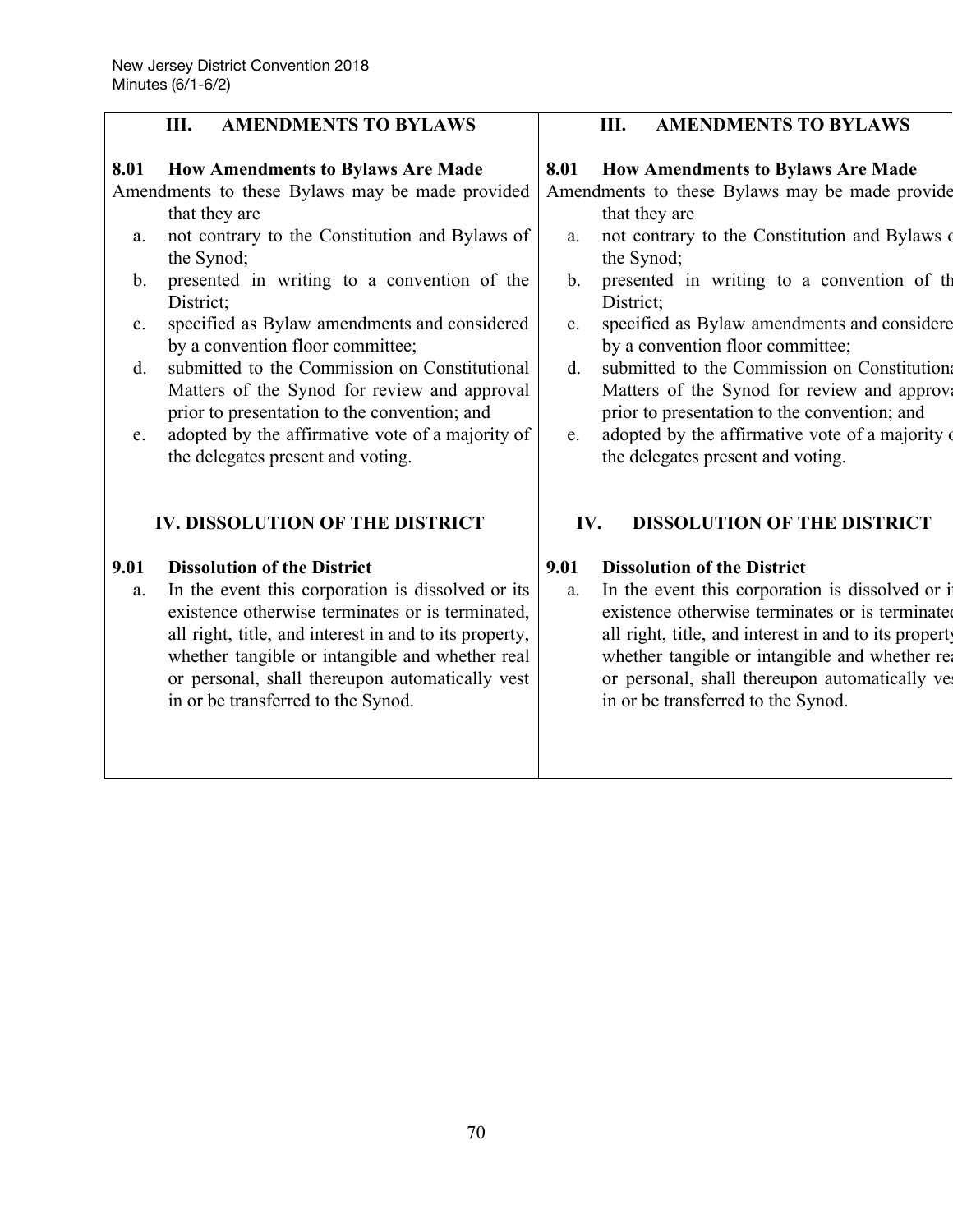| III. AMENDMENTS TO BYLAWS | III. AMENDMENTS TO BYLAWS |
|---|---|
| **8.01 How Amendments to Bylaws Are Made**<br>Amendments to these Bylaws may be made provided that they are<br>a. not contrary to the Constitution and Bylaws of the Synod;<br>b. presented in writing to a convention of the District;<br>c. specified as Bylaw amendments and considered by a convention floor committee;<br>d. submitted to the Commission on Constitutional Matters of the Synod for review and approval prior to presentation to the convention; and<br>e. adopted by the affirmative vote of a majority of the delegates present and voting. | **8.01 How Amendments to Bylaws Are Made**<br>Amendments to these Bylaws may be made provide that they are<br>a. not contrary to the Constitution and Bylaws c the Synod;<br>b. presented in writing to a convention of th District;<br>c. specified as Bylaw amendments and considere by a convention floor committee;<br>d. submitted to the Commission on Constitutiona Matters of the Synod for review and approva prior to presentation to the convention; and<br>e. adopted by the affirmative vote of a majority c the delegates present and voting. |
| **IV. DISSOLUTION OF THE DISTRICT** | **IV. DISSOLUTION OF THE DISTRICT** |
| **9.01 Dissolution of the District**<br>a. In the event this corporation is dissolved or its existence otherwise terminates or is terminated, all right, title, and interest in and to its property, whether tangible or intangible and whether real or personal, shall thereupon automatically vest in or be transferred to the Synod. | **9.01 Dissolution of the District**<br>a. In the event this corporation is dissolved or i existence otherwise terminates or is terminatec all right, title, and interest in and to its property whether tangible or intangible and whether rea or personal, shall thereupon automatically ves in or be transferred to the Synod. |